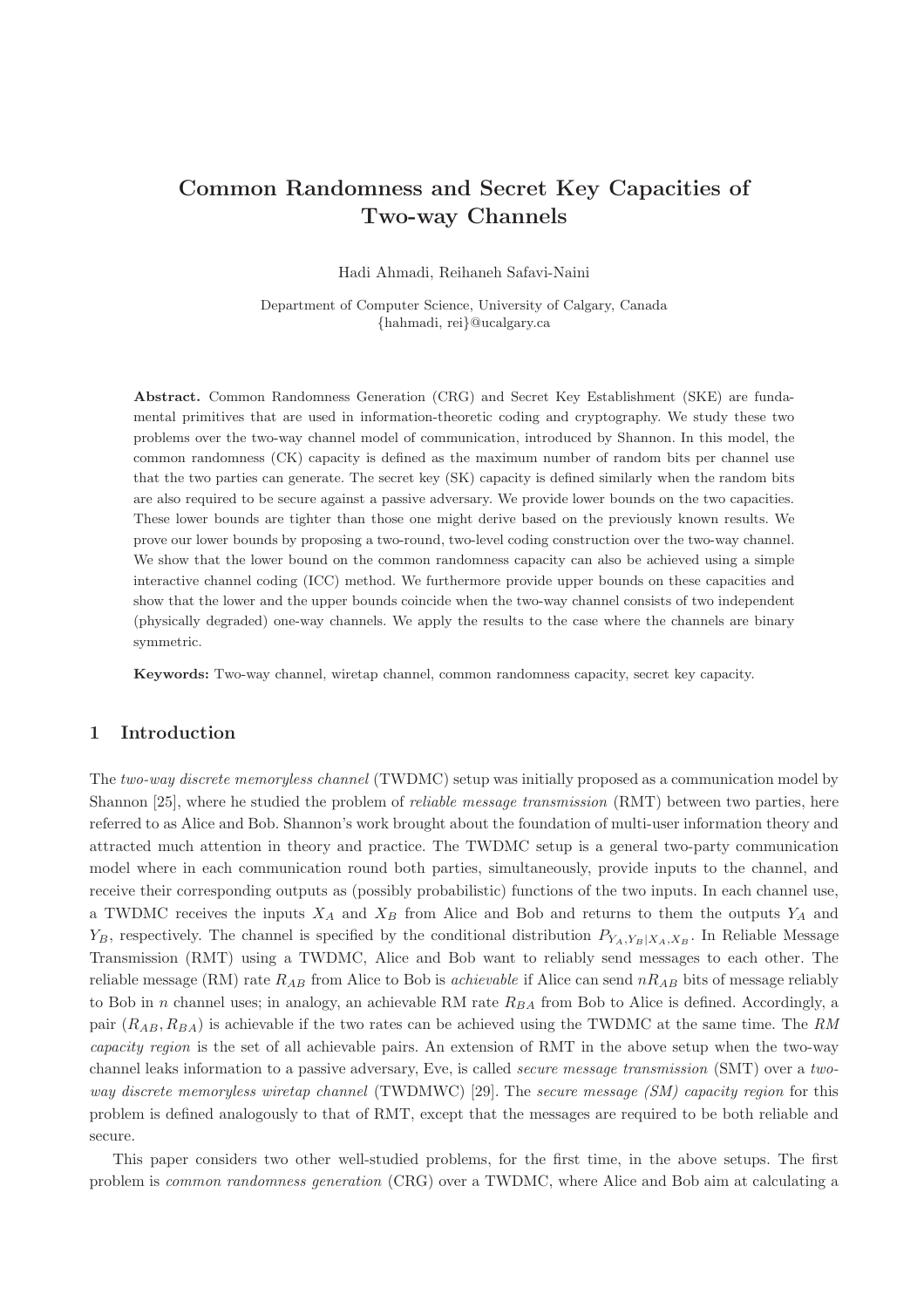# Common Randomness and Secret Key Capacities of Two-way Channels

Hadi Ahmadi, Reihaneh Safavi-Naini

Department of Computer Science, University of Calgary, Canada
{hahmadi, rei}@ucalgary.ca

**Abstract.** Common Randomness Generation (CRG) and Secret Key Establishment (SKE) are fundamental primitives that are used in information-theoretic coding and cryptography. We study these two problems over the two-way channel model of communication, introduced by Shannon. In this model, the common randomness (CK) capacity is defined as the maximum number of random bits per channel use that the two parties can generate. The secret key (SK) capacity is defined similarly when the random bits are also required to be secure against a passive adversary. We provide lower bounds on the two capacities. These lower bounds are tighter than those one might derive based on the previously known results. We prove our lower bounds by proposing a two-round, two-level coding construction over the two-way channel. We show that the lower bound on the common randomness capacity can also be achieved using a simple interactive channel coding (ICC) method. We furthermore provide upper bounds on these capacities and show that the lower and the upper bounds coincide when the two-way channel consists of two independent (physically degraded) one-way channels. We apply the results to the case where the channels are binary symmetric.

**Keywords:** Two-way channel, wiretap channel, common randomness capacity, secret key capacity.

## 1 Introduction

The *two-way discrete memoryless channel* (TWDMC) setup was initially proposed as a communication model by Shannon [25], where he studied the problem of *reliable message transmission* (RMT) between two parties, here referred to as Alice and Bob. Shannon's work brought about the foundation of multi-user information theory and attracted much attention in theory and practice. The TWDMC setup is a general two-party communication model where in each communication round both parties, simultaneously, provide inputs to the channel, and receive their corresponding outputs as (possibly probabilistic) functions of the two inputs. In each channel use, a TWDMC receives the inputs $X_A$ and $X_B$ from Alice and Bob and returns to them the outputs $Y_A$ and $Y_B$, respectively. The channel is specified by the conditional distribution $P_{Y_A,Y_B|X_A,X_B}$. In Reliable Message Transmission (RMT) using a TWDMC, Alice and Bob want to reliably send messages to each other. The reliable message (RM) rate $R_{AB}$ from Alice to Bob is *achievable* if Alice can send $nR_{AB}$ bits of message reliably to Bob in $n$ channel uses; in analogy, an achievable RM rate $R_{BA}$ from Bob to Alice is defined. Accordingly, a pair $(R_{AB}, R_{BA})$ is achievable if the two rates can be achieved using the TWDMC at the same time. The *RM capacity region* is the set of all achievable pairs. An extension of RMT in the above setup when the two-way channel leaks information to a passive adversary, Eve, is called *secure message transmission* (SMT) over a *two-way discrete memoryless wiretap channel* (TWDMWC) [29]. The *secure message (SM) capacity region* for this problem is defined analogously to that of RMT, except that the messages are required to be both reliable and secure.

This paper considers two other well-studied problems, for the first time, in the above setups. The first problem is *common randomness generation* (CRG) over a TWDMC, where Alice and Bob aim at calculating a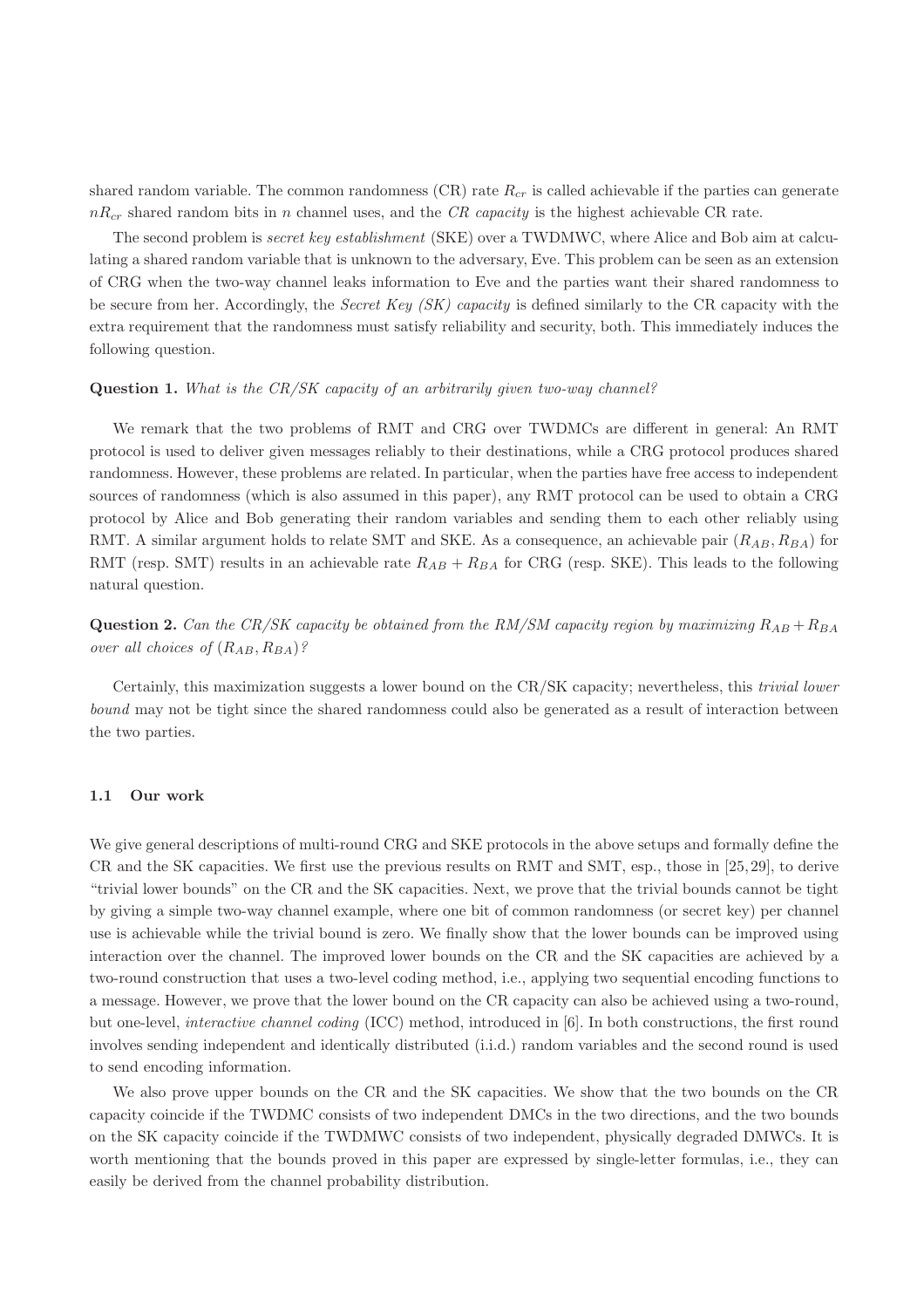shared random variable. The common randomness (CR) rate $R_{cr}$ is called achievable if the parties can generate $nR_{cr}$ shared random bits in $n$ channel uses, and the *CR capacity* is the highest achievable CR rate.

The second problem is *secret key establishment* (SKE) over a TWDMWC, where Alice and Bob aim at calculating a shared random variable that is unknown to the adversary, Eve. This problem can be seen as an extension of CRG when the two-way channel leaks information to Eve and the parties want their shared randomness to be secure from her. Accordingly, the *Secret Key (SK) capacity* is defined similarly to the CR capacity with the extra requirement that the randomness must satisfy reliability and security, both. This immediately induces the following question.

**Question 1.** *What is the CR/SK capacity of an arbitrarily given two-way channel?*

We remark that the two problems of RMT and CRG over TWDMCs are different in general: An RMT protocol is used to deliver given messages reliably to their destinations, while a CRG protocol produces shared randomness. However, these problems are related. In particular, when the parties have free access to independent sources of randomness (which is also assumed in this paper), any RMT protocol can be used to obtain a CRG protocol by Alice and Bob generating their random variables and sending them to each other reliably using RMT. A similar argument holds to relate SMT and SKE. As a consequence, an achievable pair $(R_{AB}, R_{BA})$ for RMT (resp. SMT) results in an achievable rate $R_{AB} + R_{BA}$ for CRG (resp. SKE). This leads to the following natural question.

**Question 2.** *Can the CR/SK capacity be obtained from the RM/SM capacity region by maximizing $R_{AB} + R_{BA}$ over all choices of $(R_{AB}, R_{BA})$?*

Certainly, this maximization suggests a lower bound on the CR/SK capacity; nevertheless, this *trivial lower bound* may not be tight since the shared randomness could also be generated as a result of interaction between the two parties.

### 1.1 Our work

We give general descriptions of multi-round CRG and SKE protocols in the above setups and formally define the CR and the SK capacities. We first use the previous results on RMT and SMT, esp., those in [25, 29], to derive "trivial lower bounds" on the CR and the SK capacities. Next, we prove that the trivial bounds cannot be tight by giving a simple two-way channel example, where one bit of common randomness (or secret key) per channel use is achievable while the trivial bound is zero. We finally show that the lower bounds can be improved using interaction over the channel. The improved lower bounds on the CR and the SK capacities are achieved by a two-round construction that uses a two-level coding method, i.e., applying two sequential encoding functions to a message. However, we prove that the lower bound on the CR capacity can also be achieved using a two-round, but one-level, *interactive channel coding* (ICC) method, introduced in [6]. In both constructions, the first round involves sending independent and identically distributed (i.i.d.) random variables and the second round is used to send encoding information.

We also prove upper bounds on the CR and the SK capacities. We show that the two bounds on the CR capacity coincide if the TWDMC consists of two independent DMCs in the two directions, and the two bounds on the SK capacity coincide if the TWDMWC consists of two independent, physically degraded DMWCs. It is worth mentioning that the bounds proved in this paper are expressed by single-letter formulas, i.e., they can easily be derived from the channel probability distribution.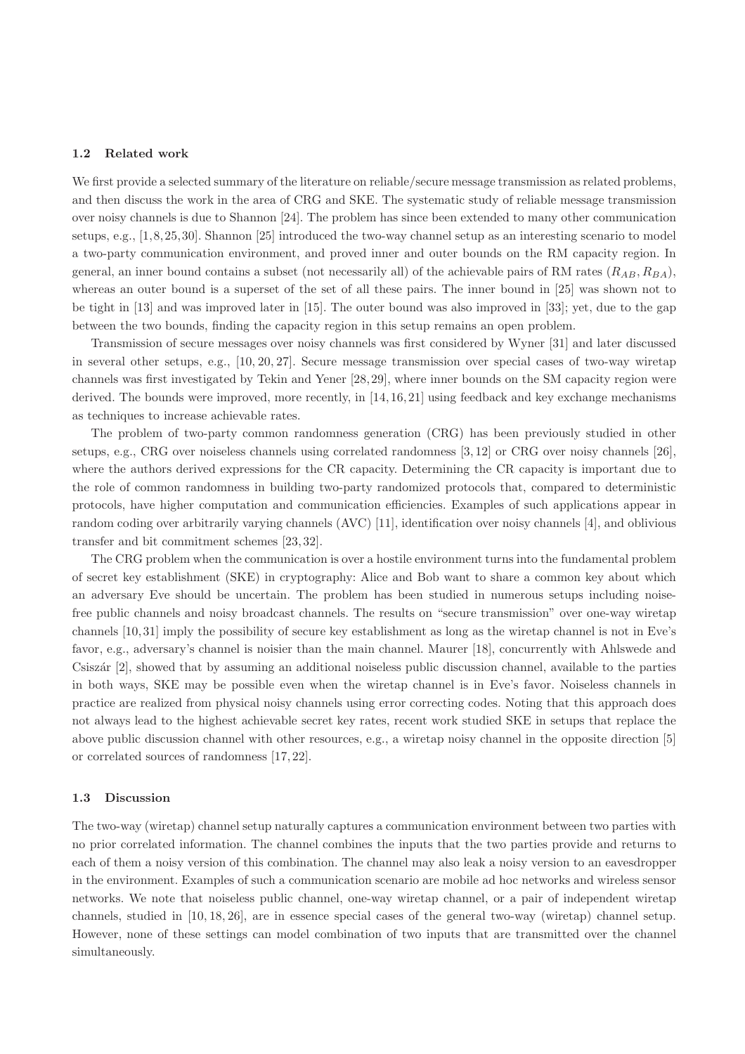### 1.2 Related work

We first provide a selected summary of the literature on reliable/secure message transmission as related problems, and then discuss the work in the area of CRG and SKE. The systematic study of reliable message transmission over noisy channels is due to Shannon [24]. The problem has since been extended to many other communication setups, e.g., [1,8,25,30]. Shannon [25] introduced the two-way channel setup as an interesting scenario to model a two-party communication environment, and proved inner and outer bounds on the RM capacity region. In general, an inner bound contains a subset (not necessarily all) of the achievable pairs of RM rates $(R_{AB}, R_{BA})$, whereas an outer bound is a superset of the set of all these pairs. The inner bound in [25] was shown not to be tight in [13] and was improved later in [15]. The outer bound was also improved in [33]; yet, due to the gap between the two bounds, finding the capacity region in this setup remains an open problem.

Transmission of secure messages over noisy channels was first considered by Wyner [31] and later discussed in several other setups, e.g., [10, 20, 27]. Secure message transmission over special cases of two-way wiretap channels was first investigated by Tekin and Yener [28,29], where inner bounds on the SM capacity region were derived. The bounds were improved, more recently, in [14,16,21] using feedback and key exchange mechanisms as techniques to increase achievable rates.

The problem of two-party common randomness generation (CRG) has been previously studied in other setups, e.g., CRG over noiseless channels using correlated randomness [3,12] or CRG over noisy channels [26], where the authors derived expressions for the CR capacity. Determining the CR capacity is important due to the role of common randomness in building two-party randomized protocols that, compared to deterministic protocols, have higher computation and communication efficiencies. Examples of such applications appear in random coding over arbitrarily varying channels (AVC) [11], identification over noisy channels [4], and oblivious transfer and bit commitment schemes [23,32].

The CRG problem when the communication is over a hostile environment turns into the fundamental problem of secret key establishment (SKE) in cryptography: Alice and Bob want to share a common key about which an adversary Eve should be uncertain. The problem has been studied in numerous setups including noise-free public channels and noisy broadcast channels. The results on "secure transmission" over one-way wiretap channels [10,31] imply the possibility of secure key establishment as long as the wiretap channel is not in Eve's favor, e.g., adversary's channel is noisier than the main channel. Maurer [18], concurrently with Ahlswede and Csiszár [2], showed that by assuming an additional noiseless public discussion channel, available to the parties in both ways, SKE may be possible even when the wiretap channel is in Eve's favor. Noiseless channels in practice are realized from physical noisy channels using error correcting codes. Noting that this approach does not always lead to the highest achievable secret key rates, recent work studied SKE in setups that replace the above public discussion channel with other resources, e.g., a wiretap noisy channel in the opposite direction [5] or correlated sources of randomness [17,22].

### 1.3 Discussion

The two-way (wiretap) channel setup naturally captures a communication environment between two parties with no prior correlated information. The channel combines the inputs that the two parties provide and returns to each of them a noisy version of this combination. The channel may also leak a noisy version to an eavesdropper in the environment. Examples of such a communication scenario are mobile ad hoc networks and wireless sensor networks. We note that noiseless public channel, one-way wiretap channel, or a pair of independent wiretap channels, studied in [10, 18, 26], are in essence special cases of the general two-way (wiretap) channel setup. However, none of these settings can model combination of two inputs that are transmitted over the channel simultaneously.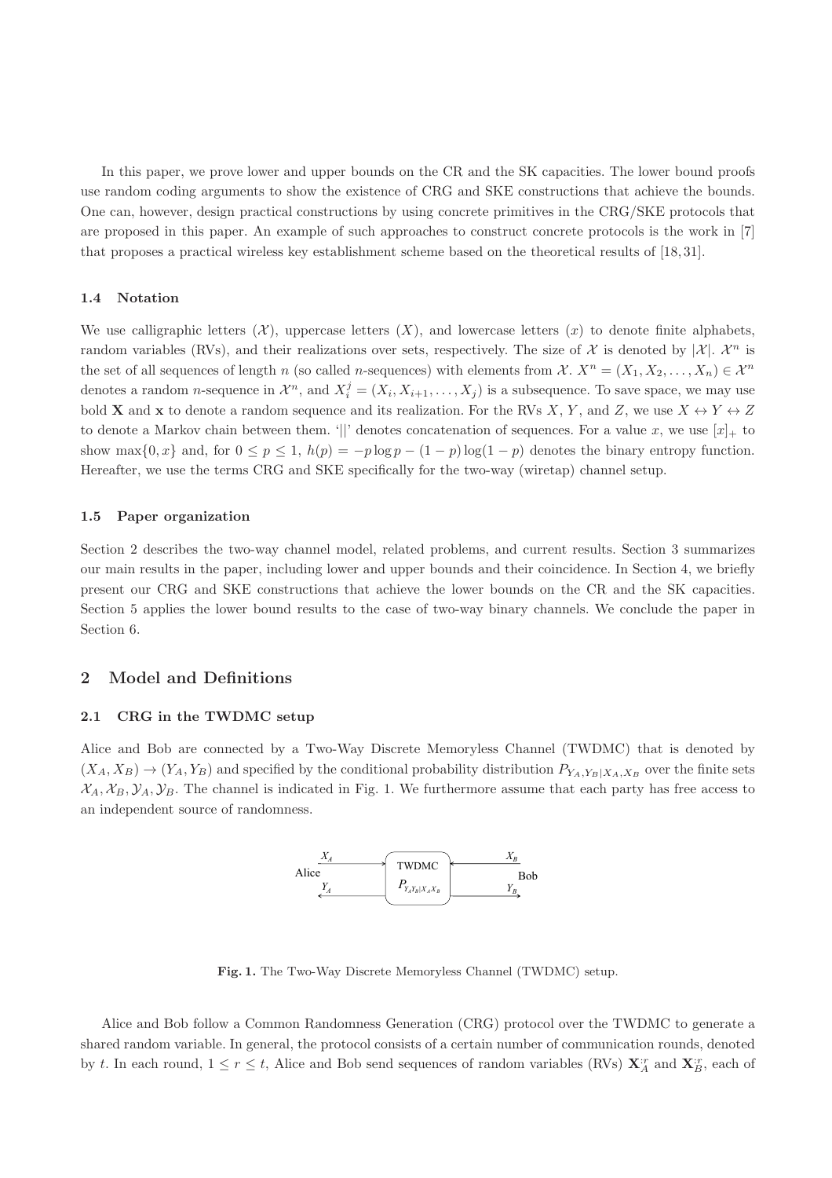In this paper, we prove lower and upper bounds on the CR and the SK capacities. The lower bound proofs use random coding arguments to show the existence of CRG and SKE constructions that achieve the bounds. One can, however, design practical constructions by using concrete primitives in the CRG/SKE protocols that are proposed in this paper. An example of such approaches to construct concrete protocols is the work in [7] that proposes a practical wireless key establishment scheme based on the theoretical results of [18, 31].

### 1.4 Notation

We use calligraphic letters ($\mathcal{X}$), uppercase letters ($X$), and lowercase letters ($x$) to denote finite alphabets, random variables (RVs), and their realizations over sets, respectively. The size of $\mathcal{X}$ is denoted by $|\mathcal{X}|$. $\mathcal{X}^n$ is the set of all sequences of length $n$ (so called $n$-sequences) with elements from $\mathcal{X}$. $X^n = (X_1, X_2, \ldots, X_n) \in \mathcal{X}^n$ denotes a random $n$-sequence in $\mathcal{X}^n$, and $X_i^j = (X_i, X_{i+1}, \ldots, X_j)$ is a subsequence. To save space, we may use bold $\mathbf{X}$ and $\mathbf{x}$ to denote a random sequence and its realization. For the RVs $X$, $Y$, and $Z$, we use $X \leftrightarrow Y \leftrightarrow Z$ to denote a Markov chain between them. '$||$' denotes concatenation of sequences. For a value $x$, we use $[x]_+$ to show $\max\{0, x\}$ and, for $0 \leq p \leq 1$, $h(p) = -p \log p - (1-p)\log(1-p)$ denotes the binary entropy function. Hereafter, we use the terms CRG and SKE specifically for the two-way (wiretap) channel setup.

### 1.5 Paper organization

Section 2 describes the two-way channel model, related problems, and current results. Section 3 summarizes our main results in the paper, including lower and upper bounds and their coincidence. In Section 4, we briefly present our CRG and SKE constructions that achieve the lower bounds on the CR and the SK capacities. Section 5 applies the lower bound results to the case of two-way binary channels. We conclude the paper in Section 6.

## 2 Model and Definitions

### 2.1 CRG in the TWDMC setup

Alice and Bob are connected by a Two-Way Discrete Memoryless Channel (TWDMC) that is denoted by $(X_A, X_B) \to (Y_A, Y_B)$ and specified by the conditional probability distribution $P_{Y_A,Y_B|X_A,X_B}$ over the finite sets $\mathcal{X}_A, \mathcal{X}_B, \mathcal{Y}_A, \mathcal{Y}_B$. The channel is indicated in Fig. 1. We furthermore assume that each party has free access to an independent source of randomness.

**Fig. 1.** The Two-Way Discrete Memoryless Channel (TWDMC) setup.

Alice and Bob follow a Common Randomness Generation (CRG) protocol over the TWDMC to generate a shared random variable. In general, the protocol consists of a certain number of communication rounds, denoted by $t$. In each round, $1 \leq r \leq t$, Alice and Bob send sequences of random variables (RVs) $\mathbf{X}_A^{:r}$ and $\mathbf{X}_B^{:r}$, each of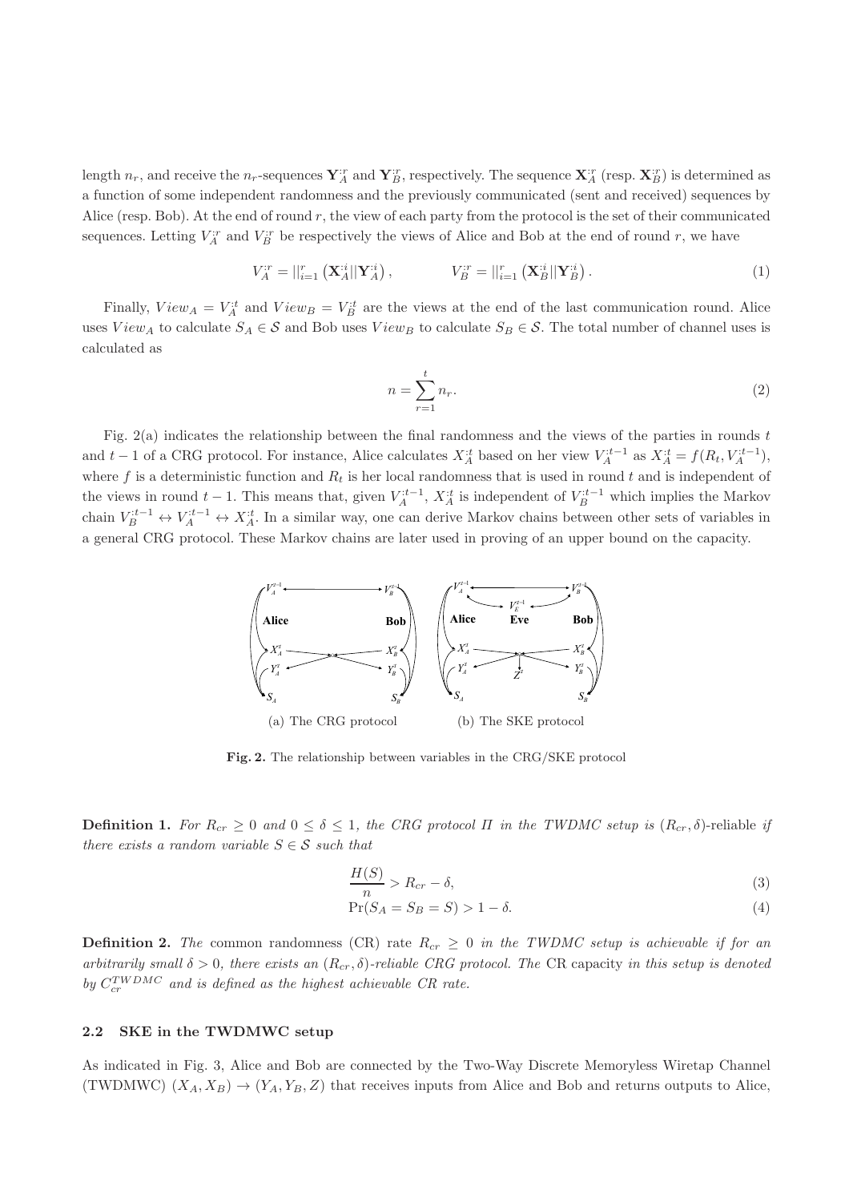length $n_r$, and receive the $n_r$-sequences $\mathbf{Y}_A^{:r}$ and $\mathbf{Y}_B^{:r}$, respectively. The sequence $\mathbf{X}_A^{:r}$ (resp. $\mathbf{X}_B^{:r}$) is determined as a function of some independent randomness and the previously communicated (sent and received) sequences by Alice (resp. Bob). At the end of round $r$, the view of each party from the protocol is the set of their communicated sequences. Letting $V_A^{:r}$ and $V_B^{:r}$ be respectively the views of Alice and Bob at the end of round $r$, we have

$$V_A^{:r} = ||_{i=1}^{r} \left(\mathbf{X}_A^{:i}||\mathbf{Y}_A^{:i}\right), \qquad V_B^{:r} = ||_{i=1}^{r} \left(\mathbf{X}_B^{:i}||\mathbf{Y}_B^{:i}\right). \tag{1}$$

Finally, $View_A = V_A^{:t}$ and $View_B = V_B^{:t}$ are the views at the end of the last communication round. Alice uses $View_A$ to calculate $S_A \in \mathcal{S}$ and Bob uses $View_B$ to calculate $S_B \in \mathcal{S}$. The total number of channel uses is calculated as

$$n = \sum_{r=1}^{t} n_r. \tag{2}$$

Fig. 2(a) indicates the relationship between the final randomness and the views of the parties in rounds $t$ and $t-1$ of a CRG protocol. For instance, Alice calculates $X_A^{:t}$ based on her view $V_A^{:t-1}$ as $X_A^{:t} = f(R_t, V_A^{:t-1})$, where $f$ is a deterministic function and $R_t$ is her local randomness that is used in round $t$ and is independent of the views in round $t-1$. This means that, given $V_A^{:t-1}$, $X_A^{:t}$ is independent of $V_B^{:t-1}$ which implies the Markov chain $V_B^{:t-1} \leftrightarrow V_A^{:t-1} \leftrightarrow X_A^{:t}$. In a similar way, one can derive Markov chains between other sets of variables in a general CRG protocol. These Markov chains are later used in proving of an upper bound on the capacity.

(a) The CRG protocol (b) The SKE protocol

**Fig. 2.** The relationship between variables in the CRG/SKE protocol

**Definition 1.** *For $R_{cr} \geq 0$ and $0 \leq \delta \leq 1$, the CRG protocol $\Pi$ in the TWDMC setup is $(R_{cr}, \delta)$-*reliable *if there exists a random variable $S \in \mathcal{S}$ such that*

$$\frac{H(S)}{n} > R_{cr} - \delta, \tag{3}$$
$$\Pr(S_A = S_B = S) > 1 - \delta. \tag{4}$$

**Definition 2.** *The* common randomness (CR) rate *$R_{cr} \geq 0$ in the TWDMC setup is achievable if for an arbitrarily small $\delta > 0$, there exists an $(R_{cr}, \delta)$-reliable CRG protocol. The* CR capacity *in this setup is denoted by $C_{cr}^{TWDMC}$ and is defined as the highest achievable CR rate.*

### 2.2 SKE in the TWDMWC setup

As indicated in Fig. 3, Alice and Bob are connected by the Two-Way Discrete Memoryless Wiretap Channel (TWDMWC) $(X_A, X_B) \to (Y_A, Y_B, Z)$ that receives inputs from Alice and Bob and returns outputs to Alice,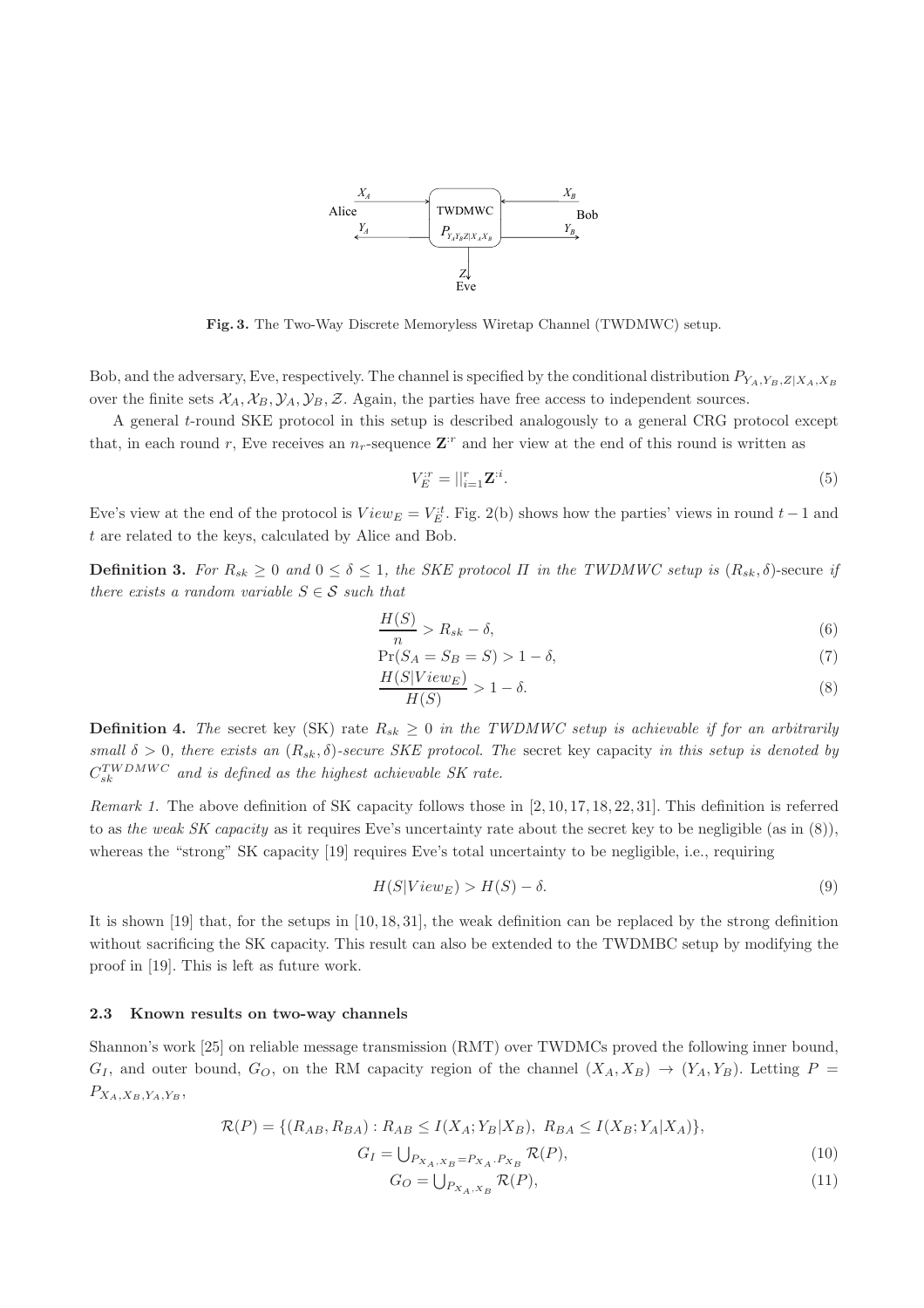Fig. 3. The Two-Way Discrete Memoryless Wiretap Channel (TWDMWC) setup.

Bob, and the adversary, Eve, respectively. The channel is specified by the conditional distribution $P_{Y_A,Y_B,Z|X_A,X_B}$ over the finite sets $\mathcal{X}_A, \mathcal{X}_B, \mathcal{Y}_A, \mathcal{Y}_B, \mathcal{Z}$. Again, the parties have free access to independent sources.

A general $t$-round SKE protocol in this setup is described analogously to a general CRG protocol except that, in each round $r$, Eve receives an $n_r$-sequence $\mathbf{Z}^{:r}$ and her view at the end of this round is written as

$$V_E^{:r} = ||_{i=1}^{r} \mathbf{Z}^{:i}. \tag{5}$$

Eve's view at the end of the protocol is $View_E = V_E^{:t}$. Fig. 2(b) shows how the parties' views in round $t-1$ and $t$ are related to the keys, calculated by Alice and Bob.

**Definition 3.** *For $R_{sk} \geq 0$ and $0 \leq \delta \leq 1$, the SKE protocol $\Pi$ in the TWDMWC setup is* $(R_{sk}, \delta)$-secure *if there exists a random variable $S \in \mathcal{S}$ such that*

$$\frac{H(S)}{n} > R_{sk} - \delta, \tag{6}$$

$$\Pr(S_A = S_B = S) > 1 - \delta, \tag{7}$$

$$\frac{H(S|View_E)}{H(S)} > 1 - \delta. \tag{8}$$

**Definition 4.** *The* secret key (SK) rate *$R_{sk} \geq 0$ in the TWDMWC setup is achievable if for an arbitrarily small $\delta > 0$, there exists an $(R_{sk}, \delta)$-secure SKE protocol. The* secret key capacity *in this setup is denoted by $C_{sk}^{TWDMWC}$ and is defined as the highest achievable SK rate.*

*Remark 1.* The above definition of SK capacity follows those in [2, 10, 17, 18, 22, 31]. This definition is referred to as *the weak SK capacity* as it requires Eve's uncertainty rate about the secret key to be negligible (as in (8)), whereas the "strong" SK capacity [19] requires Eve's total uncertainty to be negligible, i.e., requiring

$$H(S|View_E) > H(S) - \delta. \tag{9}$$

It is shown [19] that, for the setups in [10, 18, 31], the weak definition can be replaced by the strong definition without sacrificing the SK capacity. This result can also be extended to the TWDMBC setup by modifying the proof in [19]. This is left as future work.

### 2.3 Known results on two-way channels

Shannon's work [25] on reliable message transmission (RMT) over TWDMCs proved the following inner bound, $G_I$, and outer bound, $G_O$, on the RM capacity region of the channel $(X_A, X_B) \to (Y_A, Y_B)$. Letting $P = P_{X_A,X_B,Y_A,Y_B}$,

$$\mathcal{R}(P) = \{(R_{AB}, R_{BA}) : R_{AB} \leq I(X_A; Y_B|X_B),\ R_{BA} \leq I(X_B; Y_A|X_A)\},$$

$$G_I = \bigcup\nolimits_{P_{X_A,X_B} = P_{X_A} \cdot P_{X_B}} \mathcal{R}(P), \tag{10}$$

$$G_O = \bigcup\nolimits_{P_{X_A,X_B}} \mathcal{R}(P), \tag{11}$$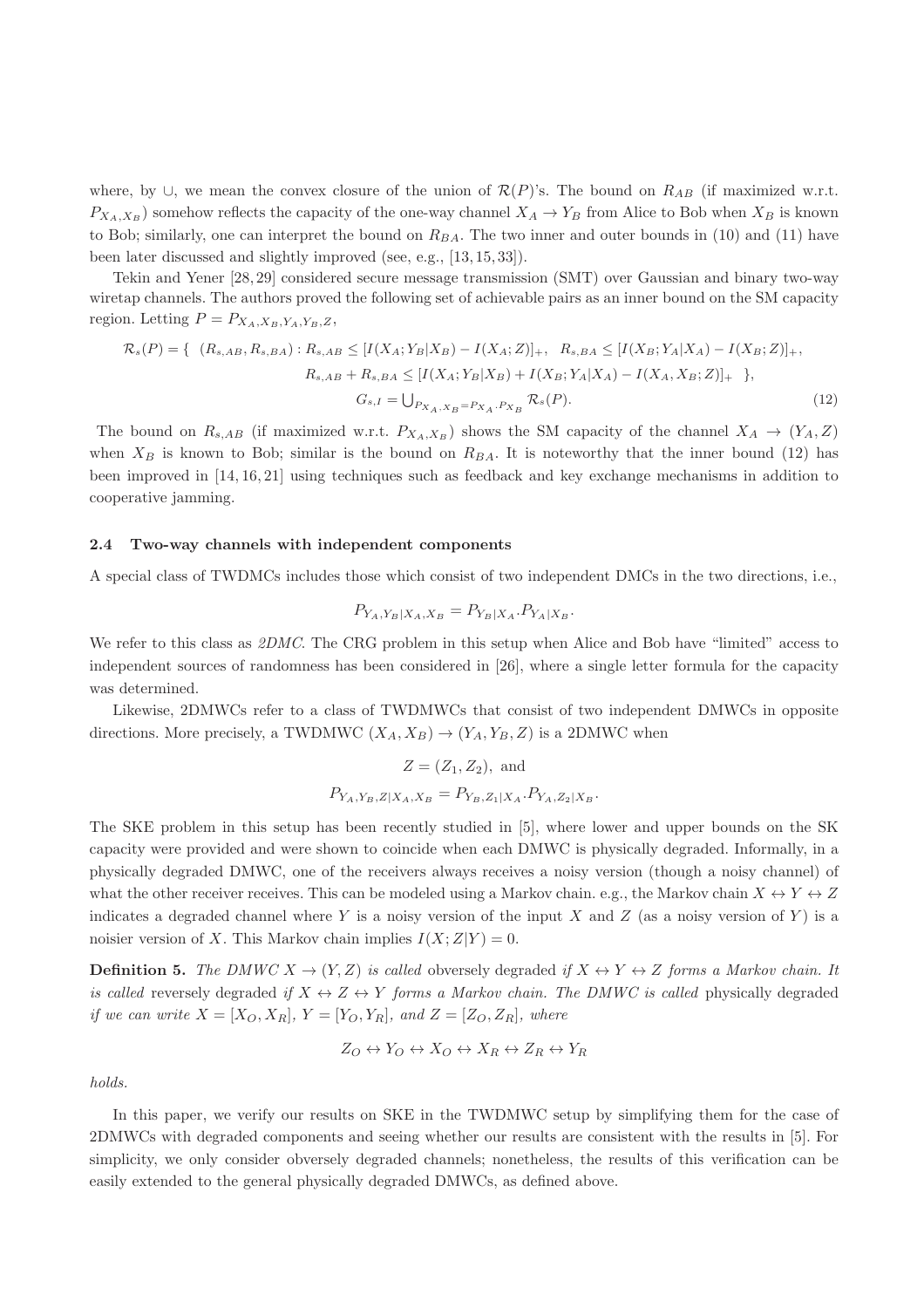where, by $\cup$, we mean the convex closure of the union of $\mathcal{R}(P)$'s. The bound on $R_{AB}$ (if maximized w.r.t. $P_{X_A,X_B}$) somehow reflects the capacity of the one-way channel $X_A \to Y_B$ from Alice to Bob when $X_B$ is known to Bob; similarly, one can interpret the bound on $R_{BA}$. The two inner and outer bounds in (10) and (11) have been later discussed and slightly improved (see, e.g., [13, 15, 33]).

Tekin and Yener [28, 29] considered secure message transmission (SMT) over Gaussian and binary two-way wiretap channels. The authors proved the following set of achievable pairs as an inner bound on the SM capacity region. Letting $P = P_{X_A,X_B,Y_A,Y_B,Z}$,

$$
\begin{aligned}
\mathcal{R}_s(P) = \{ \ (R_{s,AB}, R_{s,BA}) : R_{s,AB} \leq [I(X_A; Y_B|X_B) - I(X_A; Z)]_+, \ \ R_{s,BA} \leq [I(X_B; Y_A|X_A) - I(X_B; Z)]_+, \\
R_{s,AB} + R_{s,BA} \leq [I(X_A; Y_B|X_B) + I(X_B; Y_A|X_A) - I(X_A, X_B; Z)]_+ \ \ \}, \\
G_{s,I} = \textstyle\bigcup_{P_{X_A,X_B} = P_{X_A}.P_{X_B}} \mathcal{R}_s(P). \qquad (12)
\end{aligned}
$$

The bound on $R_{s,AB}$ (if maximized w.r.t. $P_{X_A,X_B}$) shows the SM capacity of the channel $X_A \to (Y_A, Z)$ when $X_B$ is known to Bob; similar is the bound on $R_{BA}$. It is noteworthy that the inner bound (12) has been improved in [14, 16, 21] using techniques such as feedback and key exchange mechanisms in addition to cooperative jamming.

### 2.4 Two-way channels with independent components

A special class of TWDMCs includes those which consist of two independent DMCs in the two directions, i.e.,

$$
P_{Y_A,Y_B|X_A,X_B} = P_{Y_B|X_A}.P_{Y_A|X_B}.
$$

We refer to this class as *2DMC*. The CRG problem in this setup when Alice and Bob have "limited" access to independent sources of randomness has been considered in [26], where a single letter formula for the capacity was determined.

Likewise, 2DMWCs refer to a class of TWDMWCs that consist of two independent DMWCs in opposite directions. More precisely, a TWDMWC $(X_A, X_B) \to (Y_A, Y_B, Z)$ is a 2DMWC when

$$
Z = (Z_1, Z_2), \text{ and}
$$

$$
P_{Y_A,Y_B,Z|X_A,X_B} = P_{Y_B,Z_1|X_A}.P_{Y_A,Z_2|X_B}.
$$

The SKE problem in this setup has been recently studied in [5], where lower and upper bounds on the SK capacity were provided and were shown to coincide when each DMWC is physically degraded. Informally, in a physically degraded DMWC, one of the receivers always receives a noisy version (though a noisy channel) of what the other receiver receives. This can be modeled using a Markov chain. e.g., the Markov chain $X \leftrightarrow Y \leftrightarrow Z$ indicates a degraded channel where $Y$ is a noisy version of the input $X$ and $Z$ (as a noisy version of $Y$) is a noisier version of $X$. This Markov chain implies $I(X; Z|Y) = 0$.

**Definition 5.** *The DMWC $X \to (Y, Z)$ is called* obversely degraded *if $X \leftrightarrow Y \leftrightarrow Z$ forms a Markov chain. It is called* reversely degraded *if $X \leftrightarrow Z \leftrightarrow Y$ forms a Markov chain. The DMWC is called* physically degraded *if we can write $X = [X_O, X_R]$, $Y = [Y_O, Y_R]$, and $Z = [Z_O, Z_R]$, where*

$$
Z_O \leftrightarrow Y_O \leftrightarrow X_O \leftrightarrow X_R \leftrightarrow Z_R \leftrightarrow Y_R
$$

*holds.*

In this paper, we verify our results on SKE in the TWDMWC setup by simplifying them for the case of 2DMWCs with degraded components and seeing whether our results are consistent with the results in [5]. For simplicity, we only consider obversely degraded channels; nonetheless, the results of this verification can be easily extended to the general physically degraded DMWCs, as defined above.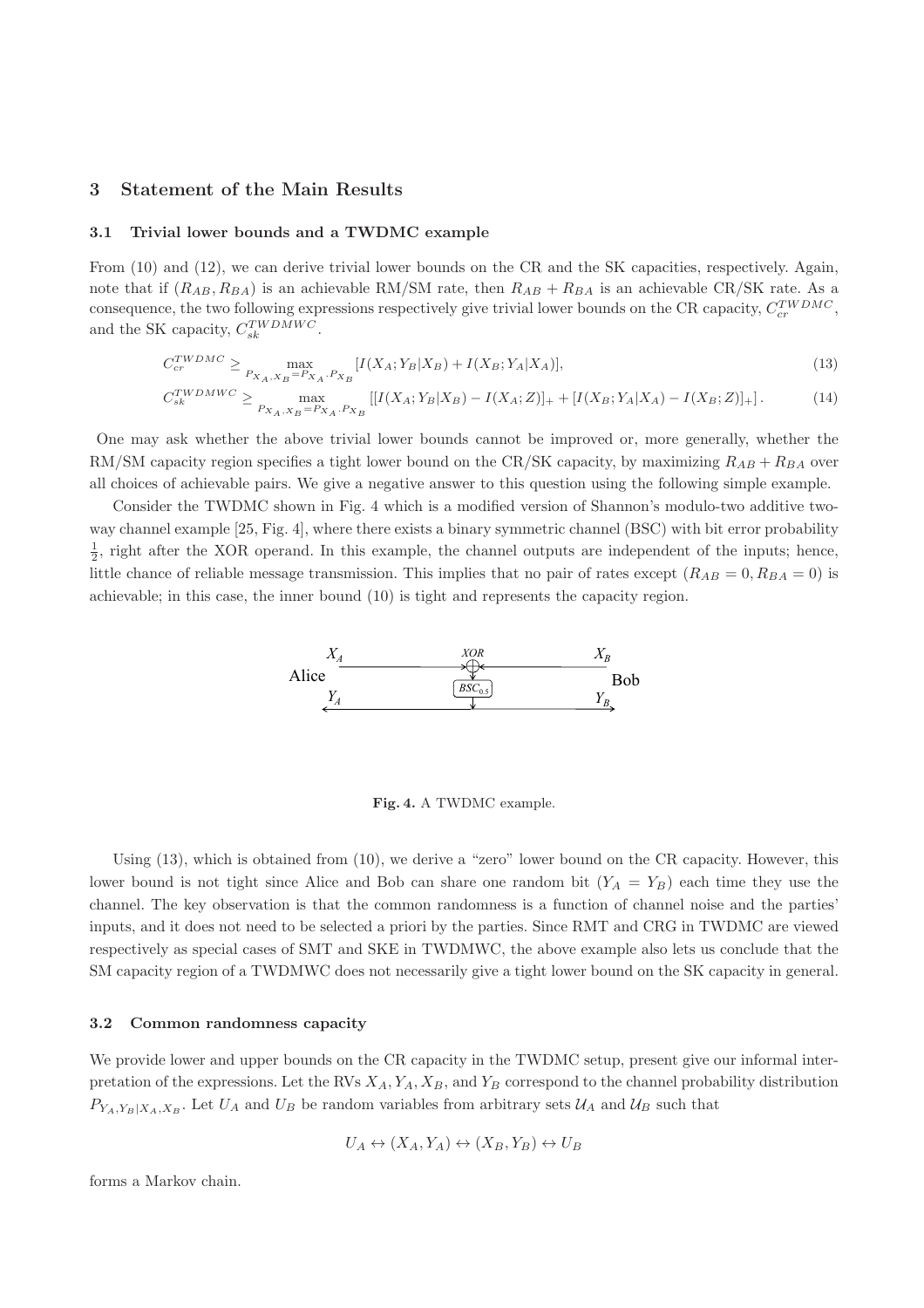## 3 Statement of the Main Results

### 3.1 Trivial lower bounds and a TWDMC example

From (10) and (12), we can derive trivial lower bounds on the CR and the SK capacities, respectively. Again, note that if $(R_{AB}, R_{BA})$ is an achievable RM/SM rate, then $R_{AB} + R_{BA}$ is an achievable CR/SK rate. As a consequence, the two following expressions respectively give trivial lower bounds on the CR capacity, $C_{cr}^{TWDMC}$, and the SK capacity, $C_{sk}^{TWDMWC}$.

$$C_{cr}^{TWDMC} \geq \max_{P_{X_A,X_B}=P_{X_A}\cdot P_{X_B}} [I(X_A;Y_B|X_B) + I(X_B;Y_A|X_A)], \tag{13}$$

$$C_{sk}^{TWDMWC} \geq \max_{P_{X_A,X_B}=P_{X_A}\cdot P_{X_B}} [[I(X_A;Y_B|X_B) - I(X_A;Z)]_+ + [I(X_B;Y_A|X_A) - I(X_B;Z)]_+]. \tag{14}$$

One may ask whether the above trivial lower bounds cannot be improved or, more generally, whether the RM/SM capacity region specifies a tight lower bound on the CR/SK capacity, by maximizing $R_{AB} + R_{BA}$ over all choices of achievable pairs. We give a negative answer to this question using the following simple example.

Consider the TWDMC shown in Fig. 4 which is a modified version of Shannon's modulo-two additive two-way channel example [25, Fig. 4], where there exists a binary symmetric channel (BSC) with bit error probability $\frac{1}{2}$, right after the XOR operand. In this example, the channel outputs are independent of the inputs; hence, little chance of reliable message transmission. This implies that no pair of rates except $(R_{AB} = 0, R_{BA} = 0)$ is achievable; in this case, the inner bound (10) is tight and represents the capacity region.

**Fig. 4.** A TWDMC example.

Using (13), which is obtained from (10), we derive a "zero" lower bound on the CR capacity. However, this lower bound is not tight since Alice and Bob can share one random bit $(Y_A = Y_B)$ each time they use the channel. The key observation is that the common randomness is a function of channel noise and the parties' inputs, and it does not need to be selected a priori by the parties. Since RMT and CRG in TWDMC are viewed respectively as special cases of SMT and SKE in TWDMWC, the above example also lets us conclude that the SM capacity region of a TWDMWC does not necessarily give a tight lower bound on the SK capacity in general.

### 3.2 Common randomness capacity

We provide lower and upper bounds on the CR capacity in the TWDMC setup, present give our informal interpretation of the expressions. Let the RVs $X_A$, $Y_A$, $X_B$, and $Y_B$ correspond to the channel probability distribution $P_{Y_A,Y_B|X_A,X_B}$. Let $U_A$ and $U_B$ be random variables from arbitrary sets $\mathcal{U}_A$ and $\mathcal{U}_B$ such that

$$U_A \leftrightarrow (X_A, Y_A) \leftrightarrow (X_B, Y_B) \leftrightarrow U_B$$

forms a Markov chain.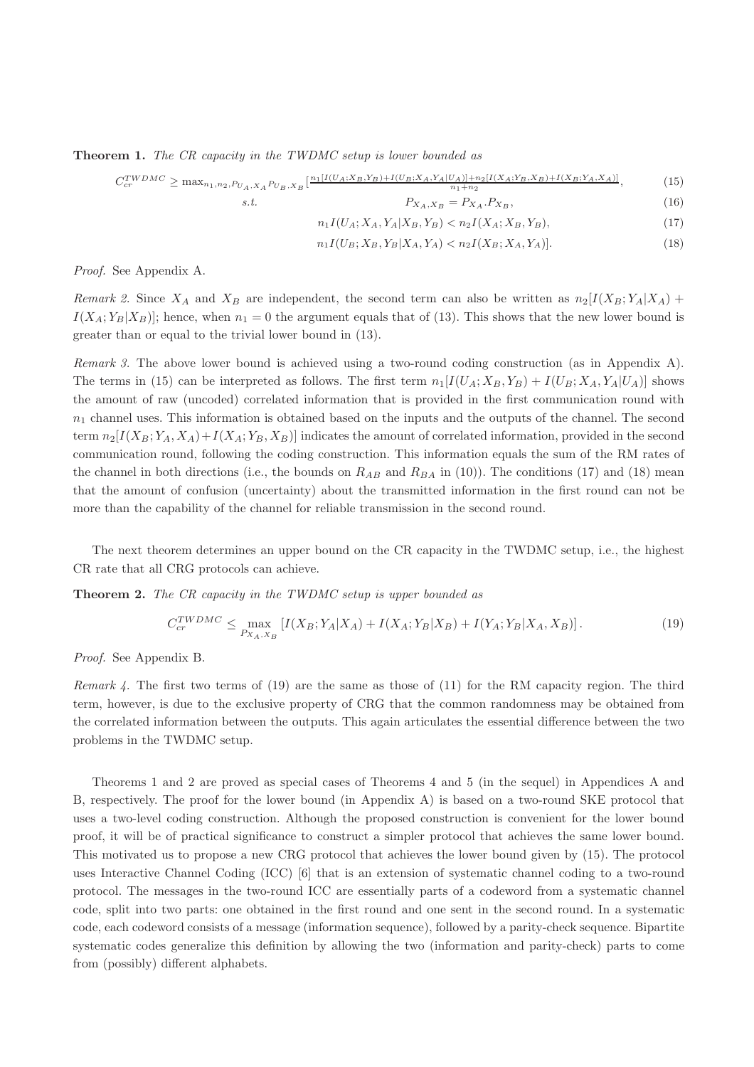**Theorem 1.** *The CR capacity in the TWDMC setup is lower bounded as*

$$C_{cr}^{TWDMC} \geq \max_{n_1,n_2,P_{U_A,X_A}P_{U_B,X_B}} [\frac{n_1[I(U_A;X_B,Y_B)+I(U_B;X_A,Y_A|U_A)]+n_2[I(X_A;Y_B,X_B)+I(X_B;Y_A,X_A)]}{n_1+n_2}, \tag{15}$$

$$s.t. \quad P_{X_A,X_B} = P_{X_A}.P_{X_B}, \tag{16}$$

$$n_1 I(U_A;X_A,Y_A|X_B,Y_B) < n_2 I(X_A;X_B,Y_B), \tag{17}$$

$$n_1 I(U_B;X_B,Y_B|X_A,Y_A) < n_2 I(X_B;X_A,Y_A)]. \tag{18}$$

*Proof.* See Appendix A.

*Remark 2.* Since $X_A$ and $X_B$ are independent, the second term can also be written as $n_2[I(X_B;Y_A|X_A) + I(X_A;Y_B|X_B)]$; hence, when $n_1 = 0$ the argument equals that of (13). This shows that the new lower bound is greater than or equal to the trivial lower bound in (13).

*Remark 3.* The above lower bound is achieved using a two-round coding construction (as in Appendix A). The terms in (15) can be interpreted as follows. The first term $n_1[I(U_A;X_B,Y_B) + I(U_B;X_A,Y_A|U_A)]$ shows the amount of raw (uncoded) correlated information that is provided in the first communication round with $n_1$ channel uses. This information is obtained based on the inputs and the outputs of the channel. The second term $n_2[I(X_B;Y_A,X_A)+I(X_A;Y_B,X_B)]$ indicates the amount of correlated information, provided in the second communication round, following the coding construction. This information equals the sum of the RM rates of the channel in both directions (i.e., the bounds on $R_{AB}$ and $R_{BA}$ in (10)). The conditions (17) and (18) mean that the amount of confusion (uncertainty) about the transmitted information in the first round can not be more than the capability of the channel for reliable transmission in the second round.

The next theorem determines an upper bound on the CR capacity in the TWDMC setup, i.e., the highest CR rate that all CRG protocols can achieve.

**Theorem 2.** *The CR capacity in the TWDMC setup is upper bounded as*

$$C_{cr}^{TWDMC} \leq \max_{P_{X_A,X_B}} \left[I(X_B;Y_A|X_A) + I(X_A;Y_B|X_B) + I(Y_A;Y_B|X_A,X_B)\right]. \tag{19}$$

*Proof.* See Appendix B.

*Remark 4.* The first two terms of (19) are the same as those of (11) for the RM capacity region. The third term, however, is due to the exclusive property of CRG that the common randomness may be obtained from the correlated information between the outputs. This again articulates the essential difference between the two problems in the TWDMC setup.

Theorems 1 and 2 are proved as special cases of Theorems 4 and 5 (in the sequel) in Appendices A and B, respectively. The proof for the lower bound (in Appendix A) is based on a two-round SKE protocol that uses a two-level coding construction. Although the proposed construction is convenient for the lower bound proof, it will be of practical significance to construct a simpler protocol that achieves the same lower bound. This motivated us to propose a new CRG protocol that achieves the lower bound given by (15). The protocol uses Interactive Channel Coding (ICC) [6] that is an extension of systematic channel coding to a two-round protocol. The messages in the two-round ICC are essentially parts of a codeword from a systematic channel code, split into two parts: one obtained in the first round and one sent in the second round. In a systematic code, each codeword consists of a message (information sequence), followed by a parity-check sequence. Bipartite systematic codes generalize this definition by allowing the two (information and parity-check) parts to come from (possibly) different alphabets.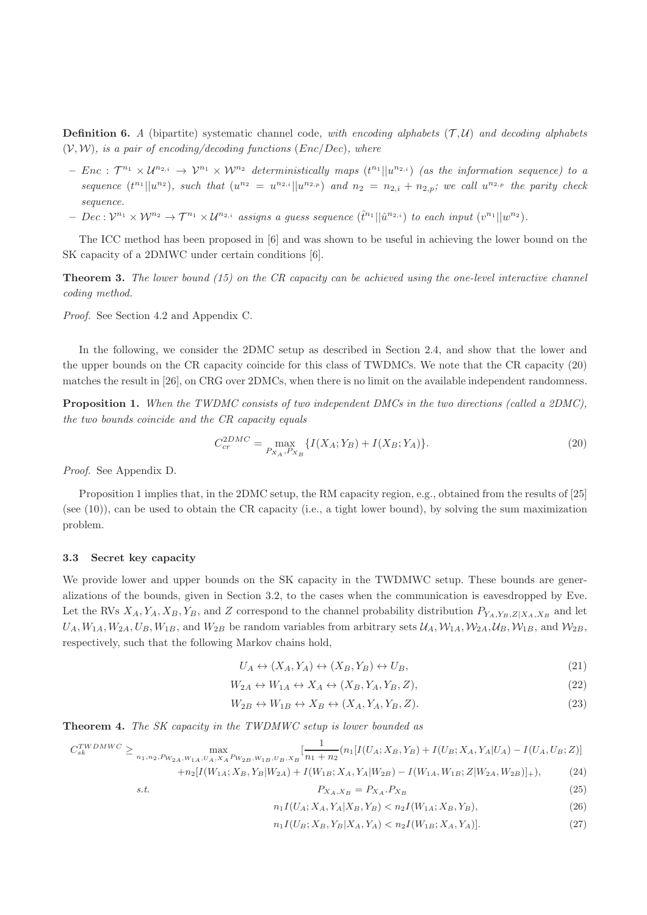**Definition 6.** *A* (bipartite) systematic channel code*, with encoding alphabets* $(\mathcal{T}, \mathcal{U})$ *and decoding alphabets* $(\mathcal{V}, \mathcal{W})$*, is a pair of encoding/decoding functions* $(Enc/Dec)$*, where*

- $Enc : \mathcal{T}^{n_1} \times \mathcal{U}^{n_{2,i}} \to \mathcal{V}^{n_1} \times \mathcal{W}^{n_2}$ *deterministically maps* $(t^{n_1}||u^{n_{2,i}})$ *(as the information sequence) to a sequence* $(t^{n_1}||u^{n_2})$*, such that* $(u^{n_2} = u^{n_{2,i}}||u^{n_{2,p}})$ *and* $n_2 = n_{2,i} + n_{2,p}$*; we call* $u^{n_{2,p}}$ *the parity check sequence.*
- $Dec : \mathcal{V}^{n_1} \times \mathcal{W}^{n_2} \to \mathcal{T}^{n_1} \times \mathcal{U}^{n_{2,i}}$ *assigns a guess sequence* $(\hat{t}^{n_1}||\hat{u}^{n_{2,i}})$ *to each input* $(v^{n_1}||w^{n_2})$*.*

The ICC method has been proposed in [6] and was shown to be useful in achieving the lower bound on the SK capacity of a 2DMWC under certain conditions [6].

**Theorem 3.** *The lower bound (15) on the CR capacity can be achieved using the one-level interactive channel coding method.*

*Proof.* See Section 4.2 and Appendix C.

In the following, we consider the 2DMC setup as described in Section 2.4, and show that the lower and the upper bounds on the CR capacity coincide for this class of TWDMCs. We note that the CR capacity (20) matches the result in [26], on CRG over 2DMCs, when there is no limit on the available independent randomness.

**Proposition 1.** *When the TWDMC consists of two independent DMCs in the two directions (called a 2DMC), the two bounds coincide and the CR capacity equals*

$$C_{cr}^{2DMC} = \max_{P_{X_A}, P_{X_B}} \{I(X_A; Y_B) + I(X_B; Y_A)\}. \tag{20}$$

*Proof.* See Appendix D.

Proposition 1 implies that, in the 2DMC setup, the RM capacity region, e.g., obtained from the results of [25] (see (10)), can be used to obtain the CR capacity (i.e., a tight lower bound), by solving the sum maximization problem.

### 3.3 Secret key capacity

We provide lower and upper bounds on the SK capacity in the TWDMWC setup. These bounds are generalizations of the bounds, given in Section 3.2, to the cases when the communication is eavesdropped by Eve. Let the RVs $X_A, Y_A, X_B, Y_B$, and $Z$ correspond to the channel probability distribution $P_{Y_A,Y_B,Z|X_A,X_B}$ and let $U_A, W_{1A}, W_{2A}, U_B, W_{1B}$, and $W_{2B}$ be random variables from arbitrary sets $\mathcal{U}_A, \mathcal{W}_{1A}, \mathcal{W}_{2A}, \mathcal{U}_B, \mathcal{W}_{1B}$, and $\mathcal{W}_{2B}$, respectively, such that the following Markov chains hold,

$$U_A \leftrightarrow (X_A, Y_A) \leftrightarrow (X_B, Y_B) \leftrightarrow U_B, \tag{21}$$

$$W_{2A} \leftrightarrow W_{1A} \leftrightarrow X_A \leftrightarrow (X_B, Y_A, Y_B, Z), \tag{22}$$

$$W_{2B} \leftrightarrow W_{1B} \leftrightarrow X_B \leftrightarrow (X_A, Y_A, Y_B, Z). \tag{23}$$

**Theorem 4.** *The SK capacity in the TWDMWC setup is lower bounded as*

$$\begin{aligned}
C_{sk}^{TWDMWC} \geq \max_{n_1,n_2,P_{W_{2A},W_{1A},U_A,X_A}P_{W_{2B},W_{1B},U_B,X_B}} &[\frac{1}{n_1+n_2}(n_1[I(U_A;X_B,Y_B) + I(U_B;X_A,Y_A|U_A) - I(U_A,U_B;Z)] \\
&+ n_2[I(W_{1A};X_B,Y_B|W_{2A}) + I(W_{1B};X_A,Y_A|W_{2B}) - I(W_{1A},W_{1B};Z|W_{2A},W_{2B})]_+), \qquad (24)\\
s.t. \qquad\qquad &P_{X_A,X_B} = P_{X_A}.P_{X_B} \qquad (25)\\
&n_1 I(U_A;X_A,Y_A|X_B,Y_B) < n_2 I(W_{1A};X_B,Y_B), \qquad (26)\\
&n_1 I(U_B;X_B,Y_B|X_A,Y_A) < n_2 I(W_{1B};X_A,Y_A)]. \qquad (27)
\end{aligned}$$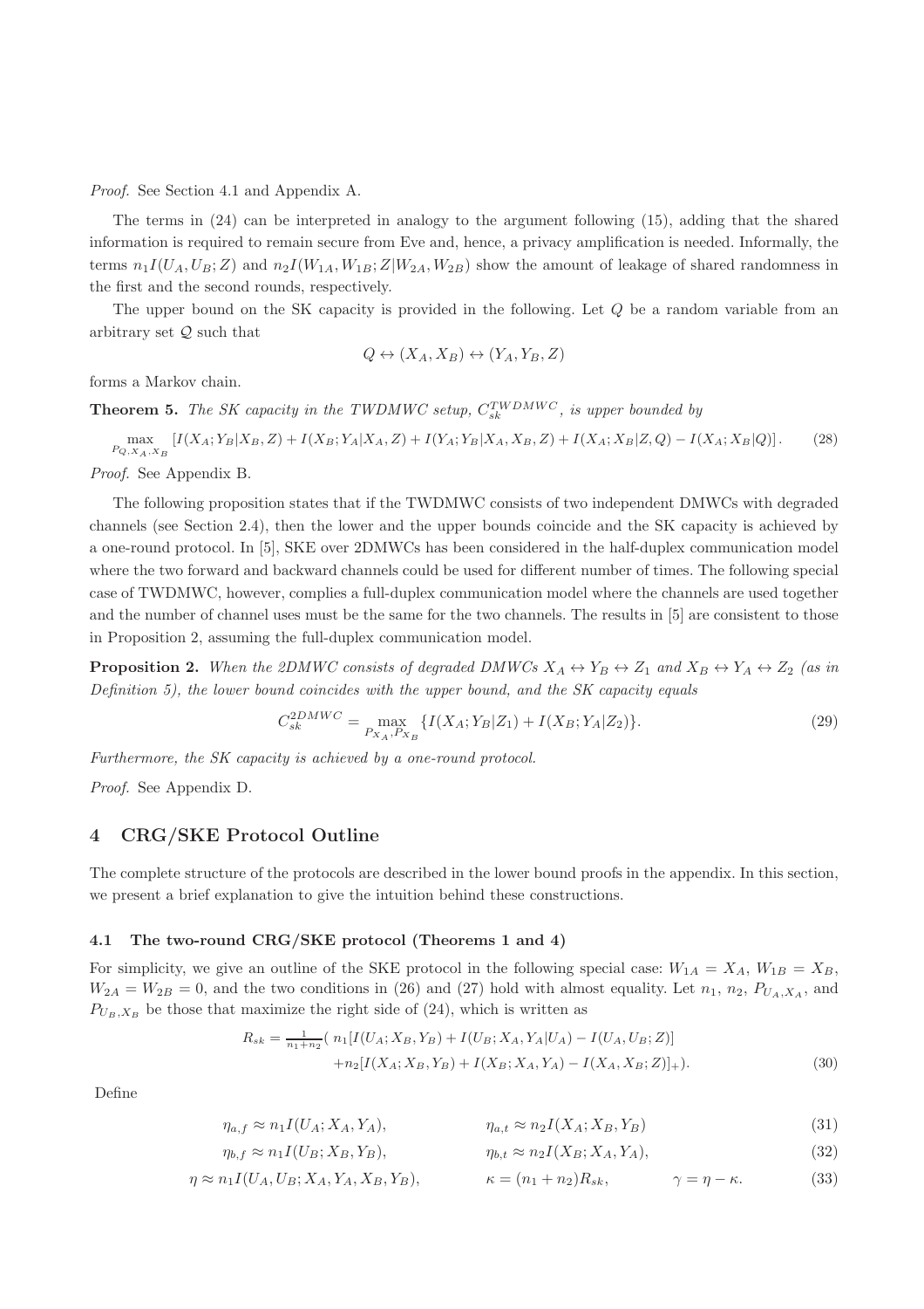*Proof.* See Section 4.1 and Appendix A.

The terms in (24) can be interpreted in analogy to the argument following (15), adding that the shared information is required to remain secure from Eve and, hence, a privacy amplification is needed. Informally, the terms $n_1 I(U_A, U_B; Z)$ and $n_2 I(W_{1A}, W_{1B}; Z|W_{2A}, W_{2B})$ show the amount of leakage of shared randomness in the first and the second rounds, respectively.

The upper bound on the SK capacity is provided in the following. Let $Q$ be a random variable from an arbitrary set $\mathcal{Q}$ such that

$$Q \leftrightarrow (X_A, X_B) \leftrightarrow (Y_A, Y_B, Z)$$

forms a Markov chain.

**Theorem 5.** *The SK capacity in the TWDMWC setup, $C_{sk}^{TWDMWC}$, is upper bounded by*

$$\max_{P_{Q,X_A,X_B}} \left[ I(X_A; Y_B|X_B, Z) + I(X_B; Y_A|X_A, Z) + I(Y_A; Y_B|X_A, X_B, Z) + I(X_A; X_B|Z, Q) - I(X_A; X_B|Q) \right]. \tag{28}$$

*Proof.* See Appendix B.

The following proposition states that if the TWDMWC consists of two independent DMWCs with degraded channels (see Section 2.4), then the lower and the upper bounds coincide and the SK capacity is achieved by a one-round protocol. In [5], SKE over 2DMWCs has been considered in the half-duplex communication model where the two forward and backward channels could be used for different number of times. The following special case of TWDMWC, however, complies a full-duplex communication model where the channels are used together and the number of channel uses must be the same for the two channels. The results in [5] are consistent to those in Proposition 2, assuming the full-duplex communication model.

**Proposition 2.** *When the 2DMWC consists of degraded DMWCs $X_A \leftrightarrow Y_B \leftrightarrow Z_1$ and $X_B \leftrightarrow Y_A \leftrightarrow Z_2$ (as in Definition 5), the lower bound coincides with the upper bound, and the SK capacity equals*

$$C_{sk}^{2DMWC} = \max_{P_{X_A}, P_{X_B}} \{ I(X_A; Y_B|Z_1) + I(X_B; Y_A|Z_2) \}. \tag{29}$$

*Furthermore, the SK capacity is achieved by a one-round protocol.*

*Proof.* See Appendix D.

# 4 CRG/SKE Protocol Outline

The complete structure of the protocols are described in the lower bound proofs in the appendix. In this section, we present a brief explanation to give the intuition behind these constructions.

## 4.1 The two-round CRG/SKE protocol (Theorems 1 and 4)

For simplicity, we give an outline of the SKE protocol in the following special case: $W_{1A} = X_A$, $W_{1B} = X_B$, $W_{2A} = W_{2B} = 0$, and the two conditions in (26) and (27) hold with almost equality. Let $n_1$, $n_2$, $P_{U_A,X_A}$, and $P_{U_B,X_B}$ be those that maximize the right side of (24), which is written as

$$\begin{aligned} R_{sk} = \tfrac{1}{n_1+n_2}( \, & n_1[I(U_A; X_B, Y_B) + I(U_B; X_A, Y_A|U_A) - I(U_A, U_B; Z)] \\ & + n_2[I(X_A; X_B, Y_B) + I(X_B; X_A, Y_A) - I(X_A, X_B; Z)]_+). \end{aligned} \tag{30}$$

Define

$$\eta_{a,f} \approx n_1 I(U_A; X_A, Y_A), \qquad \eta_{a,t} \approx n_2 I(X_A; X_B, Y_B) \tag{31}$$

$$\eta_{b,f} \approx n_1 I(U_B; X_B, Y_B), \qquad \eta_{b,t} \approx n_2 I(X_B; X_A, Y_A), \tag{32}$$

$$\eta \approx n_1 I(U_A, U_B; X_A, Y_A, X_B, Y_B), \qquad \kappa = (n_1 + n_2) R_{sk}, \qquad \gamma = \eta - \kappa. \tag{33}$$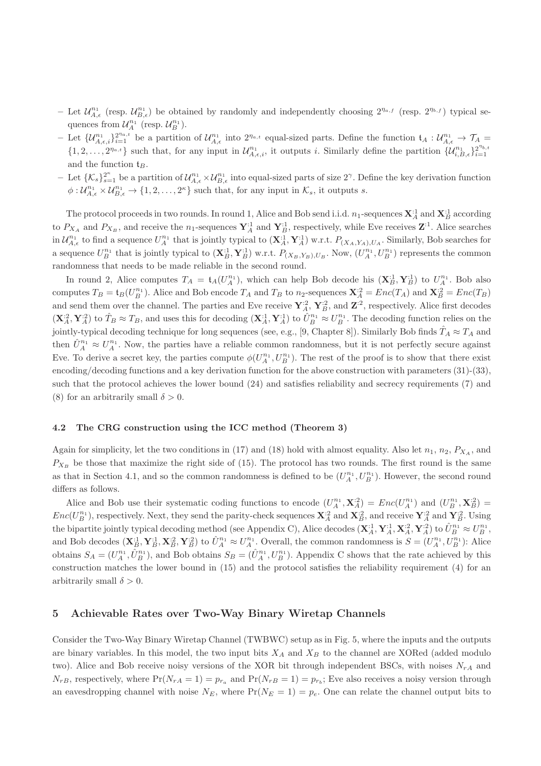– Let $\mathcal{U}_{A,\epsilon}^{n_1}$ (resp. $\mathcal{U}_{B,\epsilon}^{n_1}$) be obtained by randomly and independently choosing $2^{\eta_{a,f}}$ (resp. $2^{\eta_{b,f}}$) typical sequences from $\mathcal{U}_A^{n_1}$ (resp. $\mathcal{U}_B^{n_1}$).

– Let $\{\mathcal{U}_{A,\epsilon,i}^{n_1}\}_{i=1}^{2^{\eta_{a,t}}}$ be a partition of $\mathcal{U}_{A,\epsilon}^{n_1}$ into $2^{\eta_{a,t}}$ equal-sized parts. Define the function $\mathsf{t}_A : \mathcal{U}_{A,\epsilon}^{n_1} \rightarrow \mathcal{T}_A = \{1, 2, \ldots, 2^{\eta_{a,t}}\}$ such that, for any input in $\mathcal{U}_{A,\epsilon,i}^{n_1}$, it outputs $i$. Similarly define the partition $\{\mathcal{U}_{i,B,\epsilon}^{n_1}\}_{i=1}^{2^{\eta_{b,t}}}$ and the function $\mathsf{t}_B$.

– Let $\{\mathcal{K}_s\}_{s=1}^{2^\kappa}$ be a partition of $\mathcal{U}_{A,\epsilon}^{n_1} \times \mathcal{U}_{B,\epsilon}^{n_1}$ into equal-sized parts of size $2^\gamma$. Define the key derivation function $\phi : \mathcal{U}_{A,\epsilon}^{n_1} \times \mathcal{U}_{B,\epsilon}^{n_1} \rightarrow \{1, 2, \ldots, 2^\kappa\}$ such that, for any input in $\mathcal{K}_s$, it outputs $s$.

The protocol proceeds in two rounds. In round 1, Alice and Bob send i.i.d. $n_1$-sequences $\mathbf{X}_A^{:1}$ and $\mathbf{X}_B^{:1}$ according to $P_{X_A}$ and $P_{X_B}$, and receive the $n_1$-sequences $\mathbf{Y}_A^{:1}$ and $\mathbf{Y}_B^{:1}$, respectively, while Eve receives $\mathbf{Z}^{:1}$. Alice searches in $\mathcal{U}_{A,\epsilon}^{n_1}$ to find a sequence $U_A^{n_1}$ that is jointly typical to $(\mathbf{X}_A^{:1}, \mathbf{Y}_A^{:1})$ w.r.t. $P_{(X_A,Y_A),U_A}$. Similarly, Bob searches for a sequence $U_B^{n_1}$ that is jointly typical to $(\mathbf{X}_B^{:1}, \mathbf{Y}_B^{:1})$ w.r.t. $P_{(X_B,Y_B),U_B}$. Now, $(U_A^{n_1}, U_B^{n_1})$ represents the common randomness that needs to be made reliable in the second round.

In round 2, Alice computes $T_A = \mathsf{t}_A(U_A^{n_1})$, which can help Bob decode his $(\mathbf{X}_B^{:1}, \mathbf{Y}_B^{:1})$ to $U_A^{n_1}$. Bob also computes $T_B = \mathsf{t}_B(U_B^{n_1})$. Alice and Bob encode $T_A$ and $T_B$ to $n_2$-sequences $\mathbf{X}_A^{:2} = Enc(T_A)$ and $\mathbf{X}_B^{:2} = Enc(T_B)$ and send them over the channel. The parties and Eve receive $\mathbf{Y}_A^{:2}$, $\mathbf{Y}_B^{:2}$, and $\mathbf{Z}^{:2}$, respectively. Alice first decodes $(\mathbf{X}_A^{:2}, \mathbf{Y}_A^{:2})$ to $\hat{T}_B \approx T_B$, and uses this for decoding $(\mathbf{X}_A^{:1}, \mathbf{Y}_A^{:1})$ to $\hat{U}_B^{n_1} \approx U_B^{n_1}$. The decoding function relies on the jointly-typical decoding technique for long sequences (see, e.g., [9, Chapter 8]). Similarly Bob finds $\hat{T}_A \approx T_A$ and then $\hat{U}_A^{n_1} \approx U_A^{n_1}$. Now, the parties have a reliable common randomness, but it is not perfectly secure against Eve. To derive a secret key, the parties compute $\phi(U_A^{n_1}, U_B^{n_1})$. The rest of the proof is to show that there exist encoding/decoding functions and a key derivation function for the above construction with parameters (31)-(33), such that the protocol achieves the lower bound (24) and satisfies reliability and secrecy requirements (7) and (8) for an arbitrarily small $\delta > 0$.

### 4.2 The CRG construction using the ICC method (Theorem 3)

Again for simplicity, let the two conditions in (17) and (18) hold with almost equality. Also let $n_1$, $n_2$, $P_{X_A}$, and $P_{X_B}$ be those that maximize the right side of (15). The protocol has two rounds. The first round is the same as that in Section 4.1, and so the common randomness is defined to be $(U_A^{n_1}, U_B^{n_1})$. However, the second round differs as follows.

Alice and Bob use their systematic coding functions to encode $(U_A^{n_1}, \mathbf{X}_A^{:2}) = Enc(U_A^{n_1})$ and $(U_B^{n_1}, \mathbf{X}_B^{:2}) = Enc(U_B^{n_1})$, respectively. Next, they send the parity-check sequences $\mathbf{X}_A^{:2}$ and $\mathbf{X}_B^{:2}$, and receive $\mathbf{Y}_A^{:2}$ and $\mathbf{Y}_B^{:2}$. Using the bipartite jointly typical decoding method (see Appendix C), Alice decodes $(\mathbf{X}_A^{:1}, \mathbf{Y}_A^{:1}, \mathbf{X}_A^{:2}, \mathbf{Y}_A^{:2})$ to $\hat{U}_B^{n_1} \approx U_B^{n_1}$, and Bob decodes $(\mathbf{X}_B^{:1}, \mathbf{Y}_B^{:1}, \mathbf{X}_B^{:2}, \mathbf{Y}_B^{:2})$ to $\hat{U}_A^{n_1} \approx U_A^{n_1}$. Overall, the common randomness is $S = (U_A^{n_1}, U_B^{n_1})$: Alice obtains $S_A = (U_A^{n_1}, \hat{U}_B^{n_1})$, and Bob obtains $S_B = (\hat{U}_A^{n_1}, U_B^{n_1})$. Appendix C shows that the rate achieved by this construction matches the lower bound in (15) and the protocol satisfies the reliability requirement (4) for an arbitrarily small $\delta > 0$.

## 5 Achievable Rates over Two-Way Binary Wiretap Channels

Consider the Two-Way Binary Wiretap Channel (TWBWC) setup as in Fig. 5, where the inputs and the outputs are binary variables. In this model, the two input bits $X_A$ and $X_B$ to the channel are XORed (added modulo two). Alice and Bob receive noisy versions of the XOR bit through independent BSCs, with noises $N_{rA}$ and $N_{rB}$, respectively, where $\Pr(N_{rA} = 1) = p_{r_a}$ and $\Pr(N_{rB} = 1) = p_{r_b}$; Eve also receives a noisy version through an eavesdropping channel with noise $N_E$, where $\Pr(N_E = 1) = p_e$. One can relate the channel output bits to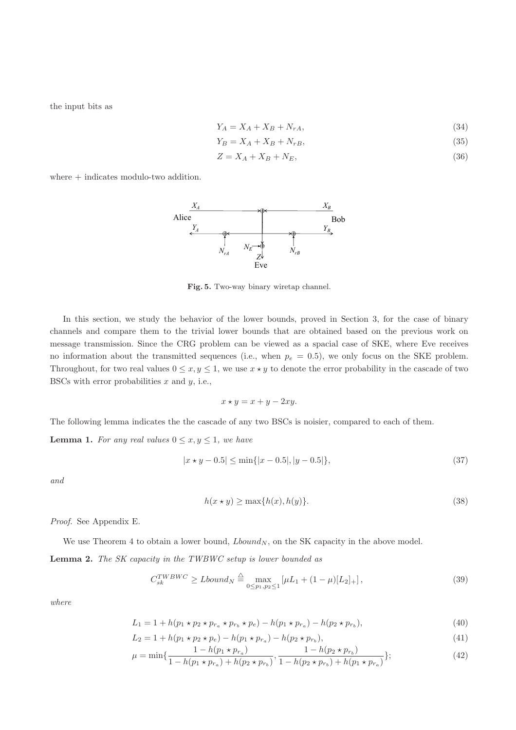the input bits as

$$Y_A = X_A + X_B + N_{rA}, \tag{34}$$

$$Y_B = X_A + X_B + N_{rB}, \tag{35}$$

$$Z = X_A + X_B + N_E, \tag{36}$$

where + indicates modulo-two addition.

**Fig. 5.** Two-way binary wiretap channel.

In this section, we study the behavior of the lower bounds, proved in Section 3, for the case of binary channels and compare them to the trivial lower bounds that are obtained based on the previous work on message transmission. Since the CRG problem can be viewed as a spacial case of SKE, where Eve receives no information about the transmitted sequences (i.e., when $p_e = 0.5$), we only focus on the SKE problem. Throughout, for two real values $0 \leq x, y \leq 1$, we use $x \star y$ to denote the error probability in the cascade of two BSCs with error probabilities $x$ and $y$, i.e.,

$$x \star y = x + y - 2xy.$$

The following lemma indicates the the cascade of any two BSCs is noisier, compared to each of them.

**Lemma 1.** *For any real values $0 \leq x, y \leq 1$, we have*

$$|x \star y - 0.5| \leq \min\{|x - 0.5|, |y - 0.5|\}, \tag{37}$$

*and*

$$h(x \star y) \geq \max\{h(x), h(y)\}. \tag{38}$$

*Proof.* See Appendix E.

We use Theorem 4 to obtain a lower bound, $Lbound_N$, on the SK capacity in the above model.

**Lemma 2.** *The SK capacity in the TWBWC setup is lower bounded as*

$$C_{sk}^{TWBWC} \geq Lbound_N \triangleq \max_{0 \leq p_1, p_2 \leq 1} \left[\mu L_1 + (1 - \mu)[L_2]_+\right], \tag{39}$$

*where*

$$L_1 = 1 + h(p_1 \star p_2 \star p_{r_a} \star p_{r_b} \star p_e) - h(p_1 \star p_{r_a}) - h(p_2 \star p_{r_b}), \tag{40}$$

$$L_2 = 1 + h(p_1 \star p_2 \star p_e) - h(p_1 \star p_{r_a}) - h(p_2 \star p_{r_b}), \tag{41}$$

$$\mu = \min\left\{\frac{1 - h(p_1 \star p_{r_a})}{1 - h(p_1 \star p_{r_a}) + h(p_2 \star p_{r_b})}, \frac{1 - h(p_2 \star p_{r_b})}{1 - h(p_2 \star p_{r_b}) + h(p_1 \star p_{r_a})}\right\}; \tag{42}$$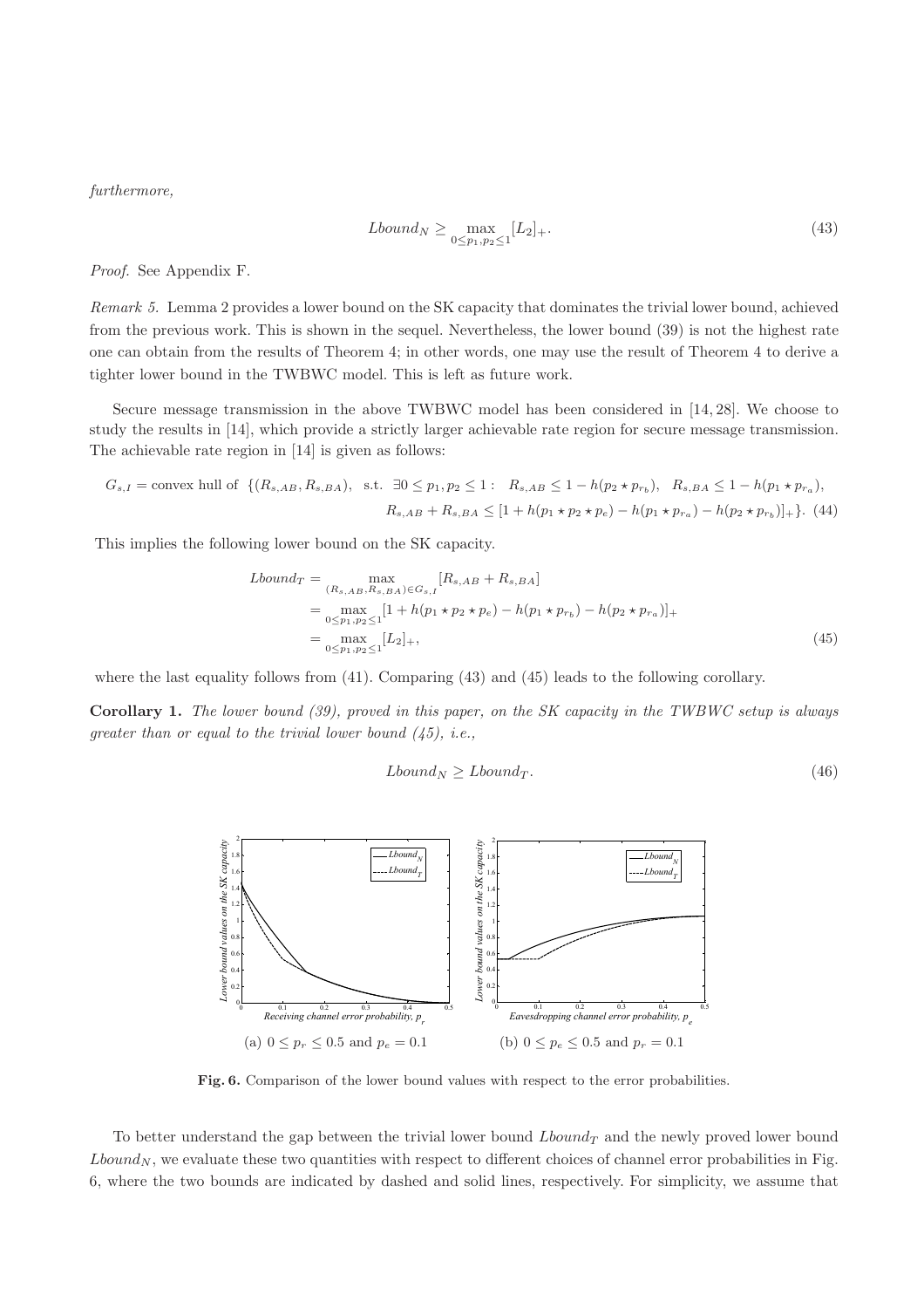*furthermore,*

$$Lbound_N \geq \max_{0 \leq p_1, p_2 \leq 1} [L_2]_+. \tag{43}$$

*Proof.* See Appendix F.

*Remark 5.* Lemma 2 provides a lower bound on the SK capacity that dominates the trivial lower bound, achieved from the previous work. This is shown in the sequel. Nevertheless, the lower bound (39) is not the highest rate one can obtain from the results of Theorem 4; in other words, one may use the result of Theorem 4 to derive a tighter lower bound in the TWBWC model. This is left as future work.

Secure message transmission in the above TWBWC model has been considered in [14, 28]. We choose to study the results in [14], which provide a strictly larger achievable rate region for secure message transmission. The achievable rate region in [14] is given as follows:

$$\begin{aligned} G_{s,I} = \text{convex hull of } \{(R_{s,AB}, R_{s,BA}), \text{ s.t. } \exists 0 \leq p_1, p_2 \leq 1: \quad & R_{s,AB} \leq 1 - h(p_2 \star p_{r_b}), \quad R_{s,BA} \leq 1 - h(p_1 \star p_{r_a}), \\ & R_{s,AB} + R_{s,BA} \leq [1 + h(p_1 \star p_2 \star p_e) - h(p_1 \star p_{r_a}) - h(p_2 \star p_{r_b})]_+\}. \end{aligned} \tag{44}$$

This implies the following lower bound on the SK capacity.

$$\begin{aligned} Lbound_T &= \max_{(R_{s,AB}, R_{s,BA}) \in G_{s,I}} [R_{s,AB} + R_{s,BA}] \\ &= \max_{0 \leq p_1, p_2 \leq 1} [1 + h(p_1 \star p_2 \star p_e) - h(p_1 \star p_{r_b}) - h(p_2 \star p_{r_a})]_+ \\ &= \max_{0 \leq p_1, p_2 \leq 1} [L_2]_+, \end{aligned} \tag{45}$$

where the last equality follows from (41). Comparing (43) and (45) leads to the following corollary.

**Corollary 1.** *The lower bound (39), proved in this paper, on the SK capacity in the TWBWC setup is always greater than or equal to the trivial lower bound (45), i.e.,*

$$Lbound_N \geq Lbound_T. \tag{46}$$

(a) $0 \leq p_r \leq 0.5$ and $p_e = 0.1$

(b) $0 \leq p_e \leq 0.5$ and $p_r = 0.1$

**Fig. 6.** Comparison of the lower bound values with respect to the error probabilities.

To better understand the gap between the trivial lower bound $Lbound_T$ and the newly proved lower bound $Lbound_N$, we evaluate these two quantities with respect to different choices of channel error probabilities in Fig. 6, where the two bounds are indicated by dashed and solid lines, respectively. For simplicity, we assume that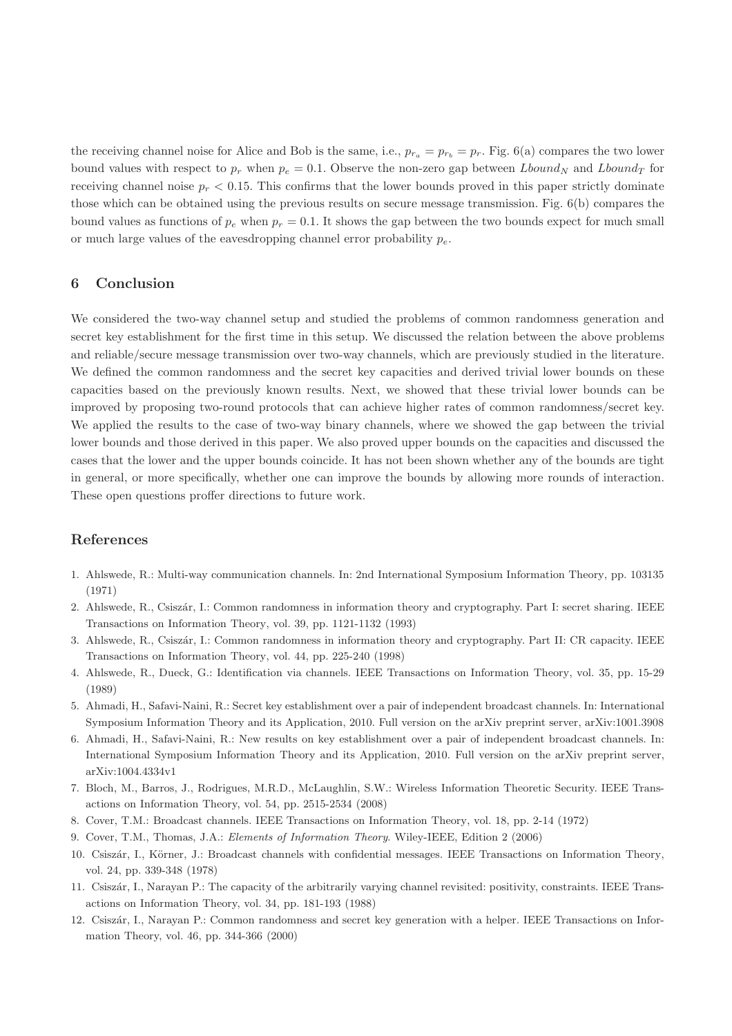the receiving channel noise for Alice and Bob is the same, i.e., $p_{r_a} = p_{r_b} = p_r$. Fig. 6(a) compares the two lower bound values with respect to $p_r$ when $p_e = 0.1$. Observe the non-zero gap between $Lbound_N$ and $Lbound_T$ for receiving channel noise $p_r < 0.15$. This confirms that the lower bounds proved in this paper strictly dominate those which can be obtained using the previous results on secure message transmission. Fig. 6(b) compares the bound values as functions of $p_e$ when $p_r = 0.1$. It shows the gap between the two bounds expect for much small or much large values of the eavesdropping channel error probability $p_e$.

## 6 Conclusion

We considered the two-way channel setup and studied the problems of common randomness generation and secret key establishment for the first time in this setup. We discussed the relation between the above problems and reliable/secure message transmission over two-way channels, which are previously studied in the literature. We defined the common randomness and the secret key capacities and derived trivial lower bounds on these capacities based on the previously known results. Next, we showed that these trivial lower bounds can be improved by proposing two-round protocols that can achieve higher rates of common randomness/secret key. We applied the results to the case of two-way binary channels, where we showed the gap between the trivial lower bounds and those derived in this paper. We also proved upper bounds on the capacities and discussed the cases that the lower and the upper bounds coincide. It has not been shown whether any of the bounds are tight in general, or more specifically, whether one can improve the bounds by allowing more rounds of interaction. These open questions proffer directions to future work.

## References

1. Ahlswede, R.: Multi-way communication channels. In: 2nd International Symposium Information Theory, pp. 103135 (1971)
2. Ahlswede, R., Csiszár, I.: Common randomness in information theory and cryptography. Part I: secret sharing. IEEE Transactions on Information Theory, vol. 39, pp. 1121-1132 (1993)
3. Ahlswede, R., Csiszár, I.: Common randomness in information theory and cryptography. Part II: CR capacity. IEEE Transactions on Information Theory, vol. 44, pp. 225-240 (1998)
4. Ahlswede, R., Dueck, G.: Identification via channels. IEEE Transactions on Information Theory, vol. 35, pp. 15-29 (1989)
5. Ahmadi, H., Safavi-Naini, R.: Secret key establishment over a pair of independent broadcast channels. In: International Symposium Information Theory and its Application, 2010. Full version on the arXiv preprint server, arXiv:1001.3908
6. Ahmadi, H., Safavi-Naini, R.: New results on key establishment over a pair of independent broadcast channels. In: International Symposium Information Theory and its Application, 2010. Full version on the arXiv preprint server, arXiv:1004.4334v1
7. Bloch, M., Barros, J., Rodrigues, M.R.D., McLaughlin, S.W.: Wireless Information Theoretic Security. IEEE Transactions on Information Theory, vol. 54, pp. 2515-2534 (2008)
8. Cover, T.M.: Broadcast channels. IEEE Transactions on Information Theory, vol. 18, pp. 2-14 (1972)
9. Cover, T.M., Thomas, J.A.: *Elements of Information Theory*. Wiley-IEEE, Edition 2 (2006)
10. Csiszár, I., Körner, J.: Broadcast channels with confidential messages. IEEE Transactions on Information Theory, vol. 24, pp. 339-348 (1978)
11. Csiszár, I., Narayan P.: The capacity of the arbitrarily varying channel revisited: positivity, constraints. IEEE Transactions on Information Theory, vol. 34, pp. 181-193 (1988)
12. Csiszár, I., Narayan P.: Common randomness and secret key generation with a helper. IEEE Transactions on Information Theory, vol. 46, pp. 344-366 (2000)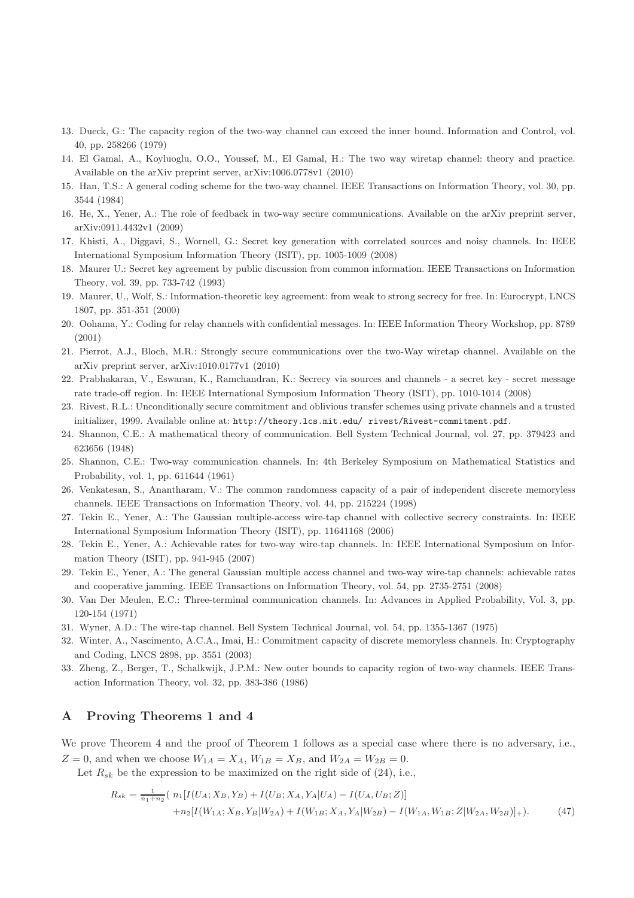13. Dueck, G.: The capacity region of the two-way channel can exceed the inner bound. Information and Control, vol. 40, pp. 258266 (1979)
14. El Gamal, A., Koyluoglu, O.O., Youssef, M., El Gamal, H.: The two way wiretap channel: theory and practice. Available on the arXiv preprint server, arXiv:1006.0778v1 (2010)
15. Han, T.S.: A general coding scheme for the two-way channel. IEEE Transactions on Information Theory, vol. 30, pp. 3544 (1984)
16. He, X., Yener, A.: The role of feedback in two-way secure communications. Available on the arXiv preprint server, arXiv:0911.4432v1 (2009)
17. Khisti, A., Diggavi, S., Wornell, G.: Secret key generation with correlated sources and noisy channels. In: IEEE International Symposium Information Theory (ISIT), pp. 1005-1009 (2008)
18. Maurer U.: Secret key agreement by public discussion from common information. IEEE Transactions on Information Theory, vol. 39, pp. 733-742 (1993)
19. Maurer, U., Wolf, S.: Information-theoretic key agreement: from weak to strong secrecy for free. In: Eurocrypt, LNCS 1807, pp. 351-351 (2000)
20. Oohama, Y.: Coding for relay channels with confidential messages. In: IEEE Information Theory Workshop, pp. 8789 (2001)
21. Pierrot, A.J., Bloch, M.R.: Strongly secure communications over the two-Way wiretap channel. Available on the arXiv preprint server, arXiv:1010.0177v1 (2010)
22. Prabhakaran, V., Eswaran, K., Ramchandran, K.: Secrecy via sources and channels - a secret key - secret message rate trade-off region. In: IEEE International Symposium Information Theory (ISIT), pp. 1010-1014 (2008)
23. Rivest, R.L.: Unconditionally secure commitment and oblivious transfer schemes using private channels and a trusted initializer, 1999. Available online at: http://theory.lcs.mit.edu/ rivest/Rivest-commitment.pdf.
24. Shannon, C.E.: A mathematical theory of communication. Bell System Technical Journal, vol. 27, pp. 379423 and 623656 (1948)
25. Shannon, C.E.: Two-way communication channels. In: 4th Berkeley Symposium on Mathematical Statistics and Probability, vol. 1, pp. 611644 (1961)
26. Venkatesan, S., Anantharam, V.: The common randomness capacity of a pair of independent discrete memoryless channels. IEEE Transactions on Information Theory, vol. 44, pp. 215224 (1998)
27. Tekin E., Yener, A.: The Gaussian multiple-access wire-tap channel with collective secrecy constraints. In: IEEE International Symposium Information Theory (ISIT), pp. 11641168 (2006)
28. Tekin E., Yener, A.: Achievable rates for two-way wire-tap channels. In: IEEE International Symposium on Information Theory (ISIT), pp. 941-945 (2007)
29. Tekin E., Yener, A.: The general Gaussian multiple access channel and two-way wire-tap channels: achievable rates and cooperative jamming. IEEE Transactions on Information Theory, vol. 54, pp. 2735-2751 (2008)
30. Van Der Meulen, E.C.: Three-terminal communication channels. In: Advances in Applied Probability, Vol. 3, pp. 120-154 (1971)
31. Wyner, A.D.: The wire-tap channel. Bell System Technical Journal, vol. 54, pp. 1355-1367 (1975)
32. Winter, A., Nascimento, A.C.A., Imai, H.: Commitment capacity of discrete memoryless channels. In: Cryptography and Coding, LNCS 2898, pp. 3551 (2003)
33. Zheng, Z., Berger, T., Schalkwijk, J.P.M.: New outer bounds to capacity region of two-way channels. IEEE Transaction Information Theory, vol. 32, pp. 383-386 (1986)

# A Proving Theorems 1 and 4

We prove Theorem 4 and the proof of Theorem 1 follows as a special case where there is no adversary, i.e., $Z = 0$, and when we choose $W_{1A} = X_A$, $W_{1B} = X_B$, and $W_{2A} = W_{2B} = 0$.

Let $R_{sk}$ be the expression to be maximized on the right side of (24), i.e.,

$$R_{sk} = \tfrac{1}{n_1+n_2}\big( \; n_1[I(U_A;X_B,Y_B) + I(U_B;X_A,Y_A|U_A) - I(U_A,U_B;Z)] \\ +n_2[I(W_{1A};X_B,Y_B|W_{2A}) + I(W_{1B};X_A,Y_A|W_{2B}) - I(W_{1A},W_{1B};Z|W_{2A},W_{2B})]_+\big). \tag{47}$$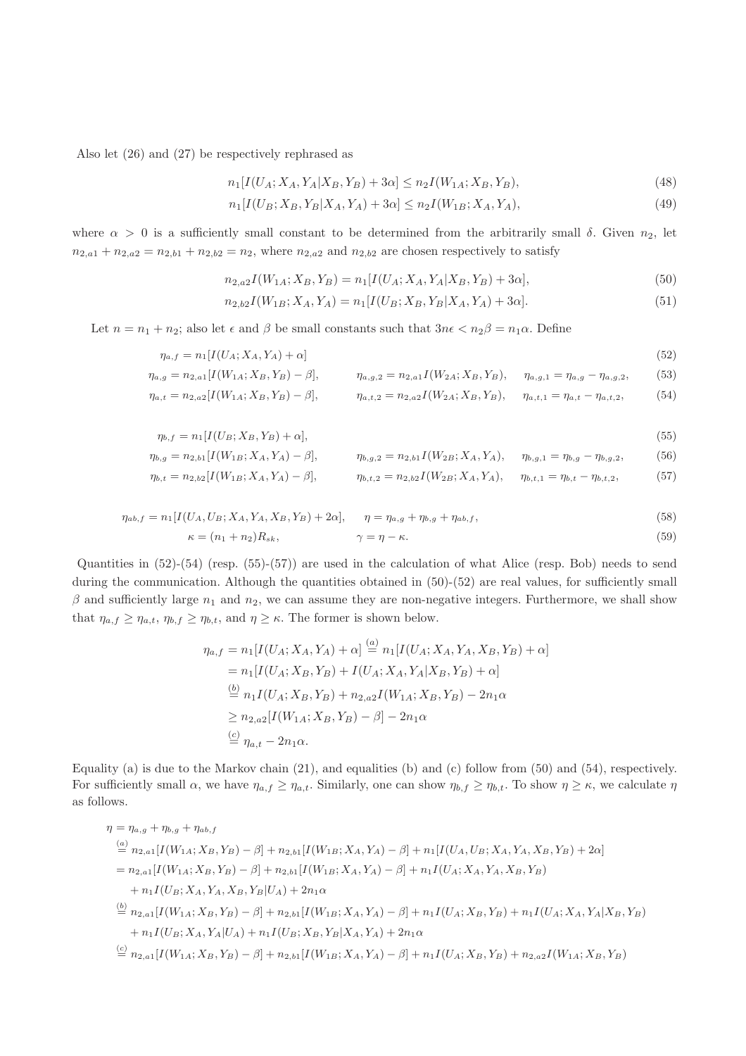Also let (26) and (27) be respectively rephrased as

$$n_1[I(U_A;X_A,Y_A|X_B,Y_B)+3\alpha] \le n_2 I(W_{1A};X_B,Y_B), \tag{48}$$

$$n_1[I(U_B;X_B,Y_B|X_A,Y_A)+3\alpha] \le n_2 I(W_{1B};X_A,Y_A), \tag{49}$$

where $\alpha > 0$ is a sufficiently small constant to be determined from the arbitrarily small $\delta$. Given $n_2$, let $n_{2,a1}+n_{2,a2}=n_{2,b1}+n_{2,b2}=n_2$, where $n_{2,a2}$ and $n_{2,b2}$ are chosen respectively to satisfy

$$n_{2,a2} I(W_{1A};X_B,Y_B) = n_1[I(U_A;X_A,Y_A|X_B,Y_B)+3\alpha], \tag{50}$$

$$n_{2,b2} I(W_{1B};X_A,Y_A) = n_1[I(U_B;X_B,Y_B|X_A,Y_A)+3\alpha]. \tag{51}$$

Let $n=n_1+n_2$; also let $\epsilon$ and $\beta$ be small constants such that $3n\epsilon < n_2\beta = n_1\alpha$. Define

$$\eta_{a,f} = n_1[I(U_A;X_A,Y_A)+\alpha] \tag{52}$$

$$\eta_{a,g} = n_{2,a1}[I(W_{1A};X_B,Y_B)-\beta], \qquad \eta_{a,g,2} = n_{2,a1} I(W_{2A};X_B,Y_B), \qquad \eta_{a,g,1} = \eta_{a,g}-\eta_{a,g,2}, \tag{53}$$

$$\eta_{a,t} = n_{2,a2}[I(W_{1A};X_B,Y_B)-\beta], \qquad \eta_{a,t,2} = n_{2,a2} I(W_{2A};X_B,Y_B), \qquad \eta_{a,t,1} = \eta_{a,t}-\eta_{a,t,2}, \tag{54}$$

$$\eta_{b,f} = n_1[I(U_B;X_B,Y_B)+\alpha], \tag{55}$$

$$\eta_{b,g} = n_{2,b1}[I(W_{1B};X_A,Y_A)-\beta], \qquad \eta_{b,g,2} = n_{2,b1} I(W_{2B};X_A,Y_A), \qquad \eta_{b,g,1} = \eta_{b,g}-\eta_{b,g,2}, \tag{56}$$

$$\eta_{b,t} = n_{2,b2}[I(W_{1B};X_A,Y_A)-\beta], \qquad \eta_{b,t,2} = n_{2,b2} I(W_{2B};X_A,Y_A), \qquad \eta_{b,t,1} = \eta_{b,t}-\eta_{b,t,2}, \tag{57}$$

$$\eta_{ab,f} = n_1[I(U_A,U_B;X_A,Y_A,X_B,Y_B)+2\alpha], \qquad \eta = \eta_{a,g}+\eta_{b,g}+\eta_{ab,f}, \tag{58}$$

$$\kappa = (n_1+n_2)R_{sk}, \qquad \gamma = \eta-\kappa. \tag{59}$$

Quantities in (52)-(54) (resp. (55)-(57)) are used in the calculation of what Alice (resp. Bob) needs to send during the communication. Although the quantities obtained in (50)-(52) are real values, for sufficiently small $\beta$ and sufficiently large $n_1$ and $n_2$, we can assume they are non-negative integers. Furthermore, we shall show that $\eta_{a,f} \ge \eta_{a,t}$, $\eta_{b,f} \ge \eta_{b,t}$, and $\eta \ge \kappa$. The former is shown below.

$$\begin{aligned}
\eta_{a,f} &= n_1[I(U_A;X_A,Y_A)+\alpha] \overset{(a)}{=} n_1[I(U_A;X_A,Y_A,X_B,Y_B)+\alpha] \\
&= n_1[I(U_A;X_B,Y_B)+I(U_A;X_A,Y_A|X_B,Y_B)+\alpha] \\
&\overset{(b)}{=} n_1 I(U_A;X_B,Y_B) + n_{2,a2} I(W_{1A};X_B,Y_B) - 2n_1\alpha \\
&\ge n_{2,a2}[I(W_{1A};X_B,Y_B)-\beta] - 2n_1\alpha \\
&\overset{(c)}{=} \eta_{a,t} - 2n_1\alpha.
\end{aligned}$$

Equality (a) is due to the Markov chain (21), and equalities (b) and (c) follow from (50) and (54), respectively. For sufficiently small $\alpha$, we have $\eta_{a,f} \ge \eta_{a,t}$. Similarly, one can show $\eta_{b,f} \ge \eta_{b,t}$. To show $\eta \ge \kappa$, we calculate $\eta$ as follows.

$$\begin{aligned}
\eta &= \eta_{a,g}+\eta_{b,g}+\eta_{ab,f} \\
&\overset{(a)}{=} n_{2,a1}[I(W_{1A};X_B,Y_B)-\beta] + n_{2,b1}[I(W_{1B};X_A,Y_A)-\beta] + n_1[I(U_A,U_B;X_A,Y_A,X_B,Y_B)+2\alpha] \\
&= n_{2,a1}[I(W_{1A};X_B,Y_B)-\beta] + n_{2,b1}[I(W_{1B};X_A,Y_A)-\beta] + n_1 I(U_A;X_A,Y_A,X_B,Y_B) \\
&\quad + n_1 I(U_B;X_A,Y_A,X_B,Y_B|U_A) + 2n_1\alpha \\
&\overset{(b)}{=} n_{2,a1}[I(W_{1A};X_B,Y_B)-\beta] + n_{2,b1}[I(W_{1B};X_A,Y_A)-\beta] + n_1 I(U_A;X_B,Y_B) + n_1 I(U_A;X_A,Y_A|X_B,Y_B) \\
&\quad + n_1 I(U_B;X_A,Y_A|U_A) + n_1 I(U_B;X_B,Y_B|X_A,Y_A) + 2n_1\alpha \\
&\overset{(c)}{=} n_{2,a1}[I(W_{1A};X_B,Y_B)-\beta] + n_{2,b1}[I(W_{1B};X_A,Y_A)-\beta] + n_1 I(U_A;X_B,Y_B) + n_{2,a2} I(W_{1A};X_B,Y_B)
\end{aligned}$$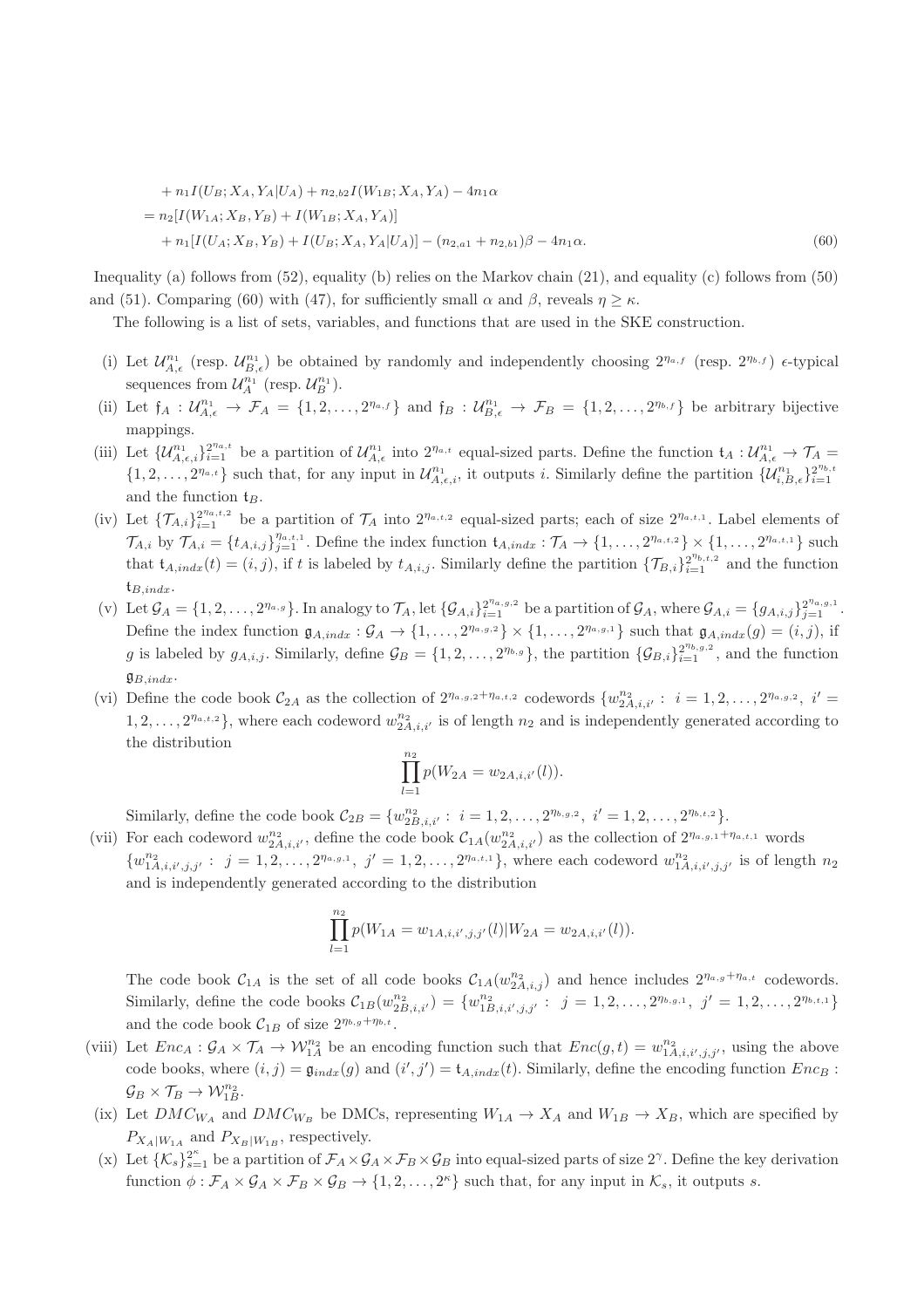$$
\begin{aligned}
&+ n_1 I(U_B; X_A, Y_A|U_A) + n_{2,b2} I(W_{1B}; X_A, Y_A) - 4n_1\alpha \\
&= n_2[I(W_{1A}; X_B, Y_B) + I(W_{1B}; X_A, Y_A)] \\
&\quad + n_1[I(U_A; X_B, Y_B) + I(U_B; X_A, Y_A|U_A)] - (n_{2,a1} + n_{2,b1})\beta - 4n_1\alpha. \qquad (60)
\end{aligned}
$$

Inequality (a) follows from (52), equality (b) relies on the Markov chain (21), and equality (c) follows from (50) and (51). Comparing (60) with (47), for sufficiently small $\alpha$ and $\beta$, reveals $\eta \geq \kappa$.

The following is a list of sets, variables, and functions that are used in the SKE construction.

(i) Let $\mathcal{U}_{A,\epsilon}^{n_1}$ (resp. $\mathcal{U}_{B,\epsilon}^{n_1}$) be obtained by randomly and independently choosing $2^{\eta_{a,f}}$ (resp. $2^{\eta_{b,f}}$) $\epsilon$-typical sequences from $\mathcal{U}_A^{n_1}$ (resp. $\mathcal{U}_B^{n_1}$).

(ii) Let $\mathfrak{f}_A : \mathcal{U}_{A,\epsilon}^{n_1} \to \mathcal{F}_A = \{1, 2, \ldots, 2^{\eta_{a,f}}\}$ and $\mathfrak{f}_B : \mathcal{U}_{B,\epsilon}^{n_1} \to \mathcal{F}_B = \{1, 2, \ldots, 2^{\eta_{b,f}}\}$ be arbitrary bijective mappings.

(iii) Let $\{\mathcal{U}_{A,\epsilon,i}^{n_1}\}_{i=1}^{2^{\eta_{a,t}}}$ be a partition of $\mathcal{U}_{A,\epsilon}^{n_1}$ into $2^{\eta_{a,t}}$ equal-sized parts. Define the function $\mathfrak{t}_A : \mathcal{U}_{A,\epsilon}^{n_1} \to \mathcal{T}_A = \{1, 2, \ldots, 2^{\eta_{a,t}}\}$ such that, for any input in $\mathcal{U}_{A,\epsilon,i}^{n_1}$, it outputs $i$. Similarly define the partition $\{\mathcal{U}_{i,B,\epsilon}^{n_1}\}_{i=1}^{2^{\eta_{b,t}}}$ and the function $\mathfrak{t}_B$.

(iv) Let $\{\mathcal{T}_{A,i}\}_{i=1}^{2^{\eta_{a,t,2}}}$ be a partition of $\mathcal{T}_A$ into $2^{\eta_{a,t,2}}$ equal-sized parts; each of size $2^{\eta_{a,t,1}}$. Label elements of $\mathcal{T}_{A,i}$ by $\mathcal{T}_{A,i} = \{t_{A,i,j}\}_{j=1}^{\eta_{a,t,1}}$. Define the index function $\mathfrak{t}_{A,indx} : \mathcal{T}_A \to \{1, \ldots, 2^{\eta_{a,t,2}}\} \times \{1, \ldots, 2^{\eta_{a,t,1}}\}$ such that $\mathfrak{t}_{A,indx}(t) = (i, j)$, if $t$ is labeled by $t_{A,i,j}$. Similarly define the partition $\{\mathcal{T}_{B,i}\}_{i=1}^{2^{\eta_{b,t,2}}}$ and the function $\mathfrak{t}_{B,indx}$.

(v) Let $\mathcal{G}_A = \{1, 2, \ldots, 2^{\eta_{a,g}}\}$. In analogy to $\mathcal{T}_A$, let $\{\mathcal{G}_{A,i}\}_{i=1}^{2^{\eta_{a,g,2}}}$ be a partition of $\mathcal{G}_A$, where $\mathcal{G}_{A,i} = \{g_{A,i,j}\}_{j=1}^{2^{\eta_{a,g,1}}}$. Define the index function $\mathfrak{g}_{A,indx} : \mathcal{G}_A \to \{1, \ldots, 2^{\eta_{a,g,2}}\} \times \{1, \ldots, 2^{\eta_{a,g,1}}\}$ such that $\mathfrak{g}_{A,indx}(g) = (i, j)$, if $g$ is labeled by $g_{A,i,j}$. Similarly, define $\mathcal{G}_B = \{1, 2, \ldots, 2^{\eta_{b,g}}\}$, the partition $\{\mathcal{G}_{B,i}\}_{i=1}^{2^{\eta_{b,g,2}}}$, and the function $\mathfrak{g}_{B,indx}$.

(vi) Define the code book $\mathcal{C}_{2A}$ as the collection of $2^{\eta_{a,g,2}+\eta_{a,t,2}}$ codewords $\{w_{2A,i,i'}^{n_2} : i = 1, 2, \ldots, 2^{\eta_{a,g,2}}, i' = 1, 2, \ldots, 2^{\eta_{a,t,2}}\}$, where each codeword $w_{2A,i,i'}^{n_2}$ is of length $n_2$ and is independently generated according to the distribution
$$
\prod_{l=1}^{n_2} p(W_{2A} = w_{2A,i,i'}(l)).
$$
Similarly, define the code book $\mathcal{C}_{2B} = \{w_{2B,i,i'}^{n_2} : i = 1, 2, \ldots, 2^{\eta_{b,g,2}}, i' = 1, 2, \ldots, 2^{\eta_{b,t,2}}\}$.

(vii) For each codeword $w_{2A,i,i'}^{n_2}$, define the code book $\mathcal{C}_{1A}(w_{2A,i,i'}^{n_2})$ as the collection of $2^{\eta_{a,g,1}+\eta_{a,t,1}}$ words $\{w_{1A,i,i',j,j'}^{n_2} : j = 1, 2, \ldots, 2^{\eta_{a,g,1}}, j' = 1, 2, \ldots, 2^{\eta_{a,t,1}}\}$, where each codeword $w_{1A,i,i',j,j'}^{n_2}$ is of length $n_2$ and is independently generated according to the distribution
$$
\prod_{l=1}^{n_2} p(W_{1A} = w_{1A,i,i',j,j'}(l) | W_{2A} = w_{2A,i,i'}(l)).
$$
The code book $\mathcal{C}_{1A}$ is the set of all code books $\mathcal{C}_{1A}(w_{2A,i,j}^{n_2})$ and hence includes $2^{\eta_{a,g}+\eta_{a,t}}$ codewords. Similarly, define the code books $\mathcal{C}_{1B}(w_{2B,i,i'}^{n_2}) = \{w_{1B,i,i',j,j'}^{n_2} : j = 1, 2, \ldots, 2^{\eta_{b,g,1}}, j' = 1, 2, \ldots, 2^{\eta_{b,t,1}}\}$ and the code book $\mathcal{C}_{1B}$ of size $2^{\eta_{b,g}+\eta_{b,t}}$.

(viii) Let $Enc_A : \mathcal{G}_A \times \mathcal{T}_A \to \mathcal{W}_{1A}^{n_2}$ be an encoding function such that $Enc(g, t) = w_{1A,i,i',j,j'}^{n_2}$, using the above code books, where $(i, j) = \mathfrak{g}_{indx}(g)$ and $(i', j') = \mathfrak{t}_{A,indx}(t)$. Similarly, define the encoding function $Enc_B : \mathcal{G}_B \times \mathcal{T}_B \to \mathcal{W}_{1B}^{n_2}$.

(ix) Let $DMC_{W_A}$ and $DMC_{W_B}$ be DMCs, representing $W_{1A} \to X_A$ and $W_{1B} \to X_B$, which are specified by $P_{X_A|W_{1A}}$ and $P_{X_B|W_{1B}}$, respectively.

(x) Let $\{\mathcal{K}_s\}_{s=1}^{2^\kappa}$ be a partition of $\mathcal{F}_A \times \mathcal{G}_A \times \mathcal{F}_B \times \mathcal{G}_B$ into equal-sized parts of size $2^\gamma$. Define the key derivation function $\phi : \mathcal{F}_A \times \mathcal{G}_A \times \mathcal{F}_B \times \mathcal{G}_B \to \{1, 2, \ldots, 2^\kappa\}$ such that, for any input in $\mathcal{K}_s$, it outputs $s$.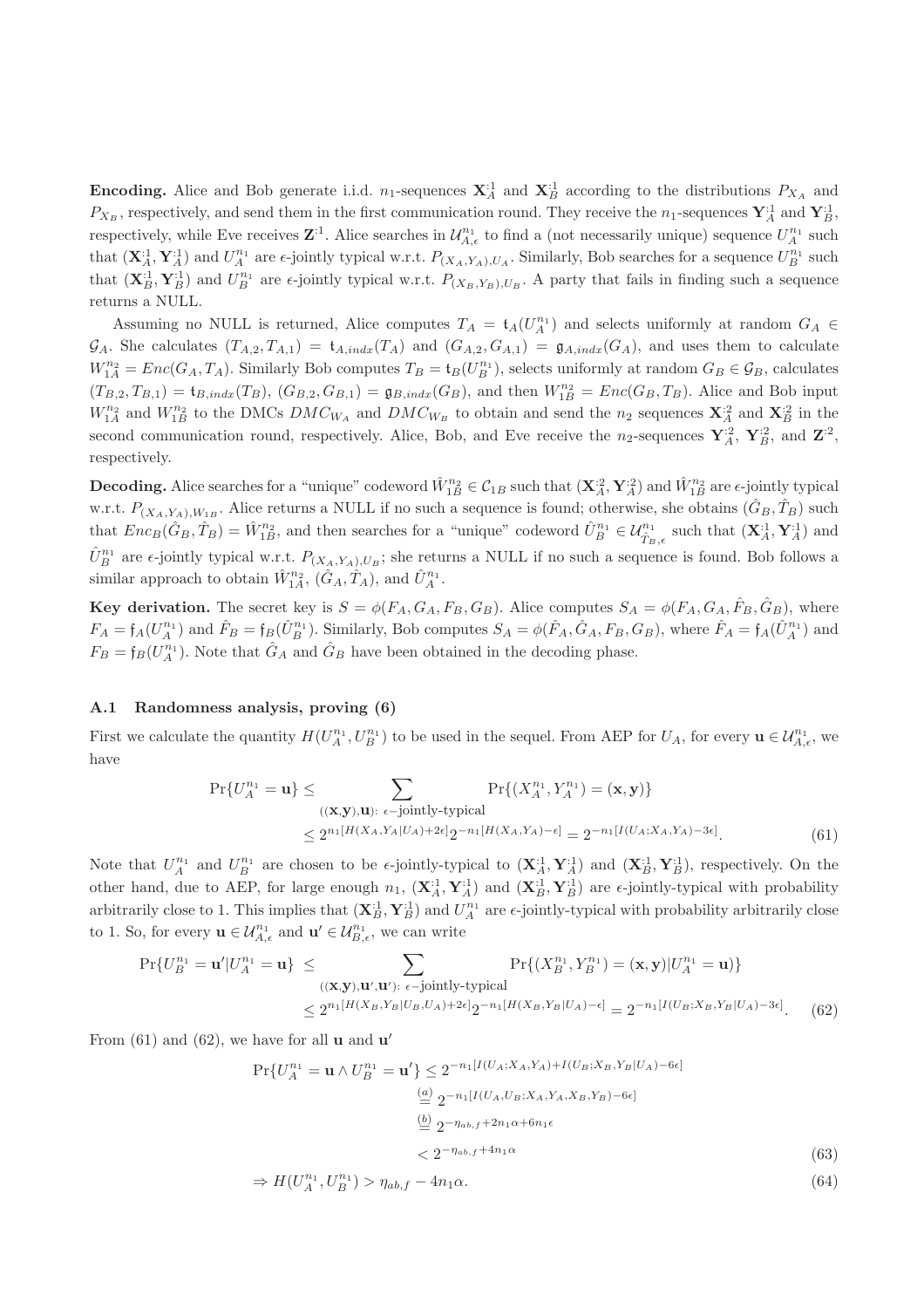**Encoding.** Alice and Bob generate i.i.d. $n_1$-sequences $\mathbf{X}_A^{:1}$ and $\mathbf{X}_B^{:1}$ according to the distributions $P_{X_A}$ and $P_{X_B}$, respectively, and send them in the first communication round. They receive the $n_1$-sequences $\mathbf{Y}_A^{:1}$ and $\mathbf{Y}_B^{:1}$, respectively, while Eve receives $\mathbf{Z}^{:1}$. Alice searches in $\mathcal{U}_{A,\epsilon}^{n_1}$ to find a (not necessarily unique) sequence $U_A^{n_1}$ such that $(\mathbf{X}_A^{:1}, \mathbf{Y}_A^{:1})$ and $U_A^{n_1}$ are $\epsilon$-jointly typical w.r.t. $P_{(X_A,Y_A),U_A}$. Similarly, Bob searches for a sequence $U_B^{n_1}$ such that $(\mathbf{X}_B^{:1}, \mathbf{Y}_B^{:1})$ and $U_B^{n_1}$ are $\epsilon$-jointly typical w.r.t. $P_{(X_B,Y_B),U_B}$. A party that fails in finding such a sequence returns a NULL.

Assuming no NULL is returned, Alice computes $T_A = \mathfrak{t}_A(U_A^{n_1})$ and selects uniformly at random $G_A \in \mathcal{G}_A$. She calculates $(T_{A,2}, T_{A,1}) = \mathfrak{t}_{A,indx}(T_A)$ and $(G_{A,2}, G_{A,1}) = \mathfrak{g}_{A,indx}(G_A)$, and uses them to calculate $W_{1A}^{n_2} = Enc(G_A, T_A)$. Similarly Bob computes $T_B = \mathfrak{t}_B(U_B^{n_1})$, selects uniformly at random $G_B \in \mathcal{G}_B$, calculates $(T_{B,2}, T_{B,1}) = \mathfrak{t}_{B,indx}(T_B)$, $(G_{B,2}, G_{B,1}) = \mathfrak{g}_{B,indx}(G_B)$, and then $W_{1B}^{n_2} = Enc(G_B, T_B)$. Alice and Bob input $W_{1A}^{n_2}$ and $W_{1B}^{n_2}$ to the DMCs $DMC_{W_A}$ and $DMC_{W_B}$ to obtain and send the $n_2$ sequences $\mathbf{X}_A^{:2}$ and $\mathbf{X}_B^{:2}$ in the second communication round, respectively. Alice, Bob, and Eve receive the $n_2$-sequences $\mathbf{Y}_A^{:2}$, $\mathbf{Y}_B^{:2}$, and $\mathbf{Z}^{:2}$, respectively.

**Decoding.** Alice searches for a "unique" codeword $\hat{W}_{1B}^{n_2} \in \mathcal{C}_{1B}$ such that $(\mathbf{X}_A^{:2}, \mathbf{Y}_A^{:2})$ and $\hat{W}_{1B}^{n_2}$ are $\epsilon$-jointly typical w.r.t. $P_{(X_A,Y_A),W_{1B}}$. Alice returns a NULL if no such a sequence is found; otherwise, she obtains $(\hat{G}_B, \hat{T}_B)$ such that $Enc_B(\hat{G}_B, \hat{T}_B) = \hat{W}_{1B}^{n_2}$, and then searches for a "unique" codeword $\hat{U}_B^{n_1} \in \mathcal{U}_{\hat{T}_B,\epsilon}^{n_1}$ such that $(\mathbf{X}_A^{:1}, \mathbf{Y}_A^{:1})$ and $\hat{U}_B^{n_1}$ are $\epsilon$-jointly typical w.r.t. $P_{(X_A,Y_A),U_B}$; she returns a NULL if no such a sequence is found. Bob follows a similar approach to obtain $\hat{W}_{1A}^{n_2}$, $(\hat{G}_A, \hat{T}_A)$, and $\hat{U}_A^{n_1}$.

**Key derivation.** The secret key is $S = \phi(F_A, G_A, F_B, G_B)$. Alice computes $S_A = \phi(F_A, G_A, \hat{F}_B, \hat{G}_B)$, where $F_A = \mathfrak{f}_A(U_A^{n_1})$ and $\hat{F}_B = \mathfrak{f}_B(\hat{U}_B^{n_1})$. Similarly, Bob computes $S_A = \phi(\hat{F}_A, \hat{G}_A, F_B, G_B)$, where $\hat{F}_A = \mathfrak{f}_A(\hat{U}_A^{n_1})$ and $F_B = \mathfrak{f}_B(U_A^{n_1})$. Note that $\hat{G}_A$ and $\hat{G}_B$ have been obtained in the decoding phase.

### A.1 Randomness analysis, proving (6)

First we calculate the quantity $H(U_A^{n_1}, U_B^{n_1})$ to be used in the sequel. From AEP for $U_A$, for every $\mathbf{u} \in \mathcal{U}_{A,\epsilon}^{n_1}$, we have

$$
\begin{aligned}
\Pr\{U_A^{n_1} = \mathbf{u}\} &\le \sum_{((\mathbf{x},\mathbf{y}),\mathbf{u}):\ \epsilon-\text{jointly-typical}} \Pr\{(X_A^{n_1}, Y_A^{n_1}) = (\mathbf{x}, \mathbf{y})\} \\
&\le 2^{n_1[H(X_A,Y_A|U_A)+2\epsilon]} 2^{-n_1[H(X_A,Y_A)-\epsilon]} = 2^{-n_1[I(U_A;X_A,Y_A)-3\epsilon]}. \qquad (61)
\end{aligned}
$$

Note that $U_A^{n_1}$ and $U_B^{n_1}$ are chosen to be $\epsilon$-jointly-typical to $(\mathbf{X}_A^{:1}, \mathbf{Y}_A^{:1})$ and $(\mathbf{X}_B^{:1}, \mathbf{Y}_B^{:1})$, respectively. On the other hand, due to AEP, for large enough $n_1$, $(\mathbf{X}_A^{:1}, \mathbf{Y}_A^{:1})$ and $(\mathbf{X}_B^{:1}, \mathbf{Y}_B^{:1})$ are $\epsilon$-jointly-typical with probability arbitrarily close to 1. This implies that $(\mathbf{X}_B^{:1}, \mathbf{Y}_B^{:1})$ and $U_A^{n_1}$ are $\epsilon$-jointly-typical with probability arbitrarily close to 1. So, for every $\mathbf{u} \in \mathcal{U}_{A,\epsilon}^{n_1}$ and $\mathbf{u}' \in \mathcal{U}_{B,\epsilon}^{n_1}$, we can write

$$
\begin{aligned}
\Pr\{U_B^{n_1} = \mathbf{u}' | U_A^{n_1} = \mathbf{u}\} &\le \sum_{((\mathbf{x},\mathbf{y}),\mathbf{u}',\mathbf{u}'):\ \epsilon-\text{jointly-typical}} \Pr\{(X_B^{n_1}, Y_B^{n_1}) = (\mathbf{x}, \mathbf{y}) | U_A^{n_1} = \mathbf{u})\} \\
&\le 2^{n_1[H(X_B,Y_B|U_B,U_A)+2\epsilon]} 2^{-n_1[H(X_B,Y_B|U_A)-\epsilon]} = 2^{-n_1[I(U_B;X_B,Y_B|U_A)-3\epsilon]}. \qquad (62)
\end{aligned}
$$

From (61) and (62), we have for all $\mathbf{u}$ and $\mathbf{u}'$

$$
\begin{aligned}
\Pr\{U_A^{n_1} = \mathbf{u} \wedge U_B^{n_1} = \mathbf{u}'\} &\le 2^{-n_1[I(U_A;X_A,Y_A)+I(U_B;X_B,Y_B|U_A)-6\epsilon]} \\
&\overset{(a)}{=} 2^{-n_1[I(U_A,U_B;X_A,Y_A,X_B,Y_B)-6\epsilon]} \\
&\overset{(b)}{=} 2^{-\eta_{ab,f}+2n_1\alpha+6n_1\epsilon} \\
&< 2^{-\eta_{ab,f}+4n_1\alpha} \qquad (63)
\end{aligned}
$$

$$
\Rightarrow H(U_A^{n_1}, U_B^{n_1}) > \eta_{ab,f} - 4n_1\alpha. \qquad (64)
$$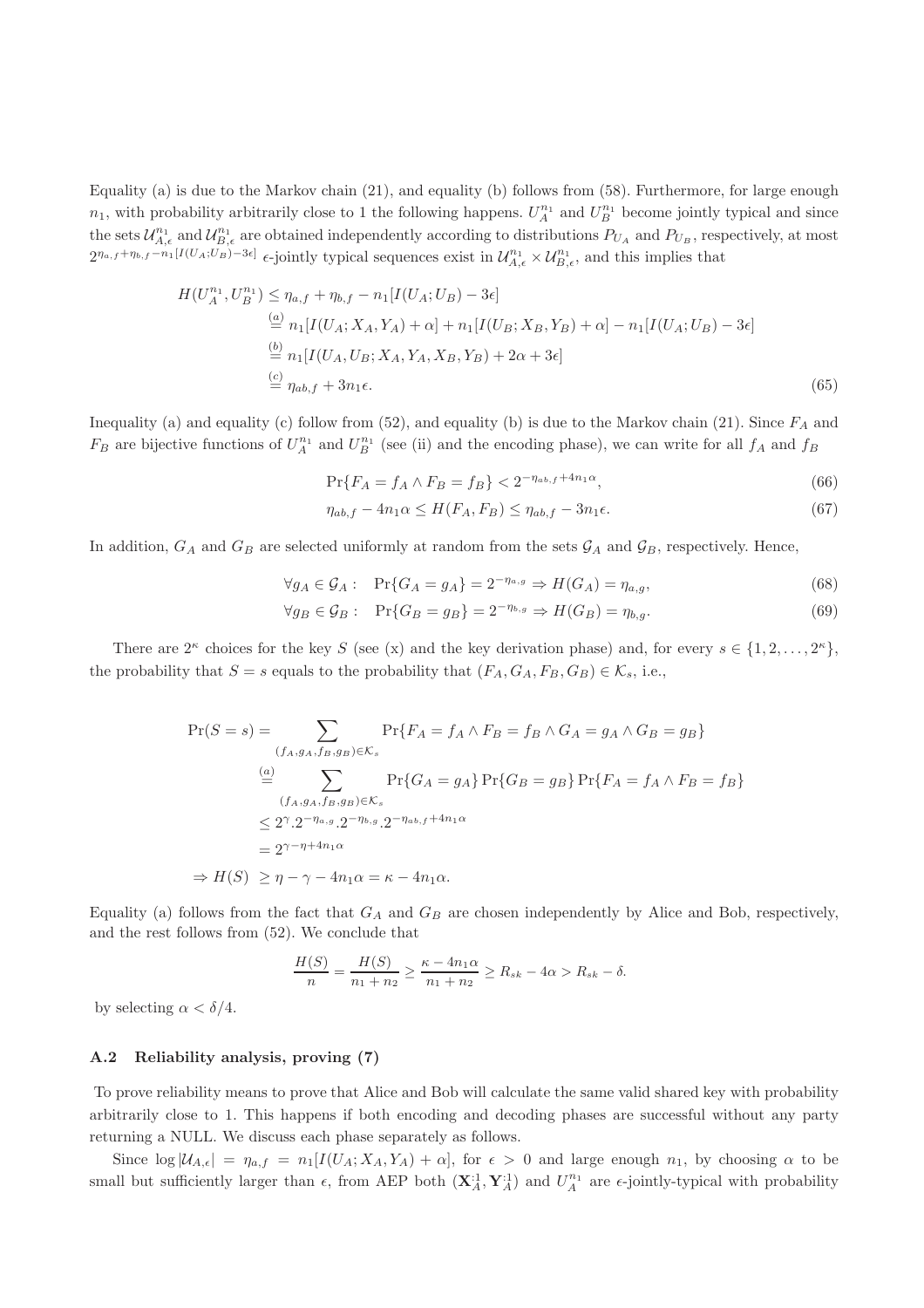Equality (a) is due to the Markov chain (21), and equality (b) follows from (58). Furthermore, for large enough $n_1$, with probability arbitrarily close to 1 the following happens. $U_A^{n_1}$ and $U_B^{n_1}$ become jointly typical and since the sets $\mathcal{U}_{A,\epsilon}^{n_1}$ and $\mathcal{U}_{B,\epsilon}^{n_1}$ are obtained independently according to distributions $P_{U_A}$ and $P_{U_B}$, respectively, at most $2^{\eta_{a,f}+\eta_{b,f}-n_1[I(U_A;U_B)-3\epsilon]}$ $\epsilon$-jointly typical sequences exist in $\mathcal{U}_{A,\epsilon}^{n_1} \times \mathcal{U}_{B,\epsilon}^{n_1}$, and this implies that

$$
\begin{aligned}
H(U_A^{n_1}, U_B^{n_1}) &\leq \eta_{a,f} + \eta_{b,f} - n_1[I(U_A; U_B) - 3\epsilon] \\
&\stackrel{(a)}{=} n_1[I(U_A; X_A, Y_A) + \alpha] + n_1[I(U_B; X_B, Y_B) + \alpha] - n_1[I(U_A; U_B) - 3\epsilon] \\
&\stackrel{(b)}{=} n_1[I(U_A, U_B; X_A, Y_A, X_B, Y_B) + 2\alpha + 3\epsilon] \\
&\stackrel{(c)}{=} \eta_{ab,f} + 3n_1\epsilon.
\end{aligned} \tag{65}
$$

Inequality (a) and equality (c) follow from (52), and equality (b) is due to the Markov chain (21). Since $F_A$ and $F_B$ are bijective functions of $U_A^{n_1}$ and $U_B^{n_1}$ (see (ii) and the encoding phase), we can write for all $f_A$ and $f_B$

$$
\Pr\{F_A = f_A \wedge F_B = f_B\} < 2^{-\eta_{ab,f}+4n_1\alpha}, \tag{66}
$$

$$
\eta_{ab,f} - 4n_1\alpha \leq H(F_A, F_B) \leq \eta_{ab,f} - 3n_1\epsilon. \tag{67}
$$

In addition, $G_A$ and $G_B$ are selected uniformly at random from the sets $\mathcal{G}_A$ and $\mathcal{G}_B$, respectively. Hence,

$$
\forall g_A \in \mathcal{G}_A : \quad \Pr\{G_A = g_A\} = 2^{-\eta_{a,g}} \Rightarrow H(G_A) = \eta_{a,g}, \tag{68}
$$

$$
\forall g_B \in \mathcal{G}_B : \quad \Pr\{G_B = g_B\} = 2^{-\eta_{b,g}} \Rightarrow H(G_B) = \eta_{b,g}. \tag{69}
$$

There are $2^\kappa$ choices for the key $S$ (see (x) and the key derivation phase) and, for every $s \in \{1, 2, \ldots, 2^\kappa\}$, the probability that $S = s$ equals to the probability that $(F_A, G_A, F_B, G_B) \in \mathcal{K}_s$, i.e.,

$$
\begin{aligned}
\Pr(S = s) &= \sum_{(f_A, g_A, f_B, g_B) \in \mathcal{K}_s} \Pr\{F_A = f_A \wedge F_B = f_B \wedge G_A = g_A \wedge G_B = g_B\} \\
&\stackrel{(a)}{=} \sum_{(f_A, g_A, f_B, g_B) \in \mathcal{K}_s} \Pr\{G_A = g_A\} \Pr\{G_B = g_B\} \Pr\{F_A = f_A \wedge F_B = f_B\} \\
&\leq 2^\gamma . 2^{-\eta_{a,g}} . 2^{-\eta_{b,g}} . 2^{-\eta_{ab,f}+4n_1\alpha} \\
&= 2^{\gamma - \eta + 4n_1\alpha} \\
\Rightarrow H(S) &\geq \eta - \gamma - 4n_1\alpha = \kappa - 4n_1\alpha.
\end{aligned}
$$

Equality (a) follows from the fact that $G_A$ and $G_B$ are chosen independently by Alice and Bob, respectively, and the rest follows from (52). We conclude that

$$
\frac{H(S)}{n} = \frac{H(S)}{n_1 + n_2} \geq \frac{\kappa - 4n_1\alpha}{n_1 + n_2} \geq R_{sk} - 4\alpha > R_{sk} - \delta.
$$

by selecting $\alpha < \delta/4$.

### A.2 Reliability analysis, proving (7)

To prove reliability means to prove that Alice and Bob will calculate the same valid shared key with probability arbitrarily close to 1. This happens if both encoding and decoding phases are successful without any party returning a NULL. We discuss each phase separately as follows.

Since $\log |\mathcal{U}_{A,\epsilon}| = \eta_{a,f} = n_1[I(U_A; X_A, Y_A) + \alpha]$, for $\epsilon > 0$ and large enough $n_1$, by choosing $\alpha$ to be small but sufficiently larger than $\epsilon$, from AEP both $(\mathbf{X}_A^{:1}, \mathbf{Y}_A^{:1})$ and $U_A^{n_1}$ are $\epsilon$-jointly-typical with probability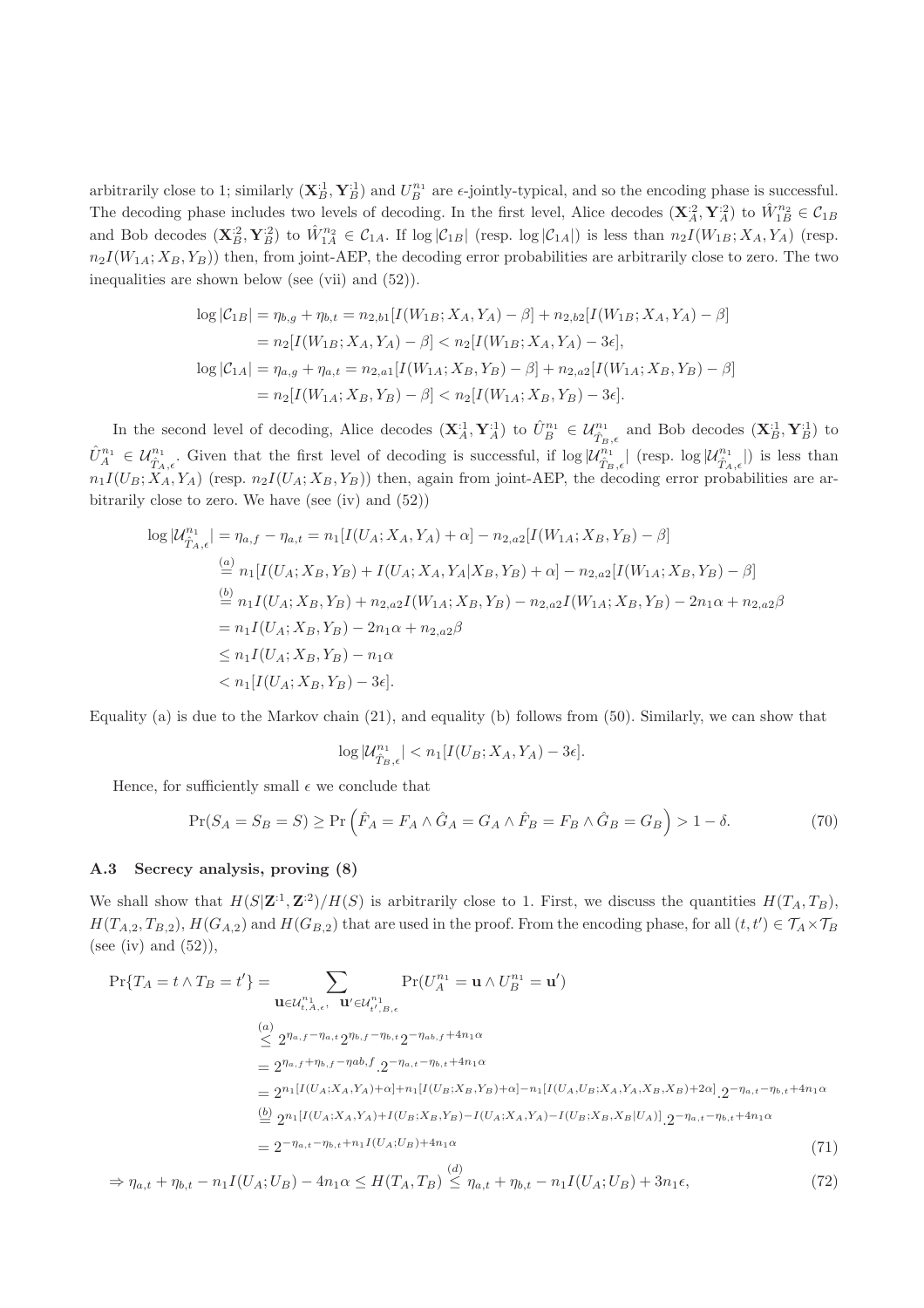arbitrarily close to 1; similarly $(\mathbf{X}_B^{:1}, \mathbf{Y}_B^{:1})$ and $U_B^{n_1}$ are $\epsilon$-jointly-typical, and so the encoding phase is successful. The decoding phase includes two levels of decoding. In the first level, Alice decodes $(\mathbf{X}_A^{:2}, \mathbf{Y}_A^{:2})$ to $\hat{W}_{1B}^{n_2} \in \mathcal{C}_{1B}$ and Bob decodes $(\mathbf{X}_B^{:2}, \mathbf{Y}_B^{:2})$ to $\hat{W}_{1A}^{n_2} \in \mathcal{C}_{1A}$. If $\log |\mathcal{C}_{1B}|$ (resp. $\log |\mathcal{C}_{1A}|$) is less than $n_2 I(W_{1B}; X_A, Y_A)$ (resp. $n_2 I(W_{1A}; X_B, Y_B)$) then, from joint-AEP, the decoding error probabilities are arbitrarily close to zero. The two inequalities are shown below (see (vii) and (52)).

$$
\begin{aligned}
\log |\mathcal{C}_{1B}| &= \eta_{b,g} + \eta_{b,t} = n_{2,b1}[I(W_{1B}; X_A, Y_A) - \beta] + n_{2,b2}[I(W_{1B}; X_A, Y_A) - \beta] \\
&= n_2[I(W_{1B}; X_A, Y_A) - \beta] < n_2[I(W_{1B}; X_A, Y_A) - 3\epsilon], \\
\log |\mathcal{C}_{1A}| &= \eta_{a,g} + \eta_{a,t} = n_{2,a1}[I(W_{1A}; X_B, Y_B) - \beta] + n_{2,a2}[I(W_{1A}; X_B, Y_B) - \beta] \\
&= n_2[I(W_{1A}; X_B, Y_B) - \beta] < n_2[I(W_{1A}; X_B, Y_B) - 3\epsilon].
\end{aligned}
$$

In the second level of decoding, Alice decodes $(\mathbf{X}_A^{:1}, \mathbf{Y}_A^{:1})$ to $\hat{U}_B^{n_1} \in \mathcal{U}_{\hat{T}_B,\epsilon}^{n_1}$ and Bob decodes $(\mathbf{X}_B^{:1}, \mathbf{Y}_B^{:1})$ to $\hat{U}_A^{n_1} \in \mathcal{U}_{\hat{T}_A,\epsilon}^{n_1}$. Given that the first level of decoding is successful, if $\log |\mathcal{U}_{\hat{T}_B,\epsilon}^{n_1}|$ (resp. $\log |\mathcal{U}_{\hat{T}_A,\epsilon}^{n_1}|$) is less than $n_1 I(U_B; X_A, Y_A)$ (resp. $n_2 I(U_A; X_B, Y_B)$) then, again from joint-AEP, the decoding error probabilities are arbitrarily close to zero. We have (see (iv) and (52))

$$
\begin{aligned}
\log |\mathcal{U}_{\hat{T}_A,\epsilon}^{n_1}| &= \eta_{a,f} - \eta_{a,t} = n_1[I(U_A; X_A, Y_A) + \alpha] - n_{2,a2}[I(W_{1A}; X_B, Y_B) - \beta] \\
&\stackrel{(a)}{=} n_1[I(U_A; X_B, Y_B) + I(U_A; X_A, Y_A | X_B, Y_B) + \alpha] - n_{2,a2}[I(W_{1A}; X_B, Y_B) - \beta] \\
&\stackrel{(b)}{=} n_1 I(U_A; X_B, Y_B) + n_{2,a2} I(W_{1A}; X_B, Y_B) - n_{2,a2} I(W_{1A}; X_B, Y_B) - 2n_1\alpha + n_{2,a2}\beta \\
&= n_1 I(U_A; X_B, Y_B) - 2n_1\alpha + n_{2,a2}\beta \\
&\le n_1 I(U_A; X_B, Y_B) - n_1\alpha \\
&< n_1[I(U_A; X_B, Y_B) - 3\epsilon].
\end{aligned}
$$

Equality (a) is due to the Markov chain (21), and equality (b) follows from (50). Similarly, we can show that

$$
\log |\mathcal{U}_{\hat{T}_B,\epsilon}^{n_1}| < n_1[I(U_B; X_A, Y_A) - 3\epsilon].
$$

Hence, for sufficiently small $\epsilon$ we conclude that

$$
\Pr(S_A = S_B = S) \ge \Pr\left(\hat{F}_A = F_A \wedge \hat{G}_A = G_A \wedge \hat{F}_B = F_B \wedge \hat{G}_B = G_B\right) > 1 - \delta. \tag{70}
$$

### A.3 Secrecy analysis, proving (8)

We shall show that $H(S|\mathbf{Z}^{:1}, \mathbf{Z}^{:2})/H(S)$ is arbitrarily close to 1. First, we discuss the quantities $H(T_A, T_B)$, $H(T_{A,2}, T_{B,2})$, $H(G_{A,2})$ and $H(G_{B,2})$ that are used in the proof. From the encoding phase, for all $(t, t') \in \mathcal{T}_A \times \mathcal{T}_B$ (see (iv) and (52)),

$$
\begin{aligned}
\Pr\{T_A = t \wedge T_B = t'\} &= \sum_{\mathbf{u} \in \mathcal{U}_{t,A,\epsilon}^{n_1},\ \mathbf{u}' \in \mathcal{U}_{t',B,\epsilon}^{n_1}} \Pr(U_A^{n_1} = \mathbf{u} \wedge U_B^{n_1} = \mathbf{u}') \\
&\stackrel{(a)}{\le} 2^{\eta_{a,f} - \eta_{a,t}} 2^{\eta_{b,f} - \eta_{b,t}} 2^{-\eta_{ab,f} + 4n_1\alpha} \\
&= 2^{\eta_{a,f} + \eta_{b,f} - \eta ab,f} . 2^{-\eta_{a,t} - \eta_{b,t} + 4n_1\alpha} \\
&= 2^{n_1[I(U_A; X_A, Y_A) + \alpha] + n_1[I(U_B; X_B, Y_B) + \alpha] - n_1[I(U_A, U_B; X_A, Y_A, X_B, X_B) + 2\alpha]} . 2^{-\eta_{a,t} - \eta_{b,t} + 4n_1\alpha} \\
&\stackrel{(b)}{=} 2^{n_1[I(U_A; X_A, Y_A) + I(U_B; X_B, Y_B) - I(U_A; X_A, Y_A) - I(U_B; X_B, X_B | U_A)]} . 2^{-\eta_{a,t} - \eta_{b,t} + 4n_1\alpha} \\
&= 2^{-\eta_{a,t} - \eta_{b,t} + n_1 I(U_A; U_B) + 4n_1\alpha}
\end{aligned} \tag{71}
$$

$$
\Rightarrow \eta_{a,t} + \eta_{b,t} - n_1 I(U_A; U_B) - 4n_1\alpha \le H(T_A, T_B) \stackrel{(d)}{\le} \eta_{a,t} + \eta_{b,t} - n_1 I(U_A; U_B) + 3n_1\epsilon, \tag{72}
$$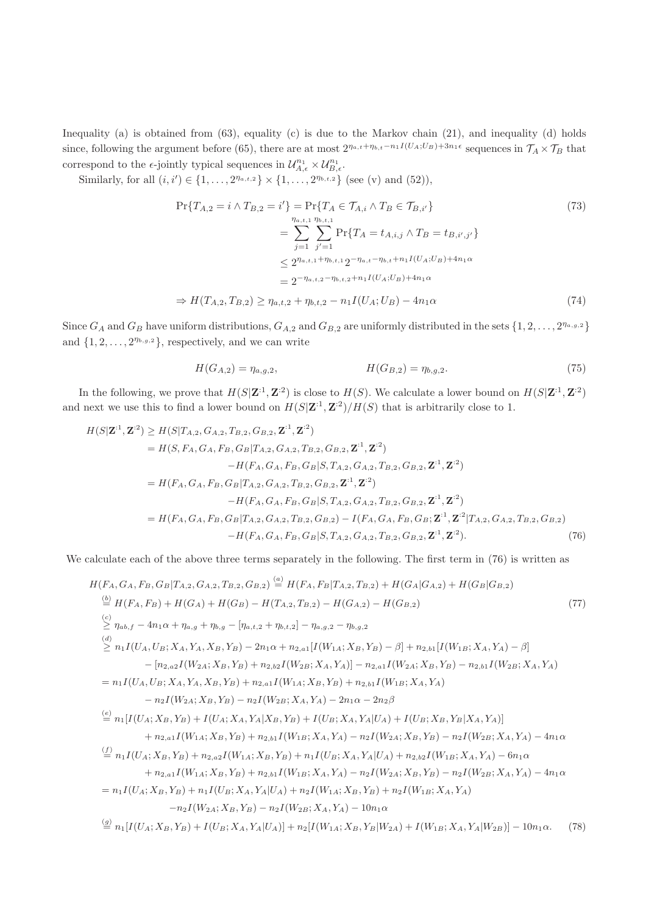Inequality (a) is obtained from (63), equality (c) is due to the Markov chain (21), and inequality (d) holds since, following the argument before (65), there are at most $2^{\eta_{a,t}+\eta_{b,t}-n_1 I(U_A;U_B)+3n_1\epsilon}$ sequences in $\mathcal{T}_A \times \mathcal{T}_B$ that correspond to the $\epsilon$-jointly typical sequences in $\mathcal{U}_{A,\epsilon}^{n_1} \times \mathcal{U}_{B,\epsilon}^{n_1}$.

Similarly, for all $(i,i') \in \{1,\ldots,2^{\eta_{a,t,2}}\} \times \{1,\ldots,2^{\eta_{b,t,2}}\}$ (see (v) and (52)),

$$
\begin{aligned}
\Pr\{T_{A,2}=i \wedge T_{B,2}=i'\} &= \Pr\{T_A \in \mathcal{T}_{A,i} \wedge T_B \in \mathcal{T}_{B,i'}\} && (73)\\
&= \sum_{j=1}^{\eta_{a,t,1}} \sum_{j'=1}^{\eta_{b,t,1}} \Pr\{T_A = t_{A,i,j} \wedge T_B = t_{B,i',j'}\}\\
&\leq 2^{\eta_{a,t,1}+\eta_{b,t,1}} 2^{-\eta_{a,t}-\eta_{b,t}+n_1 I(U_A;U_B)+4n_1\alpha}\\
&= 2^{-\eta_{a,t,2}-\eta_{b,t,2}+n_1 I(U_A;U_B)+4n_1\alpha}\\
\Rightarrow H(T_{A,2},T_{B,2}) &\geq \eta_{a,t,2}+\eta_{b,t,2}-n_1 I(U_A;U_B)-4n_1\alpha && (74)
\end{aligned}
$$

Since $G_A$ and $G_B$ have uniform distributions, $G_{A,2}$ and $G_{B,2}$ are uniformly distributed in the sets $\{1,2,\ldots,2^{\eta_{a,g,2}}\}$ and $\{1,2,\ldots,2^{\eta_{b,g,2}}\}$, respectively, and we can write

$$
H(G_{A,2}) = \eta_{a,g,2}, \qquad\qquad H(G_{B,2}) = \eta_{b,g,2}. \tag{75}
$$

In the following, we prove that $H(S|\mathbf{Z}^{:1},\mathbf{Z}^{:2})$ is close to $H(S)$. We calculate a lower bound on $H(S|\mathbf{Z}^{:1},\mathbf{Z}^{:2})$ and next we use this to find a lower bound on $H(S|\mathbf{Z}^{:1},\mathbf{Z}^{:2})/H(S)$ that is arbitrarily close to 1.

$$
\begin{aligned}
H(S|\mathbf{Z}^{:1},\mathbf{Z}^{:2}) &\geq H(S|T_{A,2},G_{A,2},T_{B,2},G_{B,2},\mathbf{Z}^{:1},\mathbf{Z}^{:2})\\
&= H(S,F_A,G_A,F_B,G_B|T_{A,2},G_{A,2},T_{B,2},G_{B,2},\mathbf{Z}^{:1},\mathbf{Z}^{:2})\\
&\qquad -H(F_A,G_A,F_B,G_B|S,T_{A,2},G_{A,2},T_{B,2},G_{B,2},\mathbf{Z}^{:1},\mathbf{Z}^{:2})\\
&= H(F_A,G_A,F_B,G_B|T_{A,2},G_{A,2},T_{B,2},G_{B,2},\mathbf{Z}^{:1},\mathbf{Z}^{:2})\\
&\qquad -H(F_A,G_A,F_B,G_B|S,T_{A,2},G_{A,2},T_{B,2},G_{B,2},\mathbf{Z}^{:1},\mathbf{Z}^{:2})\\
&= H(F_A,G_A,F_B,G_B|T_{A,2},G_{A,2},T_{B,2},G_{B,2}) - I(F_A,G_A,F_B,G_B;\mathbf{Z}^{:1},\mathbf{Z}^{:2}|T_{A,2},G_{A,2},T_{B,2},G_{B,2})\\
&\qquad -H(F_A,G_A,F_B,G_B|S,T_{A,2},G_{A,2},T_{B,2},G_{B,2},\mathbf{Z}^{:1},\mathbf{Z}^{:2}).
\end{aligned}
\tag{76}
$$

We calculate each of the above three terms separately in the following. The first term in (76) is written as

$$
\begin{aligned}
H(F_A,G_A,F_B,G_B|T_{A,2},G_{A,2},T_{B,2},G_{B,2}) &\overset{(a)}{=} H(F_A,F_B|T_{A,2},T_{B,2}) + H(G_A|G_{A,2}) + H(G_B|G_{B,2})\\
&\overset{(b)}{=} H(F_A,F_B) + H(G_A) + H(G_B) - H(T_{A,2},T_{B,2}) - H(G_{A,2}) - H(G_{B,2}) && (77)\\
&\overset{(c)}{\geq} \eta_{ab,f} - 4n_1\alpha + \eta_{a,g} + \eta_{b,g} - [\eta_{a,t,2}+\eta_{b,t,2}] - \eta_{a,g,2} - \eta_{b,g,2}\\
&\overset{(d)}{\geq} n_1 I(U_A,U_B;X_A,Y_A,X_B,Y_B) - 2n_1\alpha + n_{2,a1}[I(W_{1A};X_B,Y_B)-\beta] + n_{2,b1}[I(W_{1B};X_A,Y_A)-\beta]\\
&\qquad - [n_{2,a2}I(W_{2A};X_B,Y_B) + n_{2,b2}I(W_{2B};X_A,Y_A)] - n_{2,a1}I(W_{2A};X_B,Y_B) - n_{2,b1}I(W_{2B};X_A,Y_A)\\
&= n_1 I(U_A,U_B;X_A,Y_A,X_B,Y_B) + n_{2,a1}I(W_{1A};X_B,Y_B) + n_{2,b1}I(W_{1B};X_A,Y_A)\\
&\qquad - n_2 I(W_{2A};X_B,Y_B) - n_2 I(W_{2B};X_A,Y_A) - 2n_1\alpha - 2n_2\beta\\
&\overset{(e)}{=} n_1[I(U_A;X_B,Y_B) + I(U_A;X_A,Y_A|X_B,Y_B) + I(U_B;X_A,Y_A|U_A) + I(U_B;X_B,Y_B|X_A,Y_A)]\\
&\qquad + n_{2,a1}I(W_{1A};X_B,Y_B) + n_{2,b1}I(W_{1B};X_A,Y_A) - n_2 I(W_{2A};X_B,Y_B) - n_2 I(W_{2B};X_A,Y_A) - 4n_1\alpha\\
&\overset{(f)}{=} n_1 I(U_A;X_B,Y_B) + n_{2,a2}I(W_{1A};X_B,Y_B) + n_1 I(U_B;X_A,Y_A|U_A) + n_{2,b2}I(W_{1B};X_A,Y_A) - 6n_1\alpha\\
&\qquad + n_{2,a1}I(W_{1A};X_B,Y_B) + n_{2,b1}I(W_{1B};X_A,Y_A) - n_2 I(W_{2A};X_B,Y_B) - n_2 I(W_{2B};X_A,Y_A) - 4n_1\alpha\\
&= n_1 I(U_A;X_B,Y_B) + n_1 I(U_B;X_A,Y_A|U_A) + n_2 I(W_{1A};X_B,Y_B) + n_2 I(W_{1B};X_A,Y_A)\\
&\qquad - n_2 I(W_{2A};X_B,Y_B) - n_2 I(W_{2B};X_A,Y_A) - 10n_1\alpha\\
&\overset{(g)}{=} n_1[I(U_A;X_B,Y_B) + I(U_B;X_A,Y_A|U_A)] + n_2[I(W_{1A};X_B,Y_B|W_{2A}) + I(W_{1B};X_A,Y_A|W_{2B})] - 10n_1\alpha. && (78)
\end{aligned}
$$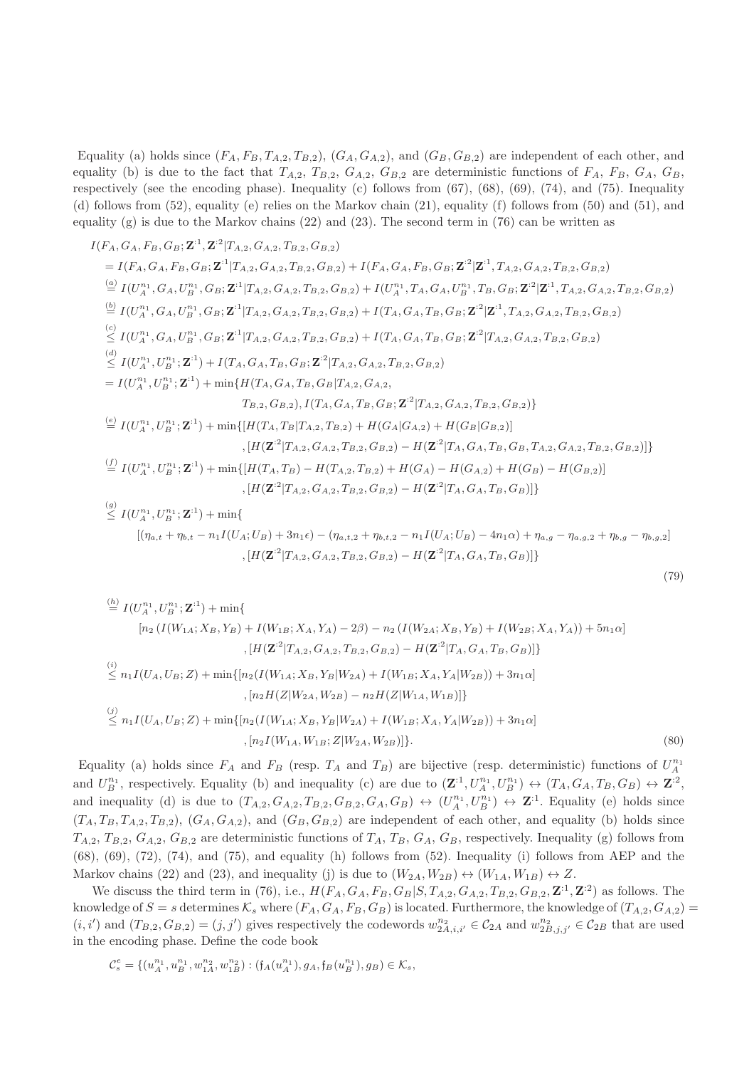Equality (a) holds since $(F_A, F_B, T_{A,2}, T_{B,2})$, $(G_A, G_{A,2})$, and $(G_B, G_{B,2})$ are independent of each other, and equality (b) is due to the fact that $T_{A,2}$, $T_{B,2}$, $G_{A,2}$, $G_{B,2}$ are deterministic functions of $F_A$, $F_B$, $G_A$, $G_B$, respectively (see the encoding phase). Inequality (c) follows from (67), (68), (69), (74), and (75). Inequality (d) follows from (52), equality (e) relies on the Markov chain (21), equality (f) follows from (50) and (51), and equality (g) is due to the Markov chains (22) and (23). The second term in (76) can be written as

$$
\begin{aligned}
& I(F_A, G_A, F_B, G_B; \mathbf{Z}^{:1}, \mathbf{Z}^{:2} | T_{A,2}, G_{A,2}, T_{B,2}, G_{B,2}) \\
&= I(F_A, G_A, F_B, G_B; \mathbf{Z}^{:1} | T_{A,2}, G_{A,2}, T_{B,2}, G_{B,2}) + I(F_A, G_A, F_B, G_B; \mathbf{Z}^{:2} | \mathbf{Z}^{:1}, T_{A,2}, G_{A,2}, T_{B,2}, G_{B,2}) \\
&\overset{(a)}{=} I(U_A^{n_1}, G_A, U_B^{n_1}, G_B; \mathbf{Z}^{:1} | T_{A,2}, G_{A,2}, T_{B,2}, G_{B,2}) + I(U_A^{n_1}, T_A, G_A, U_B^{n_1}, T_B, G_B; \mathbf{Z}^{:2} | \mathbf{Z}^{:1}, T_{A,2}, G_{A,2}, T_{B,2}, G_{B,2}) \\
&\overset{(b)}{=} I(U_A^{n_1}, G_A, U_B^{n_1}, G_B; \mathbf{Z}^{:1} | T_{A,2}, G_{A,2}, T_{B,2}, G_{B,2}) + I(T_A, G_A, T_B, G_B; \mathbf{Z}^{:2} | \mathbf{Z}^{:1}, T_{A,2}, G_{A,2}, T_{B,2}, G_{B,2}) \\
&\overset{(c)}{\leq} I(U_A^{n_1}, G_A, U_B^{n_1}, G_B; \mathbf{Z}^{:1} | T_{A,2}, G_{A,2}, T_{B,2}, G_{B,2}) + I(T_A, G_A, T_B, G_B; \mathbf{Z}^{:2} | T_{A,2}, G_{A,2}, T_{B,2}, G_{B,2}) \\
&\overset{(d)}{\leq} I(U_A^{n_1}, U_B^{n_1}; \mathbf{Z}^{:1}) + I(T_A, G_A, T_B, G_B; \mathbf{Z}^{:2} | T_{A,2}, G_{A,2}, T_{B,2}, G_{B,2}) \\
&= I(U_A^{n_1}, U_B^{n_1}; \mathbf{Z}^{:1}) + \min\{ H(T_A, G_A, T_B, G_B | T_{A,2}, G_{A,2}, \\
&\qquad\qquad T_{B,2}, G_{B,2}), I(T_A, G_A, T_B, G_B; \mathbf{Z}^{:2} | T_{A,2}, G_{A,2}, T_{B,2}, G_{B,2}) \} \\
&\overset{(e)}{=} I(U_A^{n_1}, U_B^{n_1}; \mathbf{Z}^{:1}) + \min\{ [H(T_A, T_B | T_{A,2}, T_{B,2}) + H(G_A | G_{A,2}) + H(G_B | G_{B,2})] \\
&\qquad\qquad , [H(\mathbf{Z}^{:2} | T_{A,2}, G_{A,2}, T_{B,2}, G_{B,2}) - H(\mathbf{Z}^{:2} | T_A, G_A, T_B, G_B, T_{A,2}, G_{A,2}, T_{B,2}, G_{B,2})] \} \\
&\overset{(f)}{=} I(U_A^{n_1}, U_B^{n_1}; \mathbf{Z}^{:1}) + \min\{ [H(T_A, T_B) - H(T_{A,2}, T_{B,2}) + H(G_A) - H(G_{A,2}) + H(G_B) - H(G_{B,2})] \\
&\qquad\qquad , [H(\mathbf{Z}^{:2} | T_{A,2}, G_{A,2}, T_{B,2}, G_{B,2}) - H(\mathbf{Z}^{:2} | T_A, G_A, T_B, G_B)] \} \\
&\overset{(g)}{\leq} I(U_A^{n_1}, U_B^{n_1}; \mathbf{Z}^{:1}) + \min\{ \\
&\qquad [(\eta_{a,t} + \eta_{b,t} - n_1 I(U_A; U_B) + 3n_1\epsilon) - (\eta_{a,t,2} + \eta_{b,t,2} - n_1 I(U_A; U_B) - 4n_1\alpha) + \eta_{a,g} - \eta_{a,g,2} + \eta_{b,g} - \eta_{b,g,2}] \\
&\qquad\qquad , [H(\mathbf{Z}^{:2} | T_{A,2}, G_{A,2}, T_{B,2}, G_{B,2}) - H(\mathbf{Z}^{:2} | T_A, G_A, T_B, G_B)] \}
\end{aligned}
\tag{79}
$$

$$
\begin{aligned}
&\overset{(h)}{=} I(U_A^{n_1}, U_B^{n_1}; \mathbf{Z}^{:1}) + \min\{ \\
&\qquad [n_2 (I(W_{1A}; X_B, Y_B) + I(W_{1B}; X_A, Y_A) - 2\beta) - n_2 (I(W_{2A}; X_B, Y_B) + I(W_{2B}; X_A, Y_A)) + 5n_1\alpha] \\
&\qquad\qquad , [H(\mathbf{Z}^{:2} | T_{A,2}, G_{A,2}, T_{B,2}, G_{B,2}) - H(\mathbf{Z}^{:2} | T_A, G_A, T_B, G_B)] \} \\
&\overset{(i)}{\leq} n_1 I(U_A, U_B; Z) + \min\{ [n_2 (I(W_{1A}; X_B, Y_B | W_{2A}) + I(W_{1B}; X_A, Y_A | W_{2B})) + 3n_1\alpha] \\
&\qquad\qquad , [n_2 H(Z | W_{2A}, W_{2B}) - n_2 H(Z | W_{1A}, W_{1B})] \} \\
&\overset{(j)}{\leq} n_1 I(U_A, U_B; Z) + \min\{ [n_2 (I(W_{1A}; X_B, Y_B | W_{2A}) + I(W_{1B}; X_A, Y_A | W_{2B})) + 3n_1\alpha] \\
&\qquad\qquad , [n_2 I(W_{1A}, W_{1B}; Z | W_{2A}, W_{2B})] \}.
\end{aligned}
\tag{80}
$$

Equality (a) holds since $F_A$ and $F_B$ (resp. $T_A$ and $T_B$) are bijective (resp. deterministic) functions of $U_A^{n_1}$ and $U_B^{n_1}$, respectively. Equality (b) and inequality (c) are due to $(\mathbf{Z}^{:1}, U_A^{n_1}, U_B^{n_1}) \leftrightarrow (T_A, G_A, T_B, G_B) \leftrightarrow \mathbf{Z}^{:2}$, and inequality (d) is due to $(T_{A,2}, G_{A,2}, T_{B,2}, G_{B,2}, G_A, G_B) \leftrightarrow (U_A^{n_1}, U_B^{n_1}) \leftrightarrow \mathbf{Z}^{:1}$. Equality (e) holds since $(T_A, T_B, T_{A,2}, T_{B,2})$, $(G_A, G_{A,2})$, and $(G_B, G_{B,2})$ are independent of each other, and equality (b) holds since $T_{A,2}$, $T_{B,2}$, $G_{A,2}$, $G_{B,2}$ are deterministic functions of $T_A$, $T_B$, $G_A$, $G_B$, respectively. Inequality (g) follows from (68), (69), (72), (74), and (75), and equality (h) follows from (52). Inequality (i) follows from AEP and the Markov chains (22) and (23), and inequality (j) is due to $(W_{2A}, W_{2B}) \leftrightarrow (W_{1A}, W_{1B}) \leftrightarrow Z$.

We discuss the third term in (76), i.e., $H(F_A, G_A, F_B, G_B | S, T_{A,2}, G_{A,2}, T_{B,2}, G_{B,2}, \mathbf{Z}^{:1}, \mathbf{Z}^{:2})$ as follows. The knowledge of $S = s$ determines $\mathcal{K}_s$ where $(F_A, G_A, F_B, G_B)$ is located. Furthermore, the knowledge of $(T_{A,2}, G_{A,2}) = (i, i')$ and $(T_{B,2}, G_{B,2}) = (j, j')$ gives respectively the codewords $w_{2A,i,i'}^{n_2} \in \mathcal{C}_{2A}$ and $w_{2B,j,j'}^{n_2} \in \mathcal{C}_{2B}$ that are used in the encoding phase. Define the code book

$$
\mathcal{C}_s^e = \{(u_A^{n_1}, u_B^{n_1}, w_{1A}^{n_2}, w_{1B}^{n_2}) : (\mathfrak{f}_A(u_A^{n_1}), g_A, \mathfrak{f}_B(u_B^{n_1}), g_B) \in \mathcal{K}_s,
$$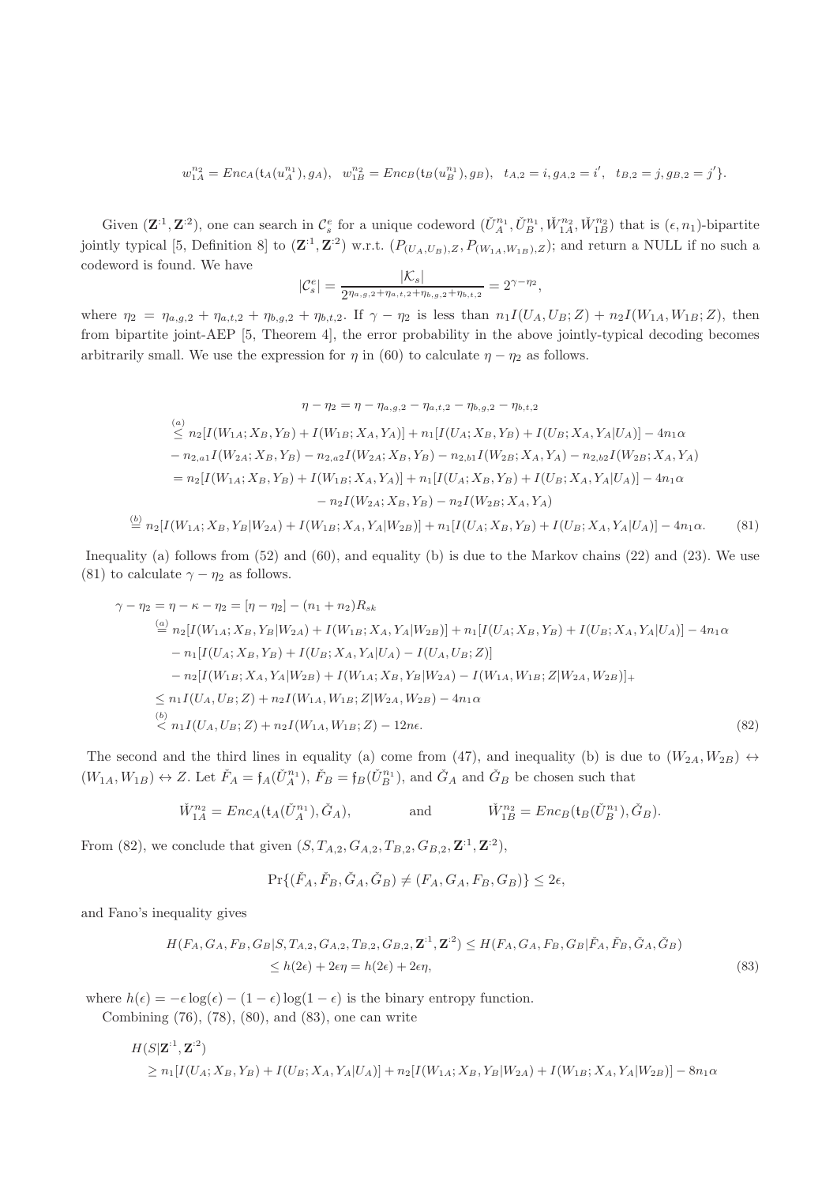$$w_{1A}^{n_2} = Enc_A(\mathfrak{t}_A(u_A^{n_1}), g_A), \quad w_{1B}^{n_2} = Enc_B(\mathfrak{t}_B(u_B^{n_1}), g_B), \quad t_{A,2} = i, g_{A,2} = i', \quad t_{B,2} = j, g_{B,2} = j'\}.$$

Given $(\mathbf{Z}^{:1}, \mathbf{Z}^{:2})$, one can search in $\mathcal{C}_s^e$ for a unique codeword $(\check{U}_A^{n_1}, \check{U}_B^{n_1}, \check{W}_{1A}^{n_2}, \check{W}_{1B}^{n_2})$ that is $(\epsilon, n_1)$-bipartite jointly typical [5, Definition 8] to $(\mathbf{Z}^{:1}, \mathbf{Z}^{:2})$ w.r.t. $(P_{(U_A,U_B),Z}, P_{(W_{1A},W_{1B}),Z})$; and return a NULL if no such a codeword is found. We have

$$|\mathcal{C}_s^e| = \frac{|\mathcal{K}_s|}{2^{\eta_{a,g,2}+\eta_{a,t,2}+\eta_{b,g,2}+\eta_{b,t,2}}} = 2^{\gamma - \eta_2},$$

where $\eta_2 = \eta_{a,g,2} + \eta_{a,t,2} + \eta_{b,g,2} + \eta_{b,t,2}$. If $\gamma - \eta_2$ is less than $n_1 I(U_A, U_B; Z) + n_2 I(W_{1A}, W_{1B}; Z)$, then from bipartite joint-AEP [5, Theorem 4], the error probability in the above jointly-typical decoding becomes arbitrarily small. We use the expression for $\eta$ in (60) to calculate $\eta - \eta_2$ as follows.

$$\begin{aligned}
&\eta - \eta_2 = \eta - \eta_{a,g,2} - \eta_{a,t,2} - \eta_{b,g,2} - \eta_{b,t,2} \\
&\overset{(a)}{\leq} n_2[I(W_{1A}; X_B, Y_B) + I(W_{1B}; X_A, Y_A)] + n_1[I(U_A; X_B, Y_B) + I(U_B; X_A, Y_A|U_A)] - 4n_1\alpha \\
&- n_{2,a1} I(W_{2A}; X_B, Y_B) - n_{2,a2} I(W_{2A}; X_B, Y_B) - n_{2,b1} I(W_{2B}; X_A, Y_A) - n_{2,b2} I(W_{2B}; X_A, Y_A) \\
&= n_2[I(W_{1A}; X_B, Y_B) + I(W_{1B}; X_A, Y_A)] + n_1[I(U_A; X_B, Y_B) + I(U_B; X_A, Y_A|U_A)] - 4n_1\alpha \\
&\qquad - n_2 I(W_{2A}; X_B, Y_B) - n_2 I(W_{2B}; X_A, Y_A) \\
&\overset{(b)}{=} n_2[I(W_{1A}; X_B, Y_B|W_{2A}) + I(W_{1B}; X_A, Y_A|W_{2B})] + n_1[I(U_A; X_B, Y_B) + I(U_B; X_A, Y_A|U_A)] - 4n_1\alpha. \qquad (81)
\end{aligned}$$

Inequality (a) follows from (52) and (60), and equality (b) is due to the Markov chains (22) and (23). We use (81) to calculate $\gamma - \eta_2$ as follows.

$$\begin{aligned}
\gamma - \eta_2 &= \eta - \kappa - \eta_2 = [\eta - \eta_2] - (n_1 + n_2)R_{sk} \\
&\overset{(a)}{=} n_2[I(W_{1A}; X_B, Y_B|W_{2A}) + I(W_{1B}; X_A, Y_A|W_{2B})] + n_1[I(U_A; X_B, Y_B) + I(U_B; X_A, Y_A|U_A)] - 4n_1\alpha \\
&\quad - n_1[I(U_A; X_B, Y_B) + I(U_B; X_A, Y_A|U_A) - I(U_A, U_B; Z)] \\
&\quad - n_2[I(W_{1B}; X_A, Y_A|W_{2B}) + I(W_{1A}; X_B, Y_B|W_{2A}) - I(W_{1A}, W_{1B}; Z|W_{2A}, W_{2B})]_+ \\
&\leq n_1 I(U_A, U_B; Z) + n_2 I(W_{1A}, W_{1B}; Z|W_{2A}, W_{2B}) - 4n_1\alpha \\
&\overset{(b)}{<} n_1 I(U_A, U_B; Z) + n_2 I(W_{1A}, W_{1B}; Z) - 12n\epsilon. \qquad (82)
\end{aligned}$$

The second and the third lines in equality (a) come from (47), and inequality (b) is due to $(W_{2A}, W_{2B}) \leftrightarrow (W_{1A}, W_{1B}) \leftrightarrow Z$. Let $\check{F}_A = \mathfrak{f}_A(\check{U}_A^{n_1})$, $\check{F}_B = \mathfrak{f}_B(\check{U}_B^{n_1})$, and $\check{G}_A$ and $\check{G}_B$ be chosen such that

$$\check{W}_{1A}^{n_2} = Enc_A(\mathfrak{t}_A(\check{U}_A^{n_1}), \check{G}_A), \qquad \text{and} \qquad \check{W}_{1B}^{n_2} = Enc_B(\mathfrak{t}_B(\check{U}_B^{n_1}), \check{G}_B).$$

From (82), we conclude that given $(S, T_{A,2}, G_{A,2}, T_{B,2}, G_{B,2}, \mathbf{Z}^{:1}, \mathbf{Z}^{:2})$,

$$\Pr\{(\check{F}_A, \check{F}_B, \check{G}_A, \check{G}_B) \neq (F_A, G_A, F_B, G_B)\} \leq 2\epsilon,$$

and Fano's inequality gives

$$\begin{aligned}
H(F_A, G_A, F_B, G_B|S, T_{A,2}, G_{A,2}, T_{B,2}, G_{B,2}, \mathbf{Z}^{:1}, \mathbf{Z}^{:2}) &\leq H(F_A, G_A, F_B, G_B|\check{F}_A, \check{F}_B, \check{G}_A, \check{G}_B) \\
&\leq h(2\epsilon) + 2\epsilon\eta = h(2\epsilon) + 2\epsilon\eta, \qquad (83)
\end{aligned}$$

where $h(\epsilon) = -\epsilon \log(\epsilon) - (1 - \epsilon) \log(1 - \epsilon)$ is the binary entropy function.

Combining (76), (78), (80), and (83), one can write

$$\begin{aligned}
&H(S|\mathbf{Z}^{:1}, \mathbf{Z}^{:2}) \\
&\geq n_1[I(U_A; X_B, Y_B) + I(U_B; X_A, Y_A|U_A)] + n_2[I(W_{1A}; X_B, Y_B|W_{2A}) + I(W_{1B}; X_A, Y_A|W_{2B})] - 8n_1\alpha
\end{aligned}$$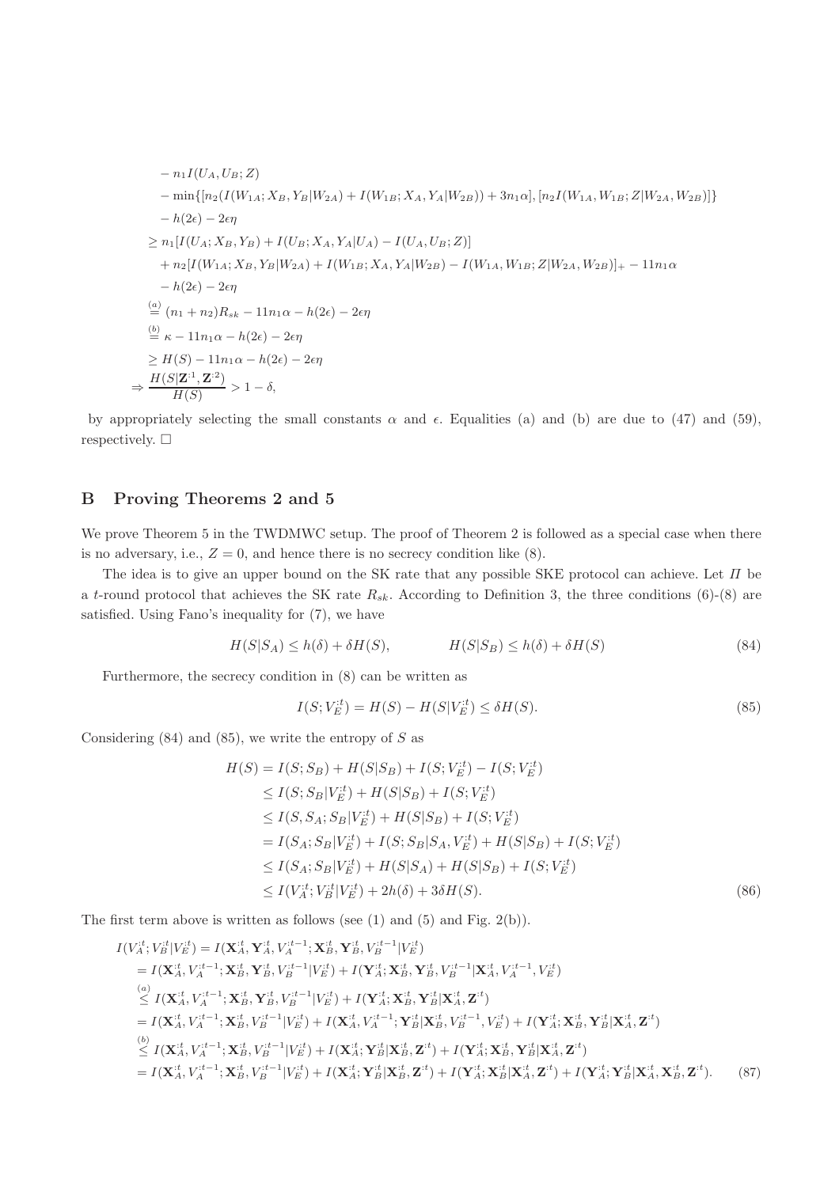$$
\begin{aligned}
&- n_1 I(U_A, U_B; Z) \\
&- \min\{[n_2(I(W_{1A}; X_B, Y_B|W_{2A}) + I(W_{1B}; X_A, Y_A|W_{2B})) + 3n_1\alpha], [n_2 I(W_{1A}, W_{1B}; Z|W_{2A}, W_{2B})]\} \\
&- h(2\epsilon) - 2\epsilon\eta \\
&\geq n_1[I(U_A; X_B, Y_B) + I(U_B; X_A, Y_A|U_A) - I(U_A, U_B; Z)] \\
&\quad + n_2[I(W_{1A}; X_B, Y_B|W_{2A}) + I(W_{1B}; X_A, Y_A|W_{2B}) - I(W_{1A}, W_{1B}; Z|W_{2A}, W_{2B})]_+ - 11n_1\alpha \\
&\quad - h(2\epsilon) - 2\epsilon\eta \\
&\overset{(a)}{=} (n_1 + n_2)R_{sk} - 11n_1\alpha - h(2\epsilon) - 2\epsilon\eta \\
&\overset{(b)}{=} \kappa - 11n_1\alpha - h(2\epsilon) - 2\epsilon\eta \\
&\geq H(S) - 11n_1\alpha - h(2\epsilon) - 2\epsilon\eta \\
\Rightarrow\ & \frac{H(S|\mathbf{Z}^{:1}, \mathbf{Z}^{:2})}{H(S)} > 1 - \delta,
\end{aligned}
$$

by appropriately selecting the small constants $\alpha$ and $\epsilon$. Equalities (a) and (b) are due to (47) and (59), respectively. □

## B Proving Theorems 2 and 5

We prove Theorem 5 in the TWDMWC setup. The proof of Theorem 2 is followed as a special case when there is no adversary, i.e., $Z = 0$, and hence there is no secrecy condition like (8).

The idea is to give an upper bound on the SK rate that any possible SKE protocol can achieve. Let $\Pi$ be a $t$-round protocol that achieves the SK rate $R_{sk}$. According to Definition 3, the three conditions (6)-(8) are satisfied. Using Fano's inequality for (7), we have

$$
H(S|S_A) \leq h(\delta) + \delta H(S), \qquad\qquad H(S|S_B) \leq h(\delta) + \delta H(S) \tag{84}
$$

Furthermore, the secrecy condition in (8) can be written as

$$
I(S; V_E^{:t}) = H(S) - H(S|V_E^{:t}) \leq \delta H(S). \tag{85}
$$

Considering (84) and (85), we write the entropy of $S$ as

$$
\begin{aligned}
H(S) &= I(S; S_B) + H(S|S_B) + I(S; V_E^{:t}) - I(S; V_E^{:t}) \\
&\leq I(S; S_B|V_E^{:t}) + H(S|S_B) + I(S; V_E^{:t}) \\
&\leq I(S, S_A; S_B|V_E^{:t}) + H(S|S_B) + I(S; V_E^{:t}) \\
&= I(S_A; S_B|V_E^{:t}) + I(S; S_B|S_A, V_E^{:t}) + H(S|S_B) + I(S; V_E^{:t}) \\
&\leq I(S_A; S_B|V_E^{:t}) + H(S|S_A) + H(S|S_B) + I(S; V_E^{:t}) \\
&\leq I(V_A^{:t}; V_B^{:t}|V_E^{:t}) + 2h(\delta) + 3\delta H(S).
\end{aligned} \tag{86}
$$

The first term above is written as follows (see (1) and (5) and Fig. 2(b)).

$$
\begin{aligned}
I(V_A^{:t}; V_B^{:t}|V_E^{:t}) &= I(\mathbf{X}_A^{:t}, \mathbf{Y}_A^{:t}, V_A^{:t-1}; \mathbf{X}_B^{:t}, \mathbf{Y}_B^{:t}, V_B^{:t-1}|V_E^{:t}) \\
&= I(\mathbf{X}_A^{:t}, V_A^{:t-1}; \mathbf{X}_B^{:t}, \mathbf{Y}_B^{:t}, V_B^{:t-1}|V_E^{:t}) + I(\mathbf{Y}_A^{:t}; \mathbf{X}_B^{:t}, \mathbf{Y}_B^{:t}, V_B^{:t-1}|\mathbf{X}_A^{:t}, V_A^{:t-1}, V_E^{:t}) \\
&\overset{(a)}{\leq} I(\mathbf{X}_A^{:t}, V_A^{:t-1}; \mathbf{X}_B^{:t}, \mathbf{Y}_B^{:t}, V_B^{:t-1}|V_E^{:t}) + I(\mathbf{Y}_A^{:t}; \mathbf{X}_B^{:t}, \mathbf{Y}_B^{:t}|\mathbf{X}_A^{:t}, \mathbf{Z}^{:t}) \\
&= I(\mathbf{X}_A^{:t}, V_A^{:t-1}; \mathbf{X}_B^{:t}, V_B^{:t-1}|V_E^{:t}) + I(\mathbf{X}_A^{:t}, V_A^{:t-1}; \mathbf{Y}_B^{:t}|\mathbf{X}_B^{:t}, V_B^{:t-1}, V_E^{:t}) + I(\mathbf{Y}_A^{:t}; \mathbf{X}_B^{:t}, \mathbf{Y}_B^{:t}|\mathbf{X}_A^{:t}, \mathbf{Z}^{:t}) \\
&\overset{(b)}{\leq} I(\mathbf{X}_A^{:t}, V_A^{:t-1}; \mathbf{X}_B^{:t}, V_B^{:t-1}|V_E^{:t}) + I(\mathbf{X}_A^{:t}; \mathbf{Y}_B^{:t}|\mathbf{X}_B^{:t}, \mathbf{Z}^{:t}) + I(\mathbf{Y}_A^{:t}; \mathbf{X}_B^{:t}, \mathbf{Y}_B^{:t}|\mathbf{X}_A^{:t}, \mathbf{Z}^{:t}) \\
&= I(\mathbf{X}_A^{:t}, V_A^{:t-1}; \mathbf{X}_B^{:t}, V_B^{:t-1}|V_E^{:t}) + I(\mathbf{X}_A^{:t}; \mathbf{Y}_B^{:t}|\mathbf{X}_B^{:t}, \mathbf{Z}^{:t}) + I(\mathbf{Y}_A^{:t}; \mathbf{X}_B^{:t}|\mathbf{X}_A^{:t}, \mathbf{Z}^{:t}) + I(\mathbf{Y}_A^{:t}; \mathbf{Y}_B^{:t}|\mathbf{X}_A^{:t}, \mathbf{X}_B^{:t}, \mathbf{Z}^{:t}).
\end{aligned} \tag{87}
$$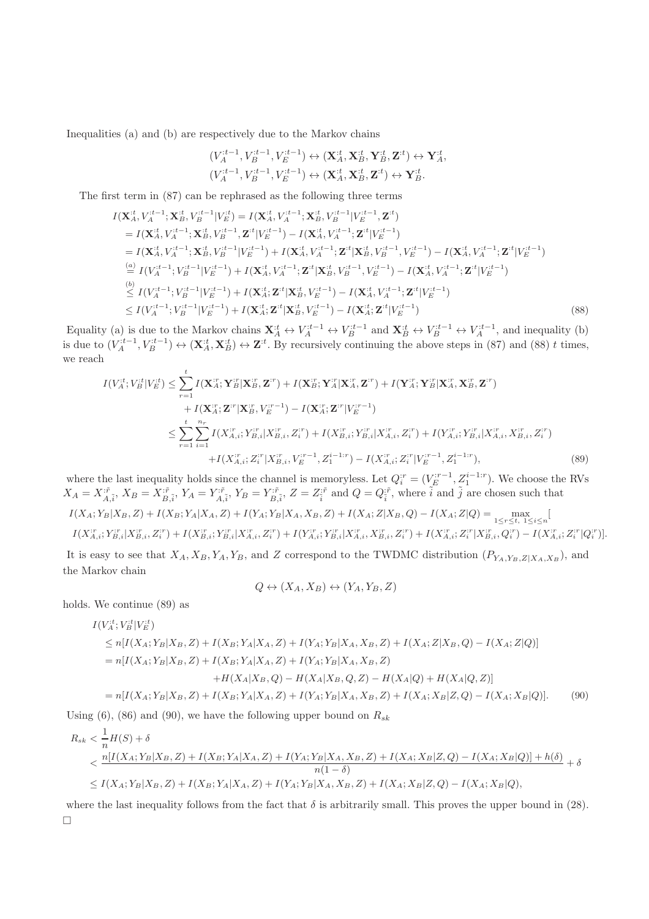Inequalities (a) and (b) are respectively due to the Markov chains

$$
(V_A^{:t-1}, V_B^{:t-1}, V_E^{:t-1}) \leftrightarrow (\mathbf{X}_A^{:t}, \mathbf{X}_B^{:t}, \mathbf{Y}_B^{:t}, \mathbf{Z}^{:t}) \leftrightarrow \mathbf{Y}_A^{:t},
$$

$$
(V_A^{:t-1}, V_B^{:t-1}, V_E^{:t-1}) \leftrightarrow (\mathbf{X}_A^{:t}, \mathbf{X}_B^{:t}, \mathbf{Z}^{:t}) \leftrightarrow \mathbf{Y}_B^{:t}.
$$

The first term in (87) can be rephrased as the following three terms

$$
\begin{aligned}
I(\mathbf{X}_A^{:t}, V_A^{:t-1}; \mathbf{X}_B^{:t}, V_B^{:t-1} | V_E^{:t}) &= I(\mathbf{X}_A^{:t}, V_A^{:t-1}; \mathbf{X}_B^{:t}, V_B^{:t-1} | V_E^{:t-1}, \mathbf{Z}^{:t}) \\
&= I(\mathbf{X}_A^{:t}, V_A^{:t-1}; \mathbf{X}_B^{:t}, V_B^{:t-1}, \mathbf{Z}^{:t} | V_E^{:t-1}) - I(\mathbf{X}_A^{:t}, V_A^{:t-1}; \mathbf{Z}^{:t} | V_E^{:t-1}) \\
&= I(\mathbf{X}_A^{:t}, V_A^{:t-1}; \mathbf{X}_B^{:t}, V_B^{:t-1} | V_E^{:t-1}) + I(\mathbf{X}_A^{:t}, V_A^{:t-1}; \mathbf{Z}^{:t} | \mathbf{X}_B^{:t}, V_B^{:t-1}, V_E^{:t-1}) - I(\mathbf{X}_A^{:t}, V_A^{:t-1}; \mathbf{Z}^{:t} | V_E^{:t-1}) \\
&\overset{(a)}{=} I(V_A^{:t-1}; V_B^{:t-1} | V_E^{:t-1}) + I(\mathbf{X}_A^{:t}, V_A^{:t-1}; \mathbf{Z}^{:t} | \mathbf{X}_B^{:t}, V_B^{:t-1}, V_E^{:t-1}) - I(\mathbf{X}_A^{:t}, V_A^{:t-1}; \mathbf{Z}^{:t} | V_E^{:t-1}) \\
&\overset{(b)}{\leq} I(V_A^{:t-1}; V_B^{:t-1} | V_E^{:t-1}) + I(\mathbf{X}_A^{:t}; \mathbf{Z}^{:t} | \mathbf{X}_B^{:t}, V_E^{:t-1}) - I(\mathbf{X}_A^{:t}, V_A^{:t-1}; \mathbf{Z}^{:t} | V_E^{:t-1}) \\
&\leq I(V_A^{:t-1}; V_B^{:t-1} | V_E^{:t-1}) + I(\mathbf{X}_A^{:t}; \mathbf{Z}^{:t} | \mathbf{X}_B^{:t}, V_E^{:t-1}) - I(\mathbf{X}_A^{:t}; \mathbf{Z}^{:t} | V_E^{:t-1})
\end{aligned} \tag{88}
$$

Equality (a) is due to the Markov chains $\mathbf{X}_A^{:t} \leftrightarrow V_A^{:t-1} \leftrightarrow V_B^{:t-1}$ and $\mathbf{X}_B^{:t} \leftrightarrow V_B^{:t-1} \leftrightarrow V_A^{:t-1}$, and inequality (b) is due to $(V_A^{:t-1}, V_B^{:t-1}) \leftrightarrow (\mathbf{X}_A^{:t}, \mathbf{X}_B^{:t}) \leftrightarrow \mathbf{Z}^{:t}$. By recursively continuing the above steps in (87) and (88) $t$ times, we reach

$$
\begin{aligned}
I(V_A^{:t}; V_B^{:t} | V_E^{:t}) &\leq \sum_{r=1}^{t} I(\mathbf{X}_A^{:r}; \mathbf{Y}_B^{:r} | \mathbf{X}_B^{:r}, \mathbf{Z}^{:r}) + I(\mathbf{X}_B^{:r}; \mathbf{Y}_A^{:r} | \mathbf{X}_A^{:r}, \mathbf{Z}^{:r}) + I(\mathbf{Y}_A^{:r}; \mathbf{Y}_B^{:r} | \mathbf{X}_A^{:r}, \mathbf{X}_B^{:r}, \mathbf{Z}^{:r}) \\
&\quad + I(\mathbf{X}_A^{:r}; \mathbf{Z}^{:r} | \mathbf{X}_B^{:r}, V_E^{:r-1}) - I(\mathbf{X}_A^{:r}; \mathbf{Z}^{:r} | V_E^{:r-1}) \\
&\leq \sum_{r=1}^{t} \sum_{i=1}^{n_r} I(X_{A,i}^{:r}; Y_{B,i}^{:r} | X_{B,i}^{:r}, Z_i^{:r}) + I(X_{B,i}^{:r}; Y_{B,i}^{:r} | X_{A,i}^{:r}, Z_i^{:r}) + I(Y_{A,i}^{:r}; Y_{B,i}^{:r} | X_{A,i}^{:r}, X_{B,i}^{:r}, Z_i^{:r}) \\
&\quad + I(X_{A,i}^{:r}; Z_i^{:r} | X_{B,i}^{:r}, V_E^{:r-1}, Z_1^{i-1:r}) - I(X_{A,i}^{:r}; Z_i^{:r} | V_E^{:r-1}, Z_1^{i-1:r}),
\end{aligned} \tag{89}
$$

where the last inequality holds since the channel is memoryless. Let $Q_i^{:r} = (V_E^{:r-1}, Z_1^{i-1:r})$. We choose the RVs $X_A = X_{A,\tilde{i}}^{:\tilde{r}}$, $X_B = X_{B,\tilde{i}}^{:\tilde{r}}$, $Y_A = Y_{A,\tilde{i}}^{:\tilde{r}}$, $Y_B = Y_{B,\tilde{i}}^{:\tilde{r}}$, $Z = Z_{\tilde{i}}^{:\tilde{r}}$ and $Q = Q_{\tilde{i}}^{:\tilde{r}}$, where $\tilde{i}$ and $\tilde{j}$ are chosen such that

$$
I(X_A; Y_B | X_B, Z) + I(X_B; Y_A | X_A, Z) + I(Y_A; Y_B | X_A, X_B, Z) + I(X_A; Z | X_B, Q) - I(X_A; Z | Q) = \max_{1 \leq r \leq t,\ 1 \leq i \leq n} [
$$

$$
I(X_{A,i}^{:r}; Y_{B,i}^{:r} | X_{B,i}^{:r}, Z_i^{:r}) + I(X_{B,i}^{:r}; Y_{B,i}^{:r} | X_{A,i}^{:r}, Z_i^{:r}) + I(Y_{A,i}^{:r}; Y_{B,i}^{:r} | X_{A,i}^{:r}, X_{B,i}^{:r}, Z_i^{:r}) + I(X_{A,i}^{:r}; Z_i^{:r} | X_{B,i}^{:r}, Q_i^{:r}) - I(X_{A,i}^{:r}; Z_i^{:r} | Q_i^{:r})].
$$

It is easy to see that $X_A, X_B, Y_A, Y_B$, and $Z$ correspond to the TWDMC distribution $(P_{Y_A, Y_B, Z | X_A, X_B})$, and the Markov chain

$$
Q \leftrightarrow (X_A, X_B) \leftrightarrow (Y_A, Y_B, Z)
$$

holds. We continue (89) as

$$
\begin{aligned}
&I(V_A^{:t}; V_B^{:t} | V_E^{:t}) \\
&\leq n[I(X_A; Y_B | X_B, Z) + I(X_B; Y_A | X_A, Z) + I(Y_A; Y_B | X_A, X_B, Z) + I(X_A; Z | X_B, Q) - I(X_A; Z | Q)] \\
&= n[I(X_A; Y_B | X_B, Z) + I(X_B; Y_A | X_A, Z) + I(Y_A; Y_B | X_A, X_B, Z) \\
&\qquad + H(X_A | X_B, Q) - H(X_A | X_B, Q, Z) - H(X_A | Q) + H(X_A | Q, Z)] \\
&= n[I(X_A; Y_B | X_B, Z) + I(X_B; Y_A | X_A, Z) + I(Y_A; Y_B | X_A, X_B, Z) + I(X_A; X_B | Z, Q) - I(X_A; X_B | Q)].
\end{aligned} \tag{90}
$$

Using (6), (86) and (90), we have the following upper bound on $R_{sk}$

$$
\begin{aligned}
R_{sk} &< \frac{1}{n} H(S) + \delta \\
&< \frac{n[I(X_A; Y_B | X_B, Z) + I(X_B; Y_A | X_A, Z) + I(Y_A; Y_B | X_A, X_B, Z) + I(X_A; X_B | Z, Q) - I(X_A; X_B | Q)] + h(\delta)}{n(1-\delta)} + \delta \\
&\leq I(X_A; Y_B | X_B, Z) + I(X_B; Y_A | X_A, Z) + I(Y_A; Y_B | X_A, X_B, Z) + I(X_A; X_B | Z, Q) - I(X_A; X_B | Q),
\end{aligned}
$$

where the last inequality follows from the fact that $\delta$ is arbitrarily small. This proves the upper bound in (28). $\square$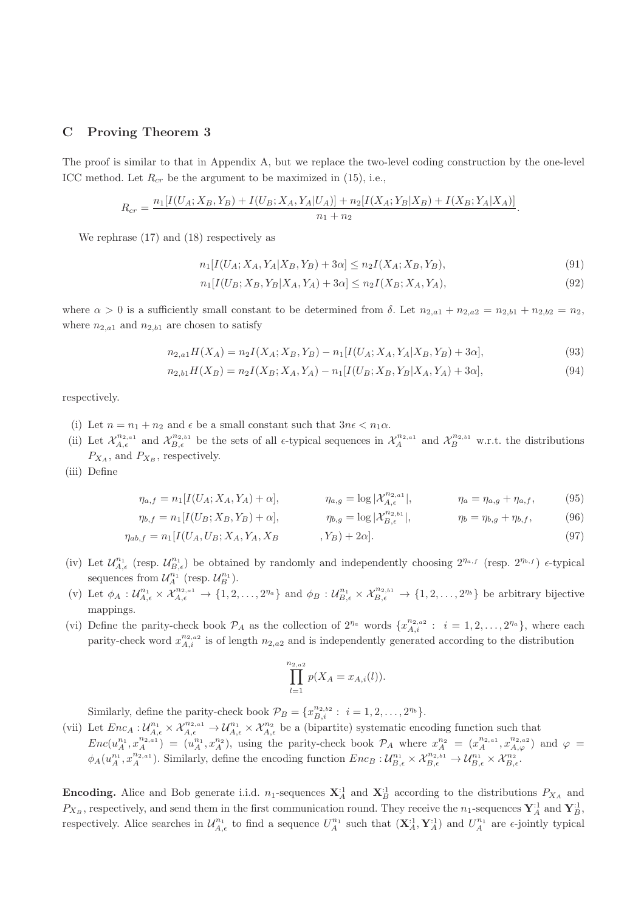## C Proving Theorem 3

The proof is similar to that in Appendix A, but we replace the two-level coding construction by the one-level ICC method. Let $R_{cr}$ be the argument to be maximized in (15), i.e.,

$$R_{cr} = \frac{n_1[I(U_A; X_B, Y_B) + I(U_B; X_A, Y_A|U_A)] + n_2[I(X_A; Y_B|X_B) + I(X_B; Y_A|X_A)]}{n_1 + n_2}.$$

We rephrase (17) and (18) respectively as

$$n_1[I(U_A; X_A, Y_A|X_B, Y_B) + 3\alpha] \leq n_2 I(X_A; X_B, Y_B), \tag{91}$$

$$n_1[I(U_B; X_B, Y_B|X_A, Y_A) + 3\alpha] \leq n_2 I(X_B; X_A, Y_A), \tag{92}$$

where $\alpha > 0$ is a sufficiently small constant to be determined from $\delta$. Let $n_{2,a1} + n_{2,a2} = n_{2,b1} + n_{2,b2} = n_2$, where $n_{2,a1}$ and $n_{2,b1}$ are chosen to satisfy

$$n_{2,a1} H(X_A) = n_2 I(X_A; X_B, Y_B) - n_1[I(U_A; X_A, Y_A|X_B, Y_B) + 3\alpha], \tag{93}$$

$$n_{2,b1} H(X_B) = n_2 I(X_B; X_A, Y_A) - n_1[I(U_B; X_B, Y_B|X_A, Y_A) + 3\alpha], \tag{94}$$

respectively.

(i) Let $n = n_1 + n_2$ and $\epsilon$ be a small constant such that $3n\epsilon < n_1\alpha$.

(ii) Let $\mathcal{X}_{A,\epsilon}^{n_{2,a1}}$ and $\mathcal{X}_{B,\epsilon}^{n_{2,b1}}$ be the sets of all $\epsilon$-typical sequences in $\mathcal{X}_A^{n_{2,a1}}$ and $\mathcal{X}_B^{n_{2,b1}}$ w.r.t. the distributions $P_{X_A}$, and $P_{X_B}$, respectively.

(iii) Define

$$\eta_{a,f} = n_1[I(U_A; X_A, Y_A) + \alpha], \qquad \eta_{a,g} = \log|\mathcal{X}_{A,\epsilon}^{n_{2,a1}}|, \qquad \eta_a = \eta_{a,g} + \eta_{a,f}, \tag{95}$$

$$\eta_{b,f} = n_1[I(U_B; X_B, Y_B) + \alpha], \qquad \eta_{b,g} = \log|\mathcal{X}_{B,\epsilon}^{n_{2,b1}}|, \qquad \eta_b = \eta_{b,g} + \eta_{b,f}, \tag{96}$$

$$\eta_{ab,f} = n_1[I(U_A, U_B; X_A, Y_A, X_B, Y_B) + 2\alpha]. \tag{97}$$

(iv) Let $\mathcal{U}_{A,\epsilon}^{n_1}$ (resp. $\mathcal{U}_{B,\epsilon}^{n_1}$) be obtained by randomly and independently choosing $2^{\eta_{a,f}}$ (resp. $2^{\eta_{b,f}}$) $\epsilon$-typical sequences from $\mathcal{U}_A^{n_1}$ (resp. $\mathcal{U}_B^{n_1}$).

(v) Let $\phi_A : \mathcal{U}_{A,\epsilon}^{n_1} \times \mathcal{X}_{A,\epsilon}^{n_{2,a1}} \to \{1, 2, \ldots, 2^{\eta_a}\}$ and $\phi_B : \mathcal{U}_{B,\epsilon}^{n_1} \times \mathcal{X}_{B,\epsilon}^{n_{2,b1}} \to \{1, 2, \ldots, 2^{\eta_b}\}$ be arbitrary bijective mappings.

(vi) Define the parity-check book $\mathcal{P}_A$ as the collection of $2^{\eta_a}$ words $\{x_{A,i}^{n_{2,a2}} : i = 1, 2, \ldots, 2^{\eta_a}\}$, where each parity-check word $x_{A,i}^{n_{2,a2}}$ is of length $n_{2,a2}$ and is independently generated according to the distribution

$$\prod_{l=1}^{n_{2,a2}} p(X_A = x_{A,i}(l)).$$

Similarly, define the parity-check book $\mathcal{P}_B = \{x_{B,i}^{n_{2,b2}} : i = 1, 2, \ldots, 2^{\eta_b}\}$.

(vii) Let $Enc_A : \mathcal{U}_{A,\epsilon}^{n_1} \times \mathcal{X}_{A,\epsilon}^{n_{2,a1}} \to \mathcal{U}_{A,\epsilon}^{n_1} \times \mathcal{X}_{A,\epsilon}^{n_2}$ be a (bipartite) systematic encoding function such that $Enc(u_A^{n_1}, x_A^{n_{2,a1}}) = (u_A^{n_1}, x_A^{n_2})$, using the parity-check book $\mathcal{P}_A$ where $x_A^{n_2} = (x_A^{n_{2,a1}}, x_{A,\varphi}^{n_{2,a2}})$ and $\varphi = \phi_A(u_A^{n_1}, x_A^{n_{2,a1}})$. Similarly, define the encoding function $Enc_B : \mathcal{U}_{B,\epsilon}^{n_1} \times \mathcal{X}_{B,\epsilon}^{n_{2,b1}} \to \mathcal{U}_{B,\epsilon}^{n_1} \times \mathcal{X}_{B,\epsilon}^{n_2}$.

**Encoding.** Alice and Bob generate i.i.d. $n_1$-sequences $\mathbf{X}_A^{:1}$ and $\mathbf{X}_B^{:1}$ according to the distributions $P_{X_A}$ and $P_{X_B}$, respectively, and send them in the first communication round. They receive the $n_1$-sequences $\mathbf{Y}_A^{:1}$ and $\mathbf{Y}_B^{:1}$, respectively. Alice searches in $\mathcal{U}_{A,\epsilon}^{n_1}$ to find a sequence $U_A^{n_1}$ such that $(\mathbf{X}_A^{:1}, \mathbf{Y}_A^{:1})$ and $U_A^{n_1}$ are $\epsilon$-jointly typical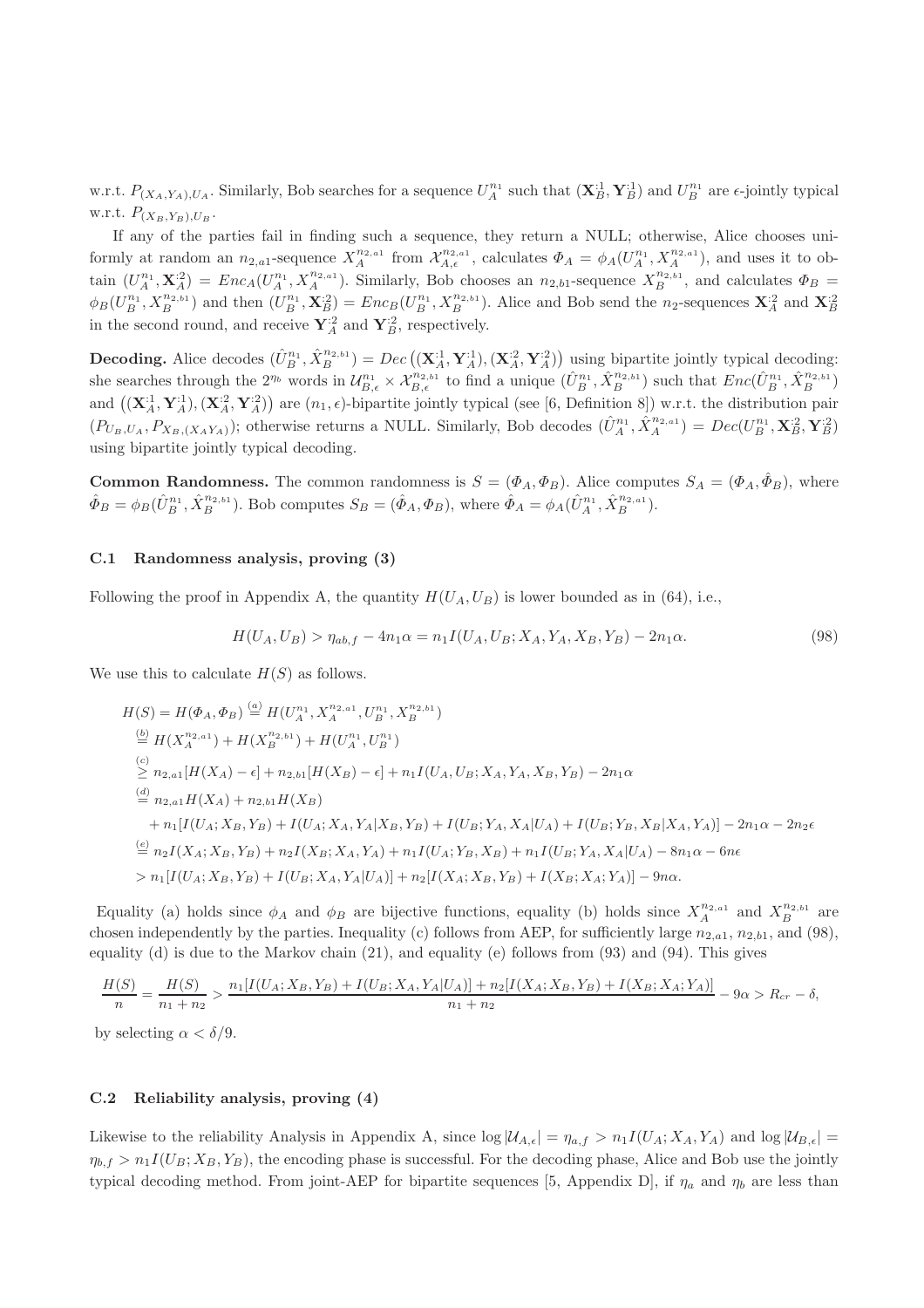w.r.t. $P_{(X_A,Y_A),U_A}$. Similarly, Bob searches for a sequence $U_A^{n_1}$ such that $(\mathbf{X}_B^{:1}, \mathbf{Y}_B^{:1})$ and $U_B^{n_1}$ are $\epsilon$-jointly typical w.r.t. $P_{(X_B,Y_B),U_B}$.

If any of the parties fail in finding such a sequence, they return a NULL; otherwise, Alice chooses uniformly at random an $n_{2,a1}$-sequence $X_A^{n_{2,a1}}$ from $\mathcal{X}_{A,\epsilon}^{n_{2,a1}}$, calculates $\Phi_A = \phi_A(U_A^{n_1}, X_A^{n_{2,a1}})$, and uses it to obtain $(U_A^{n_1}, \mathbf{X}_A^{:2}) = Enc_A(U_A^{n_1}, X_A^{n_{2,a1}})$. Similarly, Bob chooses an $n_{2,b1}$-sequence $X_B^{n_{2,b1}}$, and calculates $\Phi_B = \phi_B(U_B^{n_1}, X_B^{n_{2,b1}})$ and then $(U_B^{n_1}, \mathbf{X}_B^{:2}) = Enc_B(U_B^{n_1}, X_B^{n_{2,b1}})$. Alice and Bob send the $n_2$-sequences $\mathbf{X}_A^{:2}$ and $\mathbf{X}_B^{:2}$ in the second round, and receive $\mathbf{Y}_A^{:2}$ and $\mathbf{Y}_B^{:2}$, respectively.

**Decoding.** Alice decodes $(\hat{U}_B^{n_1}, \hat{X}_B^{n_{2,b1}}) = Dec\left((\mathbf{X}_A^{:1}, \mathbf{Y}_A^{:1}), (\mathbf{X}_A^{:2}, \mathbf{Y}_A^{:2})\right)$ using bipartite jointly typical decoding: she searches through the $2^{\eta_b}$ words in $\mathcal{U}_{B,\epsilon}^{n_1} \times \mathcal{X}_{B,\epsilon}^{n_{2,b1}}$ to find a unique $(\hat{U}_B^{n_1}, \hat{X}_B^{n_{2,b1}})$ such that $Enc(\hat{U}_B^{n_1}, \hat{X}_B^{n_{2,b1}})$ and $\left((\mathbf{X}_A^{:1}, \mathbf{Y}_A^{:1}), (\mathbf{X}_A^{:2}, \mathbf{Y}_A^{:2})\right)$ are $(n_1, \epsilon)$-bipartite jointly typical (see [6, Definition 8]) w.r.t. the distribution pair $(P_{U_B,U_A}, P_{X_B,(X_AY_A)})$; otherwise returns a NULL. Similarly, Bob decodes $(\hat{U}_A^{n_1}, \hat{X}_A^{n_{2,a1}}) = Dec(U_B^{n_1}, \mathbf{X}_B^{:2}, \mathbf{Y}_B^{:2})$ using bipartite jointly typical decoding.

**Common Randomness.** The common randomness is $S = (\Phi_A, \Phi_B)$. Alice computes $S_A = (\Phi_A, \hat{\Phi}_B)$, where $\hat{\Phi}_B = \phi_B(\hat{U}_B^{n_1}, \hat{X}_B^{n_{2,b1}})$. Bob computes $S_B = (\hat{\Phi}_A, \Phi_B)$, where $\hat{\Phi}_A = \phi_A(\hat{U}_A^{n_1}, \hat{X}_B^{n_{2,a1}})$.

### C.1 Randomness analysis, proving (3)

Following the proof in Appendix A, the quantity $H(U_A, U_B)$ is lower bounded as in (64), i.e.,

$$H(U_A, U_B) > \eta_{ab,f} - 4n_1\alpha = n_1 I(U_A, U_B; X_A, Y_A, X_B, Y_B) - 2n_1\alpha. \tag{98}$$

We use this to calculate $H(S)$ as follows.

$$
\begin{aligned}
H(S) &= H(\Phi_A, \Phi_B) \overset{(a)}{=} H(U_A^{n_1}, X_A^{n_{2,a1}}, U_B^{n_1}, X_B^{n_{2,b1}}) \\
&\overset{(b)}{=} H(X_A^{n_{2,a1}}) + H(X_B^{n_{2,b1}}) + H(U_A^{n_1}, U_B^{n_1}) \\
&\overset{(c)}{\geq} n_{2,a1}[H(X_A) - \epsilon] + n_{2,b1}[H(X_B) - \epsilon] + n_1 I(U_A, U_B; X_A, Y_A, X_B, Y_B) - 2n_1\alpha \\
&\overset{(d)}{=} n_{2,a1} H(X_A) + n_{2,b1} H(X_B) \\
&\quad + n_1[I(U_A; X_B, Y_B) + I(U_A; X_A, Y_A | X_B, Y_B) + I(U_B; Y_A, X_A | U_A) + I(U_B; Y_B, X_B | X_A, Y_A)] - 2n_1\alpha - 2n_2\epsilon \\
&\overset{(e)}{=} n_2 I(X_A; X_B, Y_B) + n_2 I(X_B; X_A, Y_A) + n_1 I(U_A; Y_B, X_B) + n_1 I(U_B; Y_A, X_A | U_A) - 8n_1\alpha - 6n\epsilon \\
&> n_1[I(U_A; X_B, Y_B) + I(U_B; X_A, Y_A | U_A)] + n_2[I(X_A; X_B, Y_B) + I(X_B; X_A; Y_A)] - 9n\alpha.
\end{aligned}
$$

Equality (a) holds since $\phi_A$ and $\phi_B$ are bijective functions, equality (b) holds since $X_A^{n_{2,a1}}$ and $X_B^{n_{2,b1}}$ are chosen independently by the parties. Inequality (c) follows from AEP, for sufficiently large $n_{2,a1}$, $n_{2,b1}$, and (98), equality (d) is due to the Markov chain (21), and equality (e) follows from (93) and (94). This gives

$$\frac{H(S)}{n} = \frac{H(S)}{n_1 + n_2} > \frac{n_1[I(U_A; X_B, Y_B) + I(U_B; X_A, Y_A | U_A)] + n_2[I(X_A; X_B, Y_B) + I(X_B; X_A; Y_A)]}{n_1 + n_2} - 9\alpha > R_{cr} - \delta,$$

by selecting $\alpha < \delta/9$.

### C.2 Reliability analysis, proving (4)

Likewise to the reliability Analysis in Appendix A, since $\log |\mathcal{U}_{A,\epsilon}| = \eta_{a,f} > n_1 I(U_A; X_A, Y_A)$ and $\log |\mathcal{U}_{B,\epsilon}| = \eta_{b,f} > n_1 I(U_B; X_B, Y_B)$, the encoding phase is successful. For the decoding phase, Alice and Bob use the jointly typical decoding method. From joint-AEP for bipartite sequences [5, Appendix D], if $\eta_a$ and $\eta_b$ are less than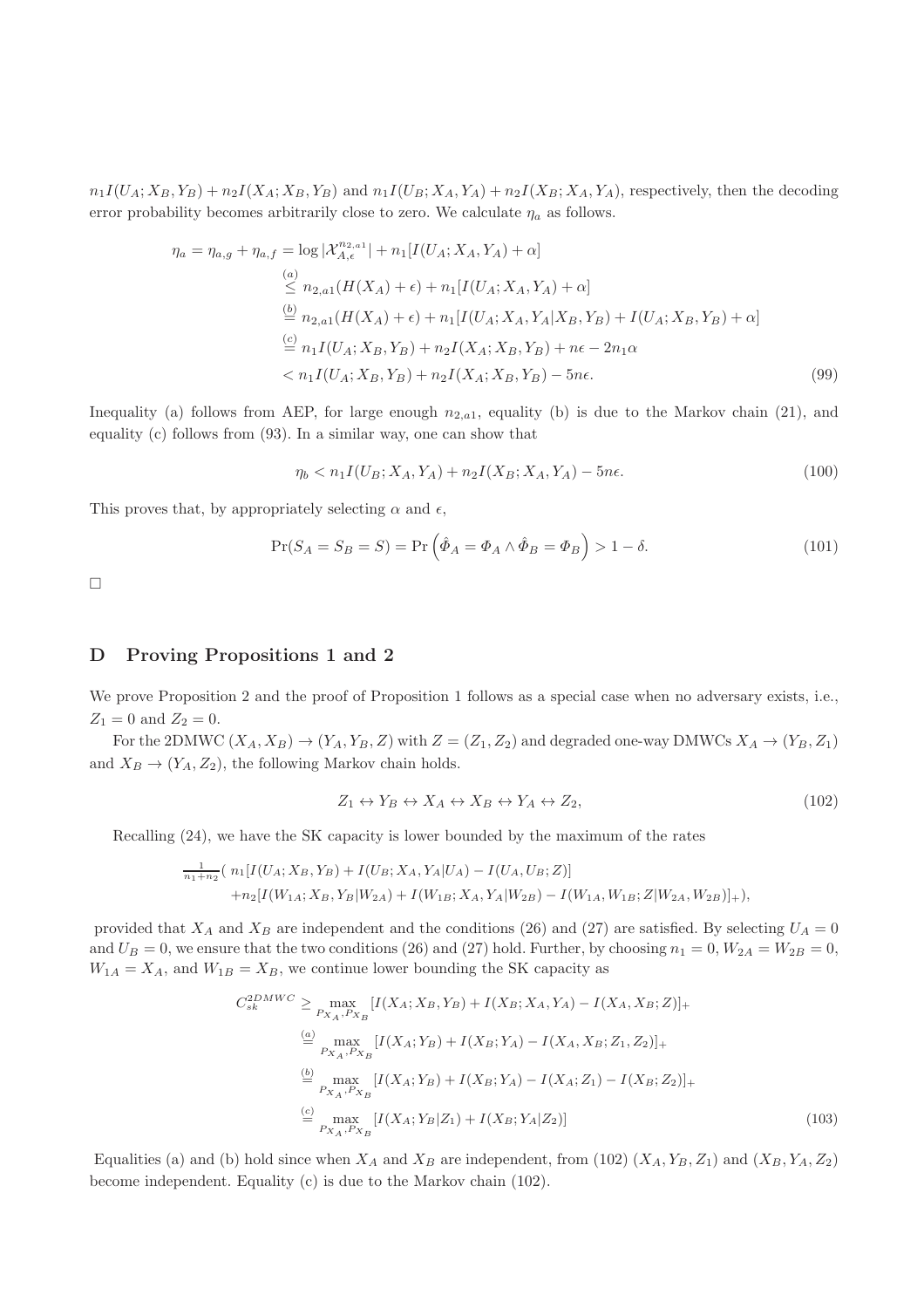$n_1 I(U_A; X_B, Y_B) + n_2 I(X_A; X_B, Y_B)$ and $n_1 I(U_B; X_A, Y_A) + n_2 I(X_B; X_A, Y_A)$, respectively, then the decoding error probability becomes arbitrarily close to zero. We calculate $\eta_a$ as follows.

$$
\begin{aligned}
\eta_a = \eta_{a,g} + \eta_{a,f} &= \log |\mathcal{X}_{A,\epsilon}^{n_{2,a1}}| + n_1[I(U_A; X_A, Y_A) + \alpha] \\
&\overset{(a)}{\leq} n_{2,a1}(H(X_A) + \epsilon) + n_1[I(U_A; X_A, Y_A) + \alpha] \\
&\overset{(b)}{=} n_{2,a1}(H(X_A) + \epsilon) + n_1[I(U_A; X_A, Y_A | X_B, Y_B) + I(U_A; X_B, Y_B) + \alpha] \\
&\overset{(c)}{=} n_1 I(U_A; X_B, Y_B) + n_2 I(X_A; X_B, Y_B) + n\epsilon - 2n_1\alpha \\
&< n_1 I(U_A; X_B, Y_B) + n_2 I(X_A; X_B, Y_B) - 5n\epsilon.
\end{aligned} \tag{99}
$$

Inequality (a) follows from AEP, for large enough $n_{2,a1}$, equality (b) is due to the Markov chain (21), and equality (c) follows from (93). In a similar way, one can show that

$$
\eta_b < n_1 I(U_B; X_A, Y_A) + n_2 I(X_B; X_A, Y_A) - 5n\epsilon. \tag{100}
$$

This proves that, by appropriately selecting $\alpha$ and $\epsilon$,

$$
\Pr(S_A = S_B = S) = \Pr\left(\hat{\Phi}_A = \Phi_A \wedge \hat{\Phi}_B = \Phi_B\right) > 1 - \delta. \tag{101}
$$

□

## D Proving Propositions 1 and 2

We prove Proposition 2 and the proof of Proposition 1 follows as a special case when no adversary exists, i.e., $Z_1 = 0$ and $Z_2 = 0$.

For the 2DMWC $(X_A, X_B) \to (Y_A, Y_B, Z)$ with $Z = (Z_1, Z_2)$ and degraded one-way DMWCs $X_A \to (Y_B, Z_1)$ and $X_B \to (Y_A, Z_2)$, the following Markov chain holds.

$$
Z_1 \leftrightarrow Y_B \leftrightarrow X_A \leftrightarrow X_B \leftrightarrow Y_A \leftrightarrow Z_2, \tag{102}
$$

Recalling (24), we have the SK capacity is lower bounded by the maximum of the rates

$$
\begin{aligned}
\tfrac{1}{n_1+n_2}(\ & n_1[I(U_A; X_B, Y_B) + I(U_B; X_A, Y_A | U_A) - I(U_A, U_B; Z)] \\
&+ n_2[I(W_{1A}; X_B, Y_B | W_{2A}) + I(W_{1B}; X_A, Y_A | W_{2B}) - I(W_{1A}, W_{1B}; Z | W_{2A}, W_{2B})]_+),
\end{aligned}
$$

provided that $X_A$ and $X_B$ are independent and the conditions (26) and (27) are satisfied. By selecting $U_A = 0$ and $U_B = 0$, we ensure that the two conditions (26) and (27) hold. Further, by choosing $n_1 = 0$, $W_{2A} = W_{2B} = 0$, $W_{1A} = X_A$, and $W_{1B} = X_B$, we continue lower bounding the SK capacity as

$$
\begin{aligned}
C_{sk}^{2DMWC} &\geq \max_{P_{X_A}, P_{X_B}} [I(X_A; X_B, Y_B) + I(X_B; X_A, Y_A) - I(X_A, X_B; Z)]_+ \\
&\overset{(a)}{=} \max_{P_{X_A}, P_{X_B}} [I(X_A; Y_B) + I(X_B; Y_A) - I(X_A, X_B; Z_1, Z_2)]_+ \\
&\overset{(b)}{=} \max_{P_{X_A}, P_{X_B}} [I(X_A; Y_B) + I(X_B; Y_A) - I(X_A; Z_1) - I(X_B; Z_2)]_+ \\
&\overset{(c)}{=} \max_{P_{X_A}, P_{X_B}} [I(X_A; Y_B | Z_1) + I(X_B; Y_A | Z_2)]
\end{aligned} \tag{103}
$$

Equalities (a) and (b) hold since when $X_A$ and $X_B$ are independent, from (102) $(X_A, Y_B, Z_1)$ and $(X_B, Y_A, Z_2)$ become independent. Equality (c) is due to the Markov chain (102).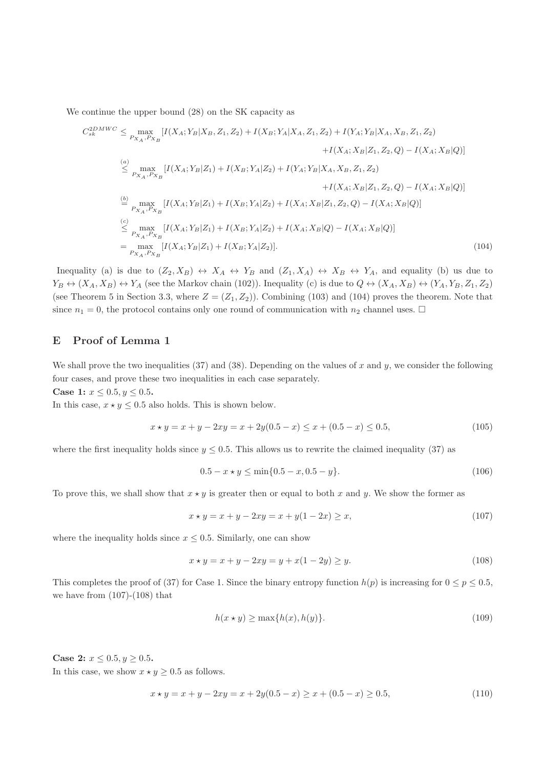We continue the upper bound (28) on the SK capacity as

$$
\begin{aligned}
C_{sk}^{2DMWC} &\leq \max_{P_{X_A}, P_{X_B}} [I(X_A;Y_B|X_B,Z_1,Z_2) + I(X_B;Y_A|X_A,Z_1,Z_2) + I(Y_A;Y_B|X_A,X_B,Z_1,Z_2) \\
&\qquad\qquad + I(X_A;X_B|Z_1,Z_2,Q) - I(X_A;X_B|Q)] \\
&\overset{(a)}{\leq} \max_{P_{X_A}, P_{X_B}} [I(X_A;Y_B|Z_1) + I(X_B;Y_A|Z_2) + I(Y_A;Y_B|X_A,X_B,Z_1,Z_2) \\
&\qquad\qquad + I(X_A;X_B|Z_1,Z_2,Q) - I(X_A;X_B|Q)] \\
&\overset{(b)}{=} \max_{P_{X_A}, P_{X_B}} [I(X_A;Y_B|Z_1) + I(X_B;Y_A|Z_2) + I(X_A;X_B|Z_1,Z_2,Q) - I(X_A;X_B|Q)] \\
&\overset{(c)}{\leq} \max_{P_{X_A}, P_{X_B}} [I(X_A;Y_B|Z_1) + I(X_B;Y_A|Z_2) + I(X_A;X_B|Q) - I(X_A;X_B|Q)] \\
&= \max_{P_{X_A}, P_{X_B}} [I(X_A;Y_B|Z_1) + I(X_B;Y_A|Z_2)]. 
\end{aligned}
\tag{104}
$$

Inequality (a) is due to $(Z_2, X_B) \leftrightarrow X_A \leftrightarrow Y_B$ and $(Z_1, X_A) \leftrightarrow X_B \leftrightarrow Y_A$, and equality (b) us due to $Y_B \leftrightarrow (X_A, X_B) \leftrightarrow Y_A$ (see the Markov chain (102)). Inequality (c) is due to $Q \leftrightarrow (X_A, X_B) \leftrightarrow (Y_A, Y_B, Z_1, Z_2)$ (see Theorem 5 in Section 3.3, where $Z = (Z_1, Z_2)$). Combining (103) and (104) proves the theorem. Note that since $n_1 = 0$, the protocol contains only one round of communication with $n_2$ channel uses. □

## E Proof of Lemma 1

We shall prove the two inequalities (37) and (38). Depending on the values of $x$ and $y$, we consider the following four cases, and prove these two inequalities in each case separately.

**Case 1:** $x \leq 0.5, y \leq 0.5$**.**

In this case, $x \star y \leq 0.5$ also holds. This is shown below.

$$
x \star y = x + y - 2xy = x + 2y(0.5 - x) \leq x + (0.5 - x) \leq 0.5, \tag{105}
$$

where the first inequality holds since $y \leq 0.5$. This allows us to rewrite the claimed inequality (37) as

$$
0.5 - x \star y \leq \min\{0.5 - x, 0.5 - y\}. \tag{106}
$$

To prove this, we shall show that $x \star y$ is greater then or equal to both $x$ and $y$. We show the former as

$$
x \star y = x + y - 2xy = x + y(1 - 2x) \geq x, \tag{107}
$$

where the inequality holds since $x \leq 0.5$. Similarly, one can show

$$
x \star y = x + y - 2xy = y + x(1 - 2y) \geq y. \tag{108}
$$

This completes the proof of (37) for Case 1. Since the binary entropy function $h(p)$ is increasing for $0 \leq p \leq 0.5$, we have from (107)-(108) that

$$
h(x \star y) \geq \max\{h(x), h(y)\}. \tag{109}
$$

**Case 2:** $x \leq 0.5, y \geq 0.5$**.**

In this case, we show $x \star y \geq 0.5$ as follows.

$$
x \star y = x + y - 2xy = x + 2y(0.5 - x) \geq x + (0.5 - x) \geq 0.5, \tag{110}
$$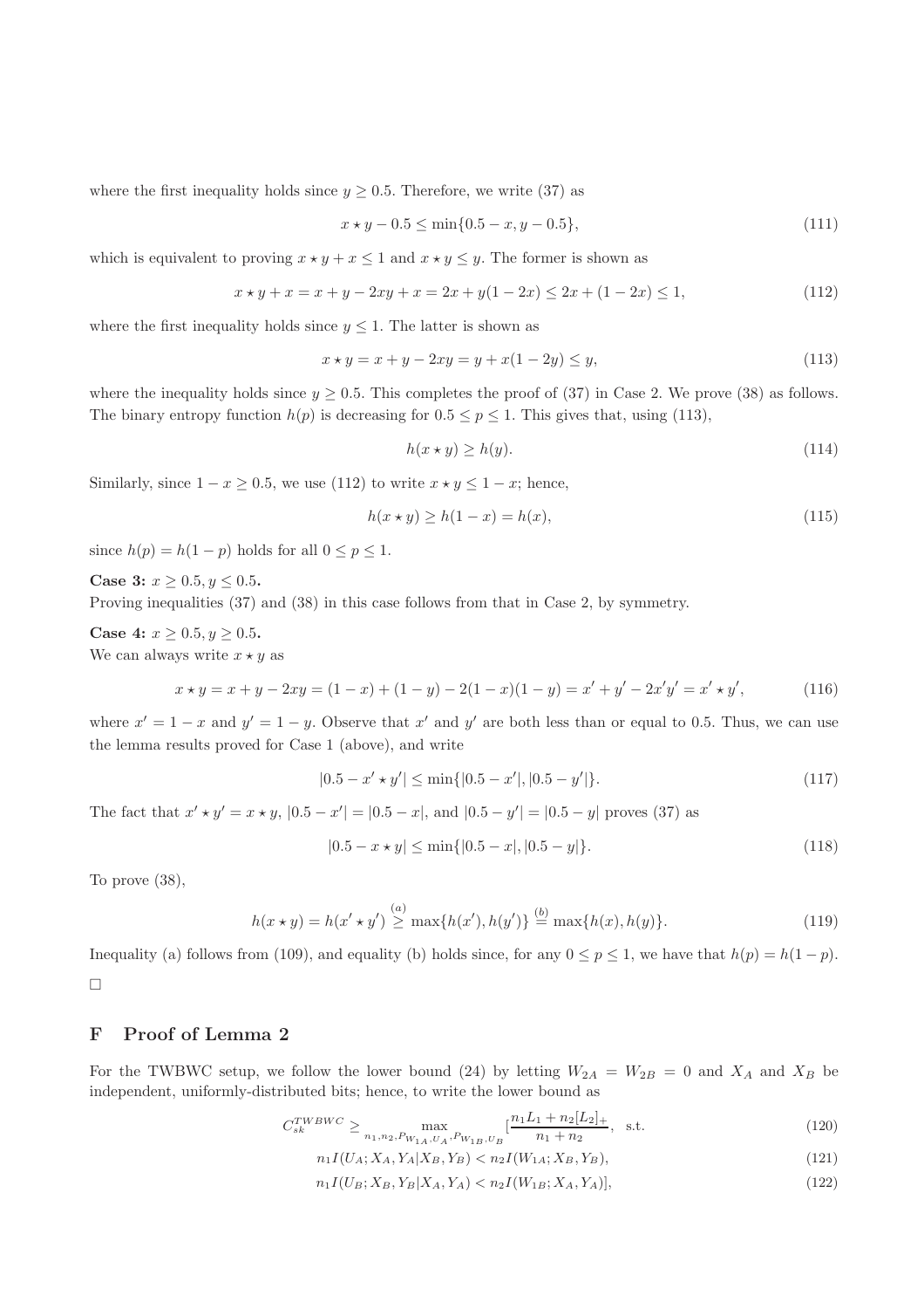where the first inequality holds since $y \geq 0.5$. Therefore, we write (37) as

$$x \star y - 0.5 \leq \min\{0.5 - x, y - 0.5\}, \tag{111}$$

which is equivalent to proving $x \star y + x \leq 1$ and $x \star y \leq y$. The former is shown as

$$x \star y + x = x + y - 2xy + x = 2x + y(1 - 2x) \leq 2x + (1 - 2x) \leq 1, \tag{112}$$

where the first inequality holds since $y \leq 1$. The latter is shown as

$$x \star y = x + y - 2xy = y + x(1 - 2y) \leq y, \tag{113}$$

where the inequality holds since $y \geq 0.5$. This completes the proof of (37) in Case 2. We prove (38) as follows. The binary entropy function $h(p)$ is decreasing for $0.5 \leq p \leq 1$. This gives that, using (113),

$$h(x \star y) \geq h(y). \tag{114}$$

Similarly, since $1 - x \geq 0.5$, we use (112) to write $x \star y \leq 1 - x$; hence,

$$h(x \star y) \geq h(1 - x) = h(x), \tag{115}$$

since $h(p) = h(1 - p)$ holds for all $0 \leq p \leq 1$.

**Case 3:** $x \geq 0.5, y \leq 0.5$**.**
Proving inequalities (37) and (38) in this case follows from that in Case 2, by symmetry.

**Case 4:** $x \geq 0.5, y \geq 0.5$**.**
We can always write $x \star y$ as

$$x \star y = x + y - 2xy = (1 - x) + (1 - y) - 2(1 - x)(1 - y) = x' + y' - 2x'y' = x' \star y', \tag{116}$$

where $x' = 1 - x$ and $y' = 1 - y$. Observe that $x'$ and $y'$ are both less than or equal to 0.5. Thus, we can use the lemma results proved for Case 1 (above), and write

$$|0.5 - x' \star y'| \leq \min\{|0.5 - x'|, |0.5 - y'|\}. \tag{117}$$

The fact that $x' \star y' = x \star y$, $|0.5 - x'| = |0.5 - x|$, and $|0.5 - y'| = |0.5 - y|$ proves (37) as

$$|0.5 - x \star y| \leq \min\{|0.5 - x|, |0.5 - y|\}. \tag{118}$$

To prove (38),

$$h(x \star y) = h(x' \star y') \overset{(a)}{\geq} \max\{h(x'), h(y')\} \overset{(b)}{=} \max\{h(x), h(y)\}. \tag{119}$$

Inequality (a) follows from (109), and equality (b) holds since, for any $0 \leq p \leq 1$, we have that $h(p) = h(1 - p)$.

□

## F Proof of Lemma 2

For the TWBWC setup, we follow the lower bound (24) by letting $W_{2A} = W_{2B} = 0$ and $X_A$ and $X_B$ be independent, uniformly-distributed bits; hence, to write the lower bound as

$$C_{sk}^{TWBWC} \geq \max_{n_1, n_2, P_{W_{1A}, U_A}, P_{W_{1B}, U_B}} [\frac{n_1 L_1 + n_2 [L_2]_+}{n_1 + n_2}, \text{ s.t.} \tag{120}$$

$$n_1 I(U_A; X_A, Y_A | X_B, Y_B) < n_2 I(W_{1A}; X_B, Y_B), \tag{121}$$

$$n_1 I(U_B; X_B, Y_B | X_A, Y_A) < n_2 I(W_{1B}; X_A, Y_A)], \tag{122}$$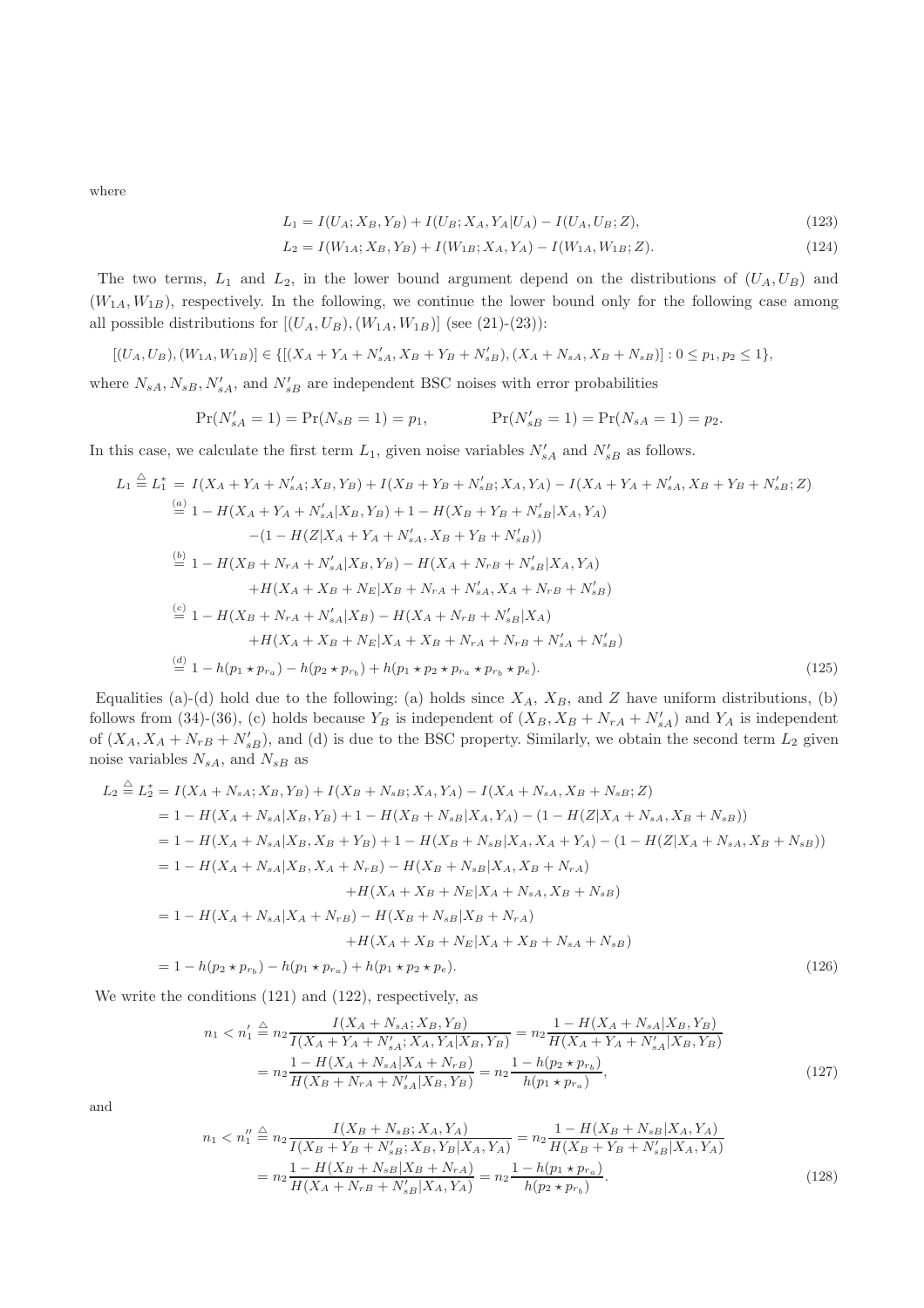where

$$L_1 = I(U_A; X_B, Y_B) + I(U_B; X_A, Y_A|U_A) - I(U_A, U_B; Z), \tag{123}$$

$$L_2 = I(W_{1A}; X_B, Y_B) + I(W_{1B}; X_A, Y_A) - I(W_{1A}, W_{1B}; Z). \tag{124}$$

The two terms, $L_1$ and $L_2$, in the lower bound argument depend on the distributions of $(U_A, U_B)$ and $(W_{1A}, W_{1B})$, respectively. In the following, we continue the lower bound only for the following case among all possible distributions for $[(U_A, U_B), (W_{1A}, W_{1B})]$ (see (21)-(23)):

$$[(U_A, U_B), (W_{1A}, W_{1B})] \in \{[(X_A + Y_A + N'_{sA}, X_B + Y_B + N'_{sB}), (X_A + N_{sA}, X_B + N_{sB})] : 0 \le p_1, p_2 \le 1\},$$

where $N_{sA}, N_{sB}, N'_{sA}$, and $N'_{sB}$ are independent BSC noises with error probabilities

$$\Pr(N'_{sA} = 1) = \Pr(N_{sB} = 1) = p_1, \qquad \Pr(N'_{sB} = 1) = \Pr(N_{sA} = 1) = p_2.$$

In this case, we calculate the first term $L_1$, given noise variables $N'_{sA}$ and $N'_{sB}$ as follows.

$$\begin{aligned}
L_1 \stackrel{\triangle}{=} L_1^* &= I(X_A + Y_A + N'_{sA}; X_B, Y_B) + I(X_B + Y_B + N'_{sB}; X_A, Y_A) - I(X_A + Y_A + N'_{sA}, X_B + Y_B + N'_{sB}; Z) \\
&\stackrel{(a)}{=} 1 - H(X_A + Y_A + N'_{sA}|X_B, Y_B) + 1 - H(X_B + Y_B + N'_{sB}|X_A, Y_A) \\
&\quad -(1 - H(Z|X_A + Y_A + N'_{sA}, X_B + Y_B + N'_{sB})) \\
&\stackrel{(b)}{=} 1 - H(X_B + N_{rA} + N'_{sA}|X_B, Y_B) - H(X_A + N_{rB} + N'_{sB}|X_A, Y_A) \\
&\quad +H(X_A + X_B + N_E|X_B + N_{rA} + N'_{sA}, X_A + N_{rB} + N'_{sB}) \\
&\stackrel{(c)}{=} 1 - H(X_B + N_{rA} + N'_{sA}|X_B) - H(X_A + N_{rB} + N'_{sB}|X_A) \\
&\quad +H(X_A + X_B + N_E|X_A + X_B + N_{rA} + N_{rB} + N'_{sA} + N'_{sB}) \\
&\stackrel{(d)}{=} 1 - h(p_1 \star p_{r_a}) - h(p_2 \star p_{r_b}) + h(p_1 \star p_2 \star p_{r_a} \star p_{r_b} \star p_e).
\end{aligned} \tag{125}$$

Equalities (a)-(d) hold due to the following: (a) holds since $X_A$, $X_B$, and $Z$ have uniform distributions, (b) follows from (34)-(36), (c) holds because $Y_B$ is independent of $(X_B, X_B + N_{rA} + N'_{sA})$ and $Y_A$ is independent of $(X_A, X_A + N_{rB} + N'_{sB})$, and (d) is due to the BSC property. Similarly, we obtain the second term $L_2$ given noise variables $N_{sA}$, and $N_{sB}$ as

$$\begin{aligned}
L_2 \stackrel{\triangle}{=} L_2^* &= I(X_A + N_{sA}; X_B, Y_B) + I(X_B + N_{sB}; X_A, Y_A) - I(X_A + N_{sA}, X_B + N_{sB}; Z) \\
&= 1 - H(X_A + N_{sA}|X_B, Y_B) + 1 - H(X_B + N_{sB}|X_A, Y_A) - (1 - H(Z|X_A + N_{sA}, X_B + N_{sB})) \\
&= 1 - H(X_A + N_{sA}|X_B, X_B + Y_B) + 1 - H(X_B + N_{sB}|X_A, X_A + Y_A) - (1 - H(Z|X_A + N_{sA}, X_B + N_{sB})) \\
&= 1 - H(X_A + N_{sA}|X_B, X_A + N_{rB}) - H(X_B + N_{sB}|X_A, X_B + N_{rA}) \\
&\qquad +H(X_A + X_B + N_E|X_A + N_{sA}, X_B + N_{sB}) \\
&= 1 - H(X_A + N_{sA}|X_A + N_{rB}) - H(X_B + N_{sB}|X_B + N_{rA}) \\
&\qquad +H(X_A + X_B + N_E|X_A + X_B + N_{sA} + N_{sB}) \\
&= 1 - h(p_2 \star p_{r_b}) - h(p_1 \star p_{r_a}) + h(p_1 \star p_2 \star p_e).
\end{aligned} \tag{126}$$

We write the conditions (121) and (122), respectively, as

$$\begin{aligned}
n_1 < n'_1 &\stackrel{\triangle}{=} n_2 \frac{I(X_A + N_{sA}; X_B, Y_B)}{I(X_A + Y_A + N'_{sA}; X_A, Y_A|X_B, Y_B)} = n_2 \frac{1 - H(X_A + N_{sA}|X_B, Y_B)}{H(X_A + Y_A + N'_{sA}|X_B, Y_B)} \\
&= n_2 \frac{1 - H(X_A + N_{sA}|X_A + N_{rB})}{H(X_B + N_{rA} + N'_{sA}|X_B, Y_B)} = n_2 \frac{1 - h(p_2 \star p_{r_b})}{h(p_1 \star p_{r_a})},
\end{aligned} \tag{127}$$

and

$$\begin{aligned}
n_1 < n''_1 &\stackrel{\triangle}{=} n_2 \frac{I(X_B + N_{sB}; X_A, Y_A)}{I(X_B + Y_B + N'_{sB}; X_B, Y_B|X_A, Y_A)} = n_2 \frac{1 - H(X_B + N_{sB}|X_A, Y_A)}{H(X_B + Y_B + N'_{sB}|X_A, Y_A)} \\
&= n_2 \frac{1 - H(X_B + N_{sB}|X_B + N_{rA})}{H(X_A + N_{rB} + N'_{sB}|X_A, Y_A)} = n_2 \frac{1 - h(p_1 \star p_{r_a})}{h(p_2 \star p_{r_b})}.
\end{aligned} \tag{128}$$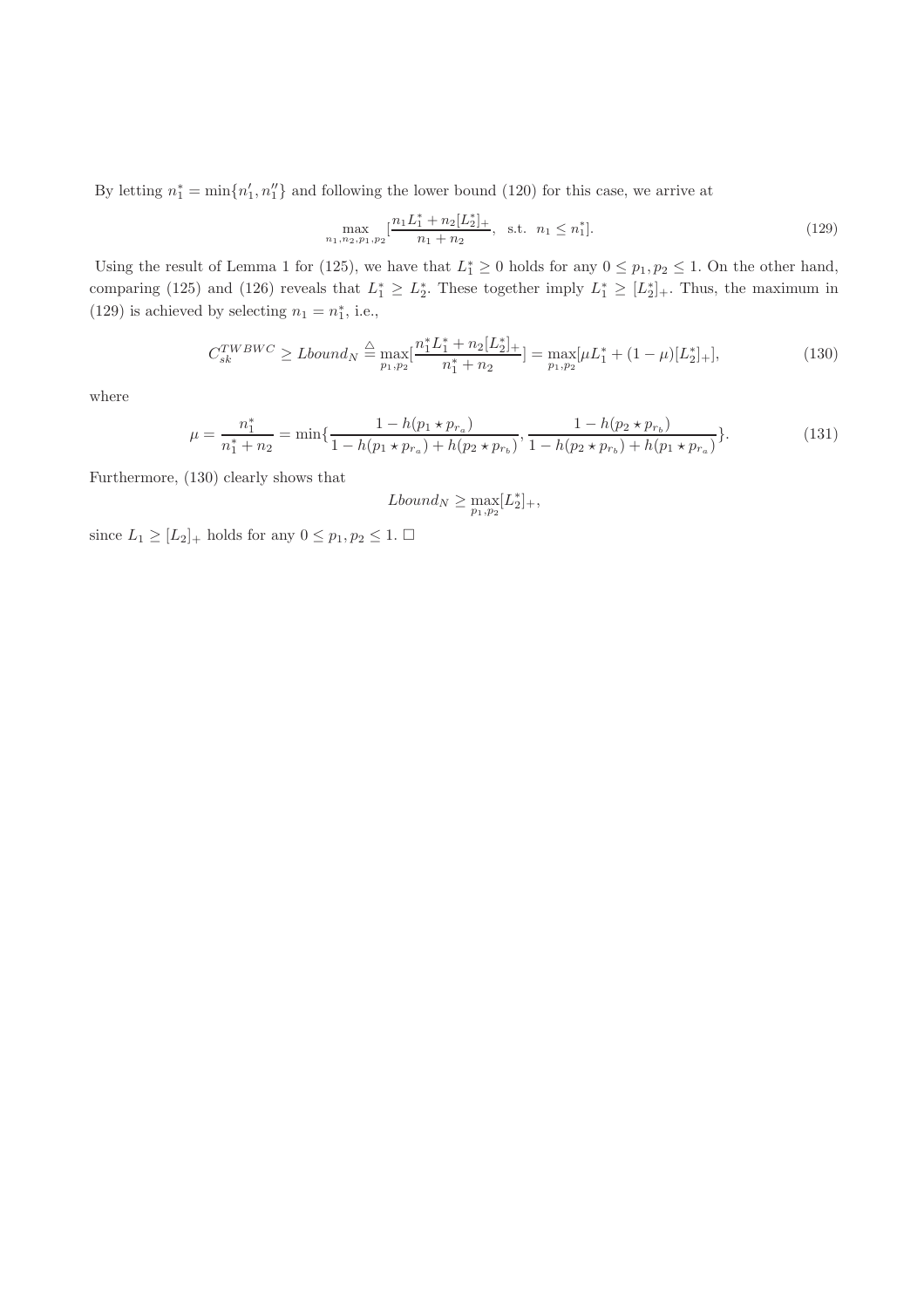By letting $n_1^* = \min\{n_1', n_1''\}$ and following the lower bound (120) for this case, we arrive at

$$\max_{n_1, n_2, p_1, p_2} [\frac{n_1 L_1^* + n_2 [L_2^*]_+}{n_1 + n_2}, \ \text{ s.t. } \ n_1 \leq n_1^*]. \tag{129}$$

Using the result of Lemma 1 for (125), we have that $L_1^* \geq 0$ holds for any $0 \leq p_1, p_2 \leq 1$. On the other hand, comparing (125) and (126) reveals that $L_1^* \geq L_2^*$. These together imply $L_1^* \geq [L_2^*]_+$. Thus, the maximum in (129) is achieved by selecting $n_1 = n_1^*$, i.e.,

$$C_{sk}^{TWBWC} \geq Lbound_N \triangleq \max_{p_1, p_2} [\frac{n_1^* L_1^* + n_2 [L_2^*]_+}{n_1^* + n_2}] = \max_{p_1, p_2} [\mu L_1^* + (1-\mu)[L_2^*]_+], \tag{130}$$

where

$$\mu = \frac{n_1^*}{n_1^* + n_2} = \min\{\frac{1 - h(p_1 \star p_{r_a})}{1 - h(p_1 \star p_{r_a}) + h(p_2 \star p_{r_b})}, \frac{1 - h(p_2 \star p_{r_b})}{1 - h(p_2 \star p_{r_b}) + h(p_1 \star p_{r_a})}\}. \tag{131}$$

Furthermore, (130) clearly shows that

$$Lbound_N \geq \max_{p_1, p_2} [L_2^*]_+,$$

since $L_1 \geq [L_2]_+$ holds for any $0 \leq p_1, p_2 \leq 1$. □